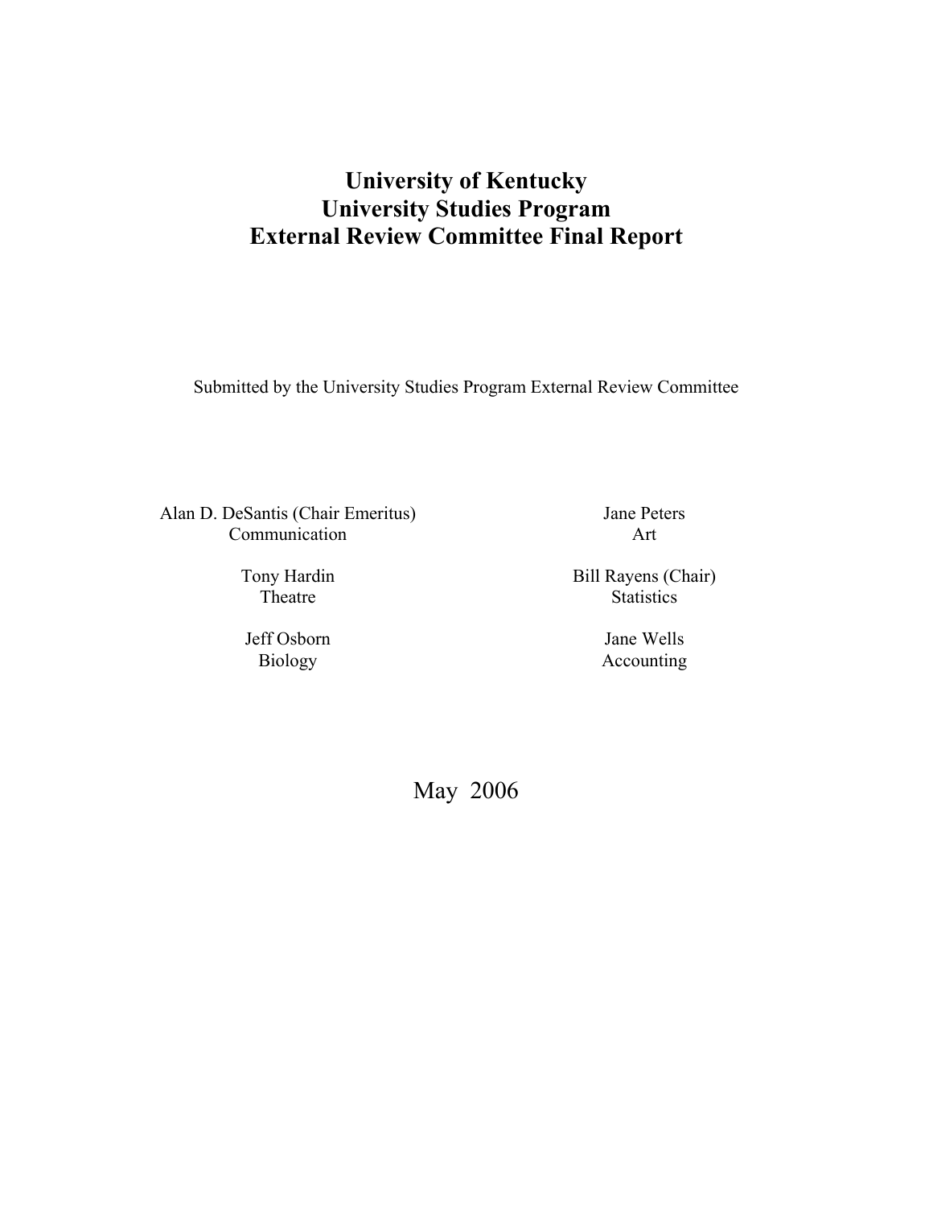# University of Kentucky
# University Studies Program
# External Review Committee Final Report

Submitted by the University Studies Program External Review Committee

Alan D. DeSantis (Chair Emeritus)
Communication

Tony Hardin
Theatre

Jeff Osborn
Biology

Jane Peters
Art

Bill Rayens (Chair)
Statistics

Jane Wells
Accounting

May 2006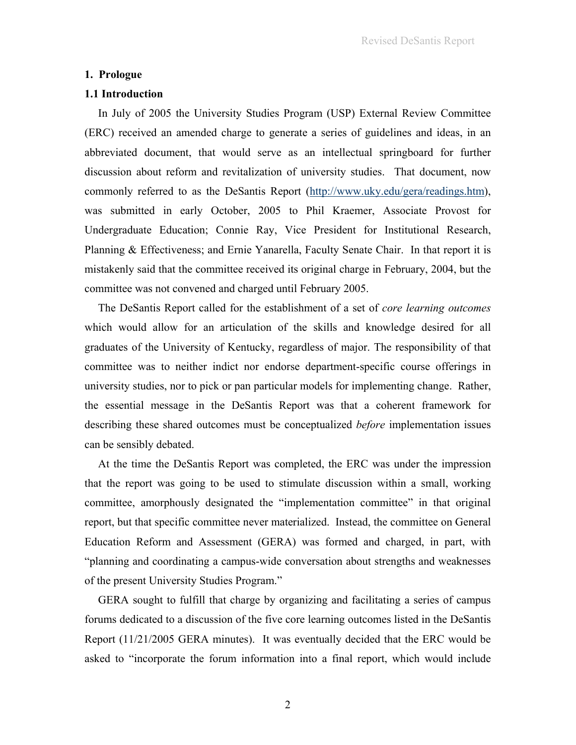## 1. Prologue

### 1.1 Introduction

In July of 2005 the University Studies Program (USP) External Review Committee (ERC) received an amended charge to generate a series of guidelines and ideas, in an abbreviated document, that would serve as an intellectual springboard for further discussion about reform and revitalization of university studies. That document, now commonly referred to as the DeSantis Report (http://www.uky.edu/gera/readings.htm), was submitted in early October, 2005 to Phil Kraemer, Associate Provost for Undergraduate Education; Connie Ray, Vice President for Institutional Research, Planning & Effectiveness; and Ernie Yanarella, Faculty Senate Chair. In that report it is mistakenly said that the committee received its original charge in February, 2004, but the committee was not convened and charged until February 2005.

The DeSantis Report called for the establishment of a set of *core learning outcomes* which would allow for an articulation of the skills and knowledge desired for all graduates of the University of Kentucky, regardless of major. The responsibility of that committee was to neither indict nor endorse department-specific course offerings in university studies, nor to pick or pan particular models for implementing change. Rather, the essential message in the DeSantis Report was that a coherent framework for describing these shared outcomes must be conceptualized *before* implementation issues can be sensibly debated.

At the time the DeSantis Report was completed, the ERC was under the impression that the report was going to be used to stimulate discussion within a small, working committee, amorphously designated the "implementation committee" in that original report, but that specific committee never materialized. Instead, the committee on General Education Reform and Assessment (GERA) was formed and charged, in part, with "planning and coordinating a campus-wide conversation about strengths and weaknesses of the present University Studies Program."

GERA sought to fulfill that charge by organizing and facilitating a series of campus forums dedicated to a discussion of the five core learning outcomes listed in the DeSantis Report (11/21/2005 GERA minutes). It was eventually decided that the ERC would be asked to "incorporate the forum information into a final report, which would include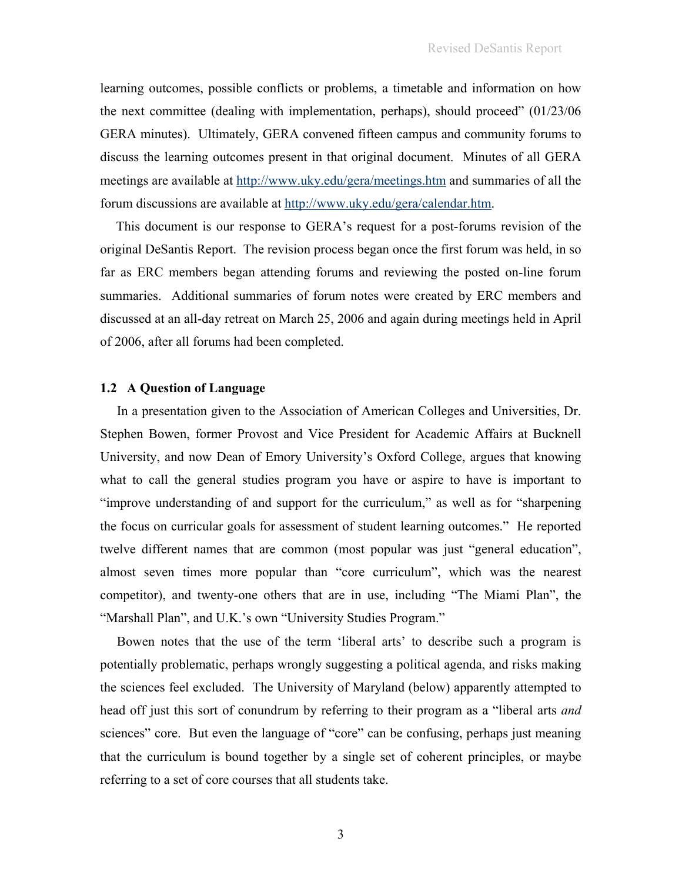learning outcomes, possible conflicts or problems, a timetable and information on how the next committee (dealing with implementation, perhaps), should proceed" (01/23/06 GERA minutes). Ultimately, GERA convened fifteen campus and community forums to discuss the learning outcomes present in that original document. Minutes of all GERA meetings are available at http://www.uky.edu/gera/meetings.htm and summaries of all the forum discussions are available at http://www.uky.edu/gera/calendar.htm.

This document is our response to GERA's request for a post-forums revision of the original DeSantis Report. The revision process began once the first forum was held, in so far as ERC members began attending forums and reviewing the posted on-line forum summaries. Additional summaries of forum notes were created by ERC members and discussed at an all-day retreat on March 25, 2006 and again during meetings held in April of 2006, after all forums had been completed.

### 1.2 A Question of Language

In a presentation given to the Association of American Colleges and Universities, Dr. Stephen Bowen, former Provost and Vice President for Academic Affairs at Bucknell University, and now Dean of Emory University's Oxford College, argues that knowing what to call the general studies program you have or aspire to have is important to "improve understanding of and support for the curriculum," as well as for "sharpening the focus on curricular goals for assessment of student learning outcomes." He reported twelve different names that are common (most popular was just "general education", almost seven times more popular than "core curriculum", which was the nearest competitor), and twenty-one others that are in use, including "The Miami Plan", the "Marshall Plan", and U.K.'s own "University Studies Program."

Bowen notes that the use of the term 'liberal arts' to describe such a program is potentially problematic, perhaps wrongly suggesting a political agenda, and risks making the sciences feel excluded. The University of Maryland (below) apparently attempted to head off just this sort of conundrum by referring to their program as a "liberal arts *and* sciences" core. But even the language of "core" can be confusing, perhaps just meaning that the curriculum is bound together by a single set of coherent principles, or maybe referring to a set of core courses that all students take.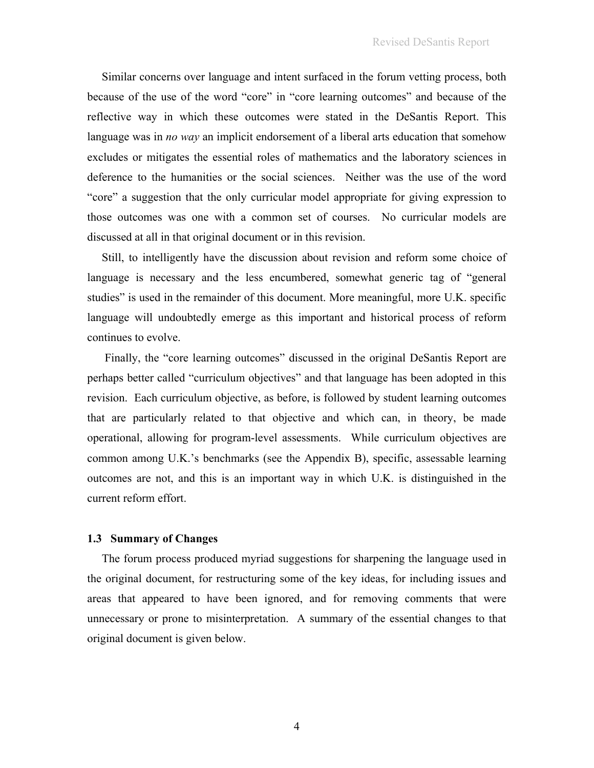Similar concerns over language and intent surfaced in the forum vetting process, both because of the use of the word "core" in "core learning outcomes" and because of the reflective way in which these outcomes were stated in the DeSantis Report. This language was in *no way* an implicit endorsement of a liberal arts education that somehow excludes or mitigates the essential roles of mathematics and the laboratory sciences in deference to the humanities or the social sciences. Neither was the use of the word "core" a suggestion that the only curricular model appropriate for giving expression to those outcomes was one with a common set of courses. No curricular models are discussed at all in that original document or in this revision.

Still, to intelligently have the discussion about revision and reform some choice of language is necessary and the less encumbered, somewhat generic tag of "general studies" is used in the remainder of this document. More meaningful, more U.K. specific language will undoubtedly emerge as this important and historical process of reform continues to evolve.

Finally, the "core learning outcomes" discussed in the original DeSantis Report are perhaps better called "curriculum objectives" and that language has been adopted in this revision. Each curriculum objective, as before, is followed by student learning outcomes that are particularly related to that objective and which can, in theory, be made operational, allowing for program-level assessments. While curriculum objectives are common among U.K.'s benchmarks (see the Appendix B), specific, assessable learning outcomes are not, and this is an important way in which U.K. is distinguished in the current reform effort.

### 1.3 Summary of Changes

The forum process produced myriad suggestions for sharpening the language used in the original document, for restructuring some of the key ideas, for including issues and areas that appeared to have been ignored, and for removing comments that were unnecessary or prone to misinterpretation. A summary of the essential changes to that original document is given below.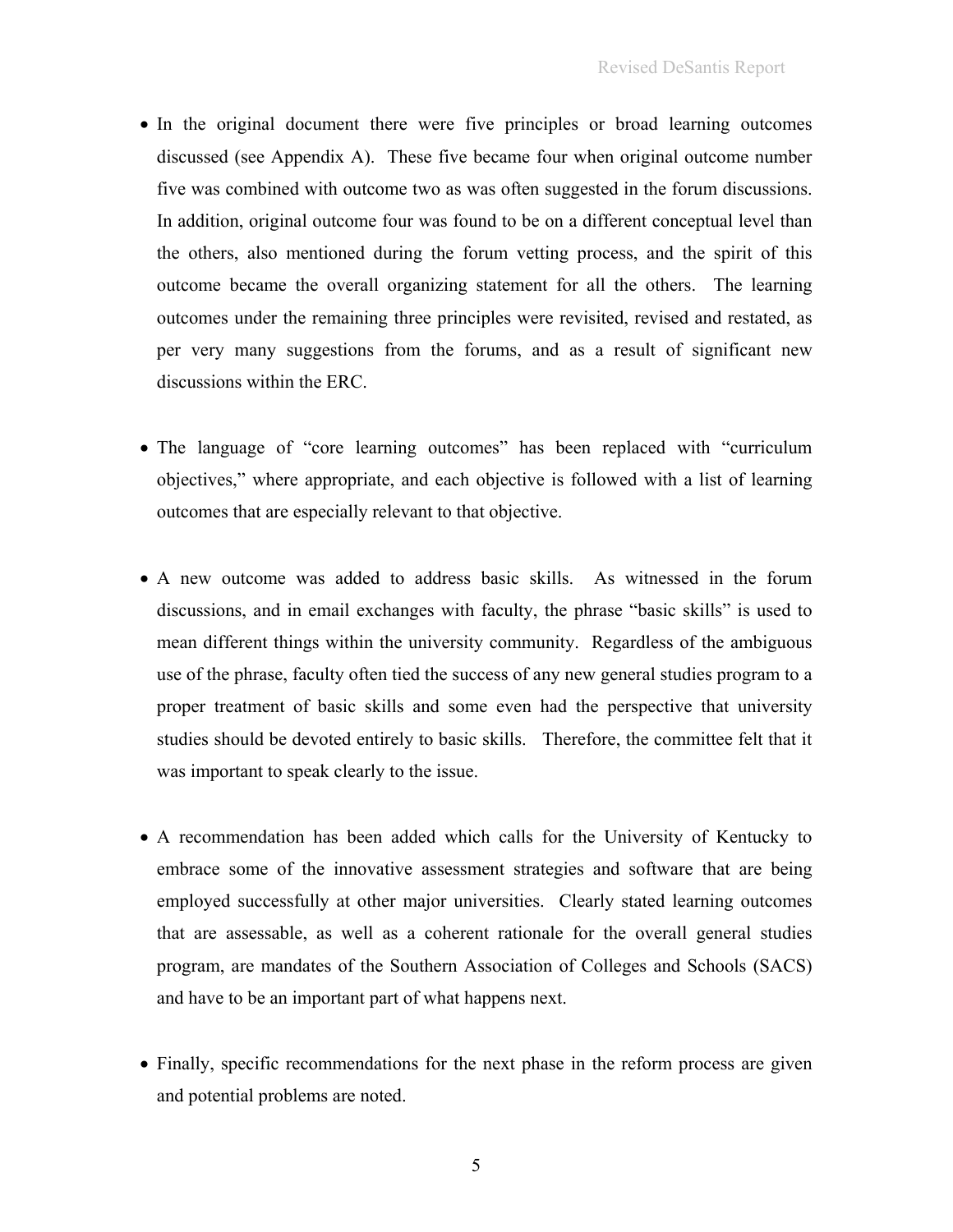- In the original document there were five principles or broad learning outcomes discussed (see Appendix A). These five became four when original outcome number five was combined with outcome two as was often suggested in the forum discussions. In addition, original outcome four was found to be on a different conceptual level than the others, also mentioned during the forum vetting process, and the spirit of this outcome became the overall organizing statement for all the others. The learning outcomes under the remaining three principles were revisited, revised and restated, as per very many suggestions from the forums, and as a result of significant new discussions within the ERC.

- The language of "core learning outcomes" has been replaced with "curriculum objectives," where appropriate, and each objective is followed with a list of learning outcomes that are especially relevant to that objective.

- A new outcome was added to address basic skills. As witnessed in the forum discussions, and in email exchanges with faculty, the phrase "basic skills" is used to mean different things within the university community. Regardless of the ambiguous use of the phrase, faculty often tied the success of any new general studies program to a proper treatment of basic skills and some even had the perspective that university studies should be devoted entirely to basic skills. Therefore, the committee felt that it was important to speak clearly to the issue.

- A recommendation has been added which calls for the University of Kentucky to embrace some of the innovative assessment strategies and software that are being employed successfully at other major universities. Clearly stated learning outcomes that are assessable, as well as a coherent rationale for the overall general studies program, are mandates of the Southern Association of Colleges and Schools (SACS) and have to be an important part of what happens next.

- Finally, specific recommendations for the next phase in the reform process are given and potential problems are noted.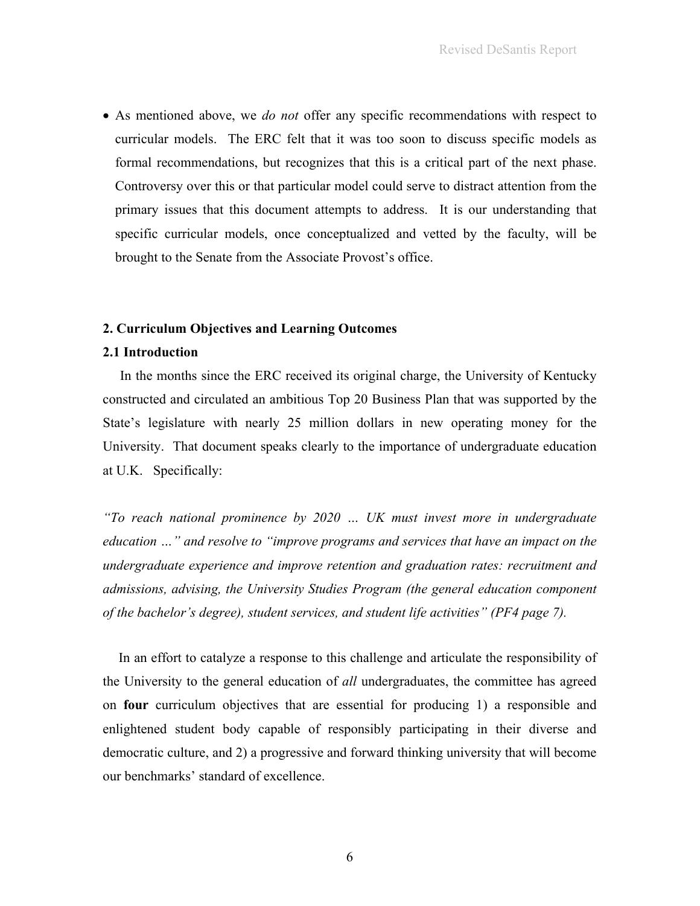- As mentioned above, we *do not* offer any specific recommendations with respect to curricular models. The ERC felt that it was too soon to discuss specific models as formal recommendations, but recognizes that this is a critical part of the next phase. Controversy over this or that particular model could serve to distract attention from the primary issues that this document attempts to address. It is our understanding that specific curricular models, once conceptualized and vetted by the faculty, will be brought to the Senate from the Associate Provost's office.

## 2. Curriculum Objectives and Learning Outcomes

### 2.1 Introduction

In the months since the ERC received its original charge, the University of Kentucky constructed and circulated an ambitious Top 20 Business Plan that was supported by the State's legislature with nearly 25 million dollars in new operating money for the University. That document speaks clearly to the importance of undergraduate education at U.K. Specifically:

*"To reach national prominence by 2020 … UK must invest more in undergraduate education …" and resolve to "improve programs and services that have an impact on the undergraduate experience and improve retention and graduation rates: recruitment and admissions, advising, the University Studies Program (the general education component of the bachelor's degree), student services, and student life activities" (PF4 page 7).*

In an effort to catalyze a response to this challenge and articulate the responsibility of the University to the general education of *all* undergraduates, the committee has agreed on **four** curriculum objectives that are essential for producing 1) a responsible and enlightened student body capable of responsibly participating in their diverse and democratic culture, and 2) a progressive and forward thinking university that will become our benchmarks' standard of excellence.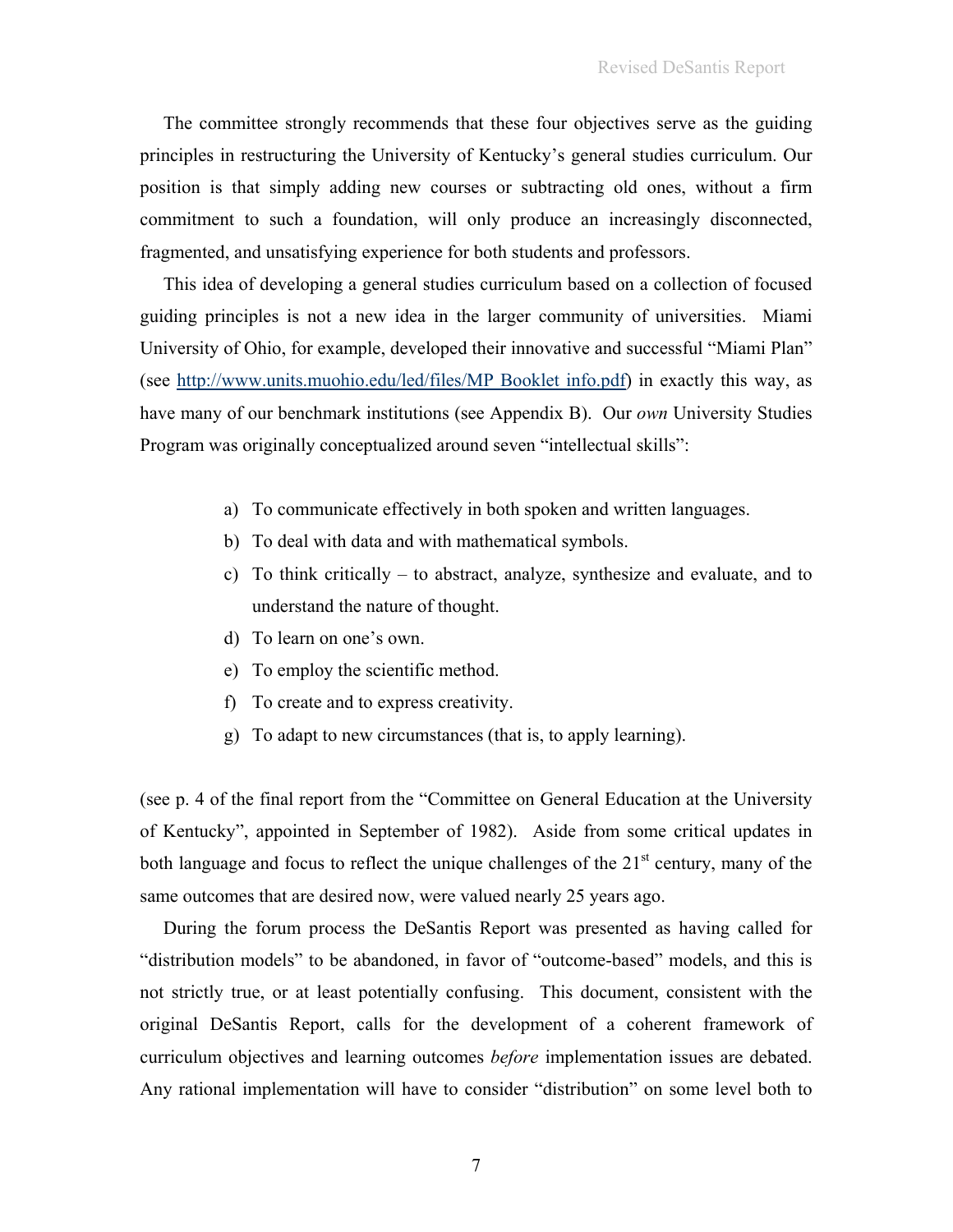The committee strongly recommends that these four objectives serve as the guiding principles in restructuring the University of Kentucky's general studies curriculum. Our position is that simply adding new courses or subtracting old ones, without a firm commitment to such a foundation, will only produce an increasingly disconnected, fragmented, and unsatisfying experience for both students and professors.

This idea of developing a general studies curriculum based on a collection of focused guiding principles is not a new idea in the larger community of universities. Miami University of Ohio, for example, developed their innovative and successful "Miami Plan" (see http://www.units.muohio.edu/led/files/MP_Booklet_info.pdf) in exactly this way, as have many of our benchmark institutions (see Appendix B). Our *own* University Studies Program was originally conceptualized around seven "intellectual skills":

a) To communicate effectively in both spoken and written languages.
b) To deal with data and with mathematical symbols.
c) To think critically – to abstract, analyze, synthesize and evaluate, and to understand the nature of thought.
d) To learn on one's own.
e) To employ the scientific method.
f) To create and to express creativity.
g) To adapt to new circumstances (that is, to apply learning).

(see p. 4 of the final report from the "Committee on General Education at the University of Kentucky", appointed in September of 1982). Aside from some critical updates in both language and focus to reflect the unique challenges of the 21st century, many of the same outcomes that are desired now, were valued nearly 25 years ago.

During the forum process the DeSantis Report was presented as having called for "distribution models" to be abandoned, in favor of "outcome-based" models, and this is not strictly true, or at least potentially confusing. This document, consistent with the original DeSantis Report, calls for the development of a coherent framework of curriculum objectives and learning outcomes *before* implementation issues are debated. Any rational implementation will have to consider "distribution" on some level both to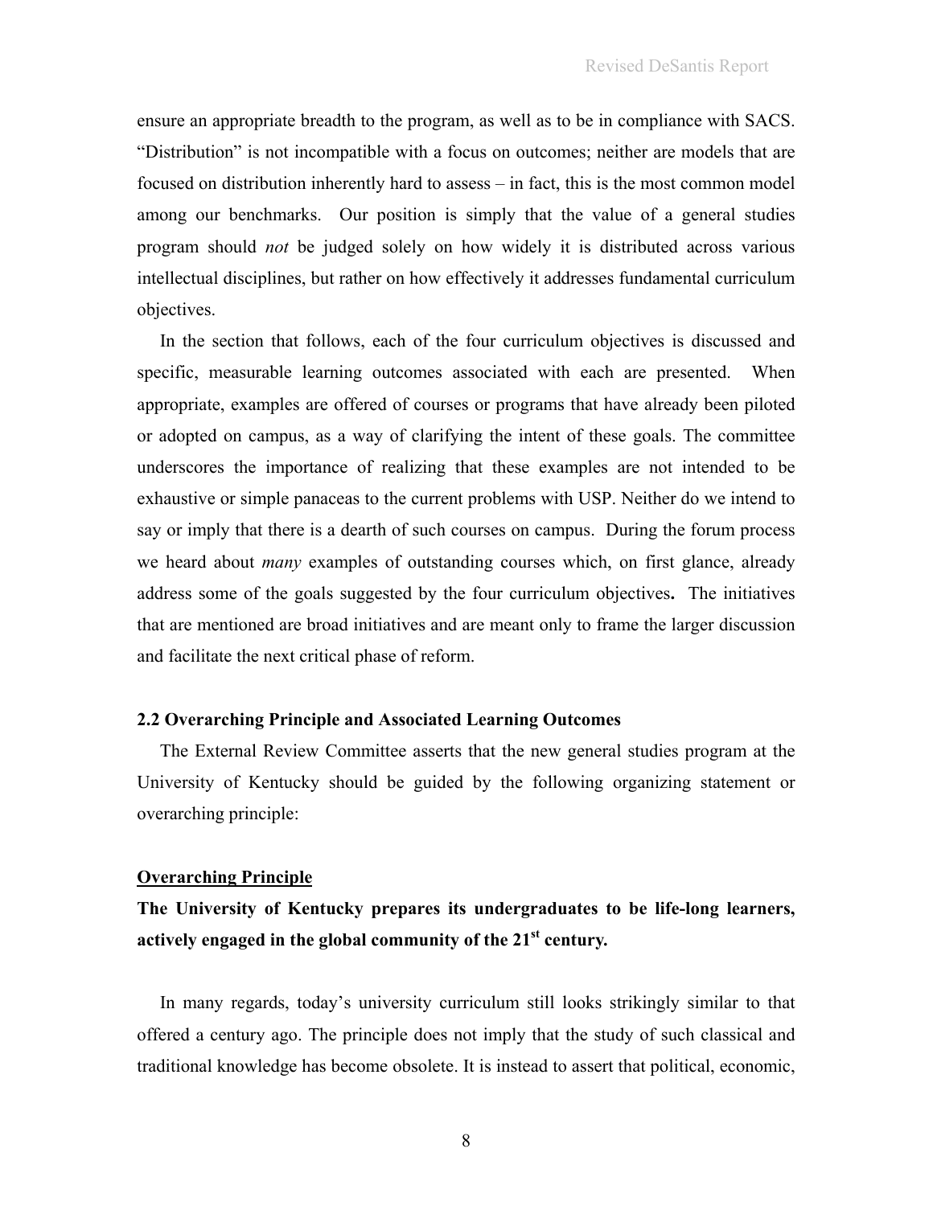ensure an appropriate breadth to the program, as well as to be in compliance with SACS. "Distribution" is not incompatible with a focus on outcomes; neither are models that are focused on distribution inherently hard to assess – in fact, this is the most common model among our benchmarks. Our position is simply that the value of a general studies program should *not* be judged solely on how widely it is distributed across various intellectual disciplines, but rather on how effectively it addresses fundamental curriculum objectives.

In the section that follows, each of the four curriculum objectives is discussed and specific, measurable learning outcomes associated with each are presented. When appropriate, examples are offered of courses or programs that have already been piloted or adopted on campus, as a way of clarifying the intent of these goals. The committee underscores the importance of realizing that these examples are not intended to be exhaustive or simple panaceas to the current problems with USP. Neither do we intend to say or imply that there is a dearth of such courses on campus. During the forum process we heard about *many* examples of outstanding courses which, on first glance, already address some of the goals suggested by the four curriculum objectives**.** The initiatives that are mentioned are broad initiatives and are meant only to frame the larger discussion and facilitate the next critical phase of reform.

### 2.2 Overarching Principle and Associated Learning Outcomes

The External Review Committee asserts that the new general studies program at the University of Kentucky should be guided by the following organizing statement or overarching principle:

#### Overarching Principle

**The University of Kentucky prepares its undergraduates to be life-long learners, actively engaged in the global community of the 21st century.**

In many regards, today's university curriculum still looks strikingly similar to that offered a century ago. The principle does not imply that the study of such classical and traditional knowledge has become obsolete. It is instead to assert that political, economic,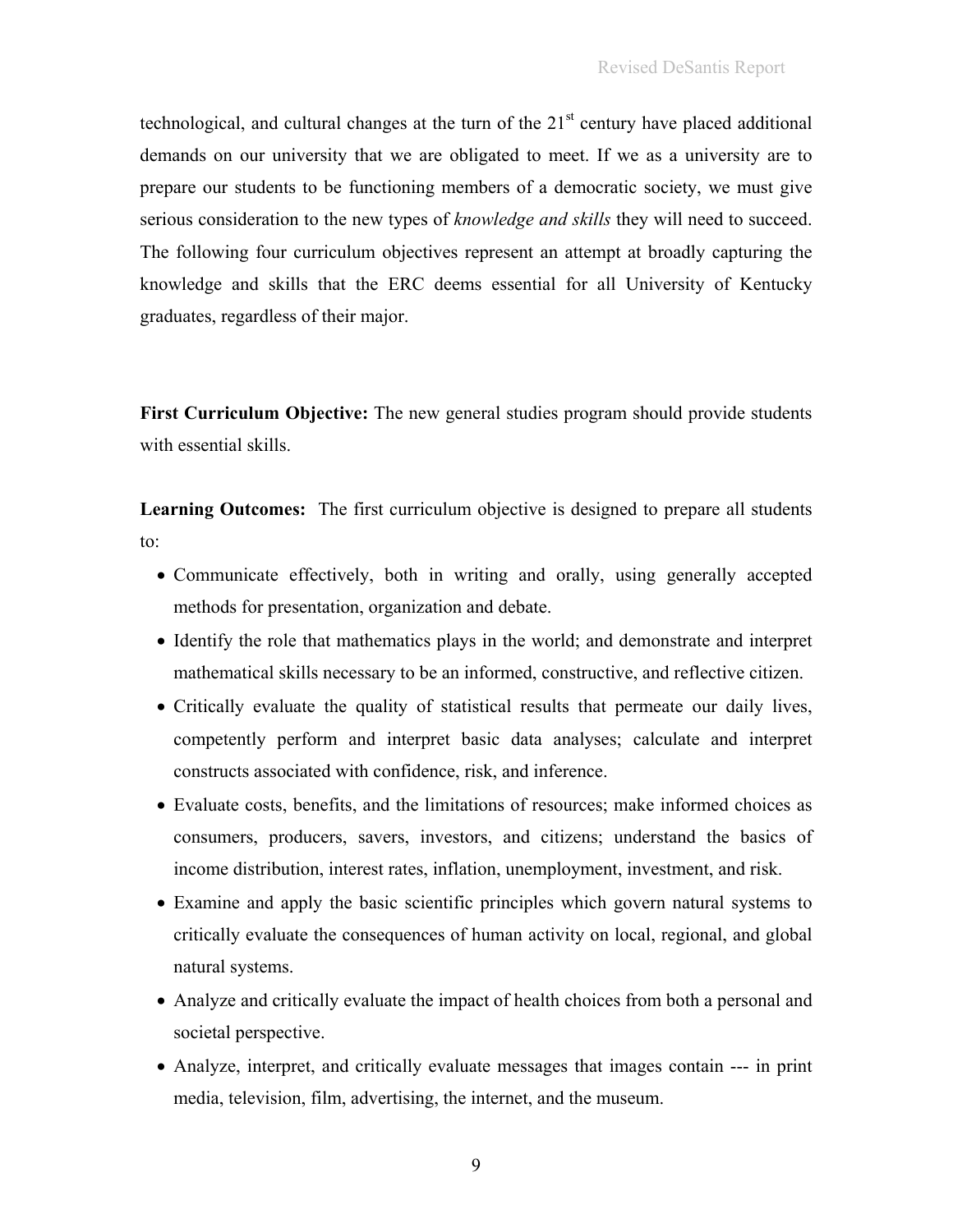technological, and cultural changes at the turn of the 21st century have placed additional demands on our university that we are obligated to meet. If we as a university are to prepare our students to be functioning members of a democratic society, we must give serious consideration to the new types of *knowledge and skills* they will need to succeed. The following four curriculum objectives represent an attempt at broadly capturing the knowledge and skills that the ERC deems essential for all University of Kentucky graduates, regardless of their major.

**First Curriculum Objective:** The new general studies program should provide students with essential skills.

**Learning Outcomes:** The first curriculum objective is designed to prepare all students to:

- Communicate effectively, both in writing and orally, using generally accepted methods for presentation, organization and debate.
- Identify the role that mathematics plays in the world; and demonstrate and interpret mathematical skills necessary to be an informed, constructive, and reflective citizen.
- Critically evaluate the quality of statistical results that permeate our daily lives, competently perform and interpret basic data analyses; calculate and interpret constructs associated with confidence, risk, and inference.
- Evaluate costs, benefits, and the limitations of resources; make informed choices as consumers, producers, savers, investors, and citizens; understand the basics of income distribution, interest rates, inflation, unemployment, investment, and risk.
- Examine and apply the basic scientific principles which govern natural systems to critically evaluate the consequences of human activity on local, regional, and global natural systems.
- Analyze and critically evaluate the impact of health choices from both a personal and societal perspective.
- Analyze, interpret, and critically evaluate messages that images contain --- in print media, television, film, advertising, the internet, and the museum.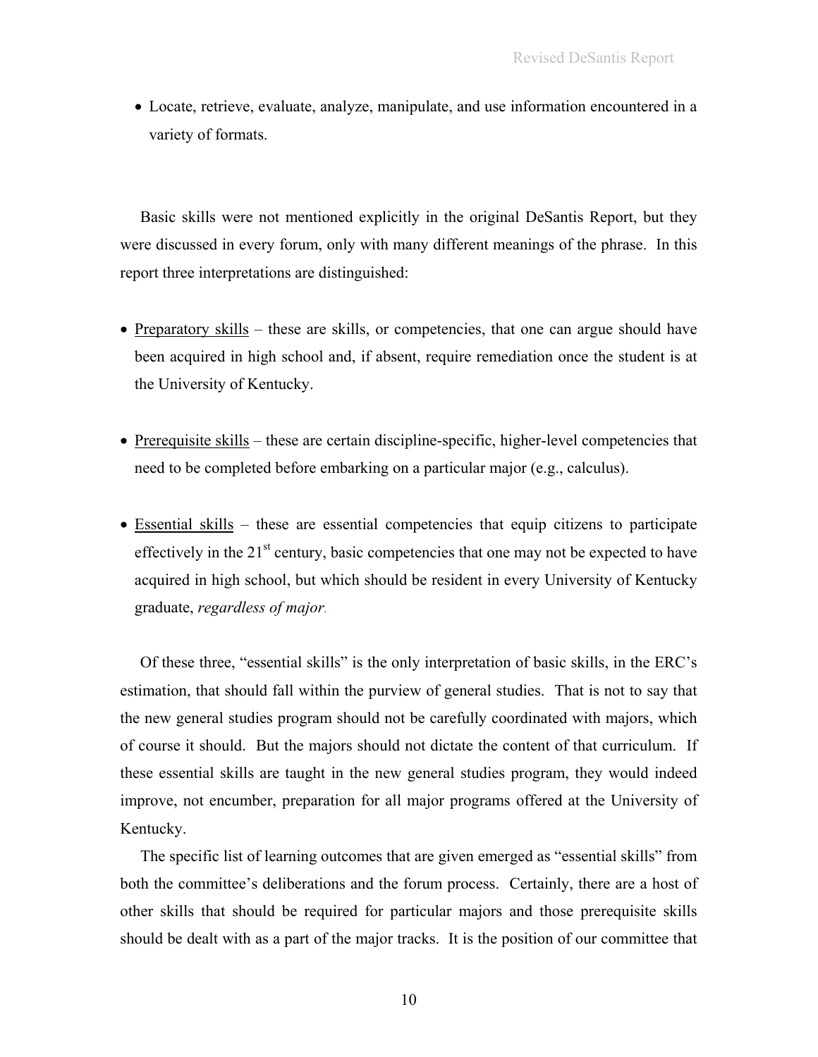- Locate, retrieve, evaluate, analyze, manipulate, and use information encountered in a variety of formats.

Basic skills were not mentioned explicitly in the original DeSantis Report, but they were discussed in every forum, only with many different meanings of the phrase. In this report three interpretations are distinguished:

- Preparatory skills – these are skills, or competencies, that one can argue should have been acquired in high school and, if absent, require remediation once the student is at the University of Kentucky.

- Prerequisite skills – these are certain discipline-specific, higher-level competencies that need to be completed before embarking on a particular major (e.g., calculus).

- Essential skills – these are essential competencies that equip citizens to participate effectively in the 21st century, basic competencies that one may not be expected to have acquired in high school, but which should be resident in every University of Kentucky graduate, *regardless of major.*

Of these three, "essential skills" is the only interpretation of basic skills, in the ERC's estimation, that should fall within the purview of general studies. That is not to say that the new general studies program should not be carefully coordinated with majors, which of course it should. But the majors should not dictate the content of that curriculum. If these essential skills are taught in the new general studies program, they would indeed improve, not encumber, preparation for all major programs offered at the University of Kentucky.

The specific list of learning outcomes that are given emerged as "essential skills" from both the committee's deliberations and the forum process. Certainly, there are a host of other skills that should be required for particular majors and those prerequisite skills should be dealt with as a part of the major tracks. It is the position of our committee that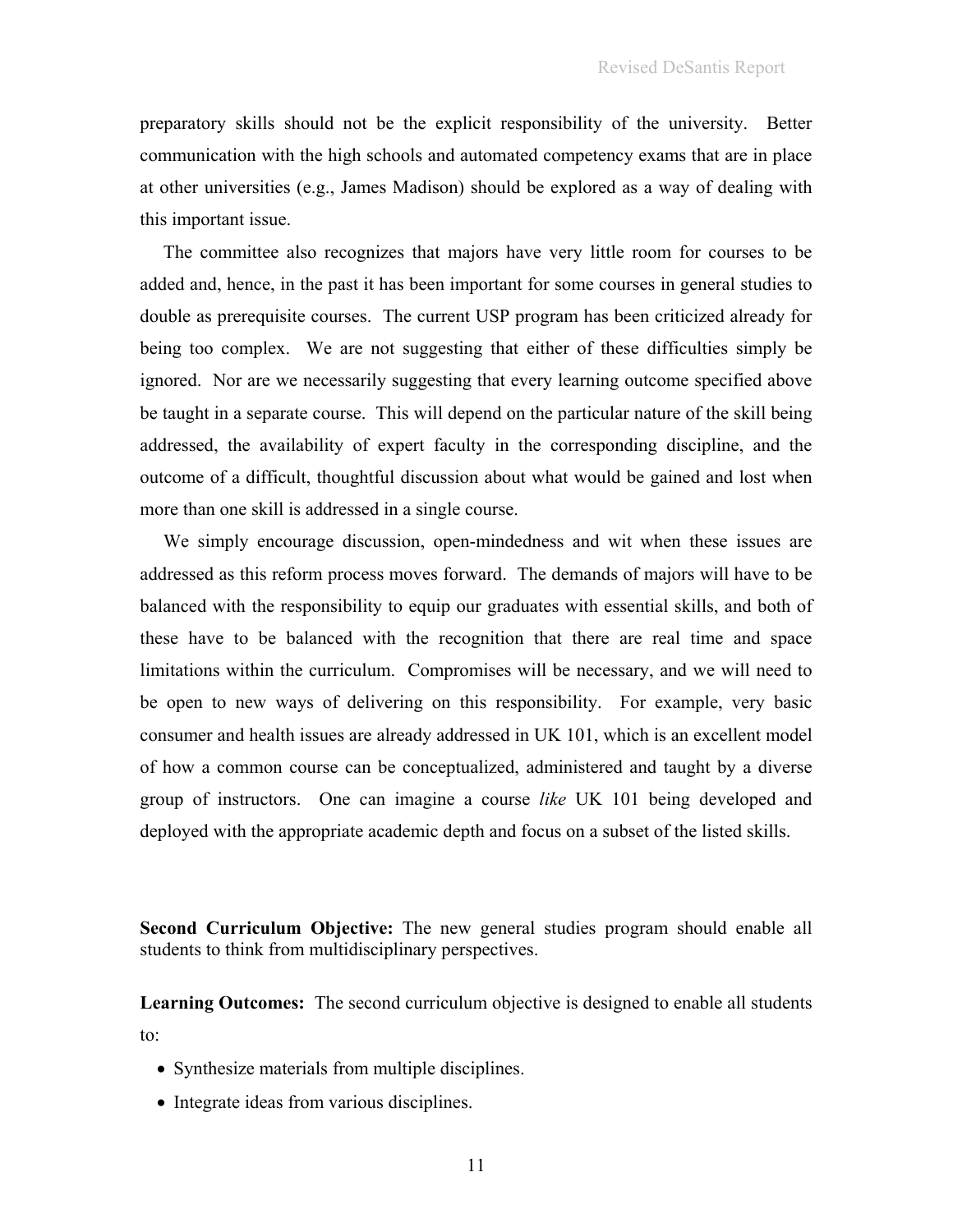preparatory skills should not be the explicit responsibility of the university. Better communication with the high schools and automated competency exams that are in place at other universities (e.g., James Madison) should be explored as a way of dealing with this important issue.

The committee also recognizes that majors have very little room for courses to be added and, hence, in the past it has been important for some courses in general studies to double as prerequisite courses. The current USP program has been criticized already for being too complex. We are not suggesting that either of these difficulties simply be ignored. Nor are we necessarily suggesting that every learning outcome specified above be taught in a separate course. This will depend on the particular nature of the skill being addressed, the availability of expert faculty in the corresponding discipline, and the outcome of a difficult, thoughtful discussion about what would be gained and lost when more than one skill is addressed in a single course.

We simply encourage discussion, open-mindedness and wit when these issues are addressed as this reform process moves forward. The demands of majors will have to be balanced with the responsibility to equip our graduates with essential skills, and both of these have to be balanced with the recognition that there are real time and space limitations within the curriculum. Compromises will be necessary, and we will need to be open to new ways of delivering on this responsibility. For example, very basic consumer and health issues are already addressed in UK 101, which is an excellent model of how a common course can be conceptualized, administered and taught by a diverse group of instructors. One can imagine a course *like* UK 101 being developed and deployed with the appropriate academic depth and focus on a subset of the listed skills.

**Second Curriculum Objective:** The new general studies program should enable all students to think from multidisciplinary perspectives.

**Learning Outcomes:** The second curriculum objective is designed to enable all students to:

- Synthesize materials from multiple disciplines.
- Integrate ideas from various disciplines.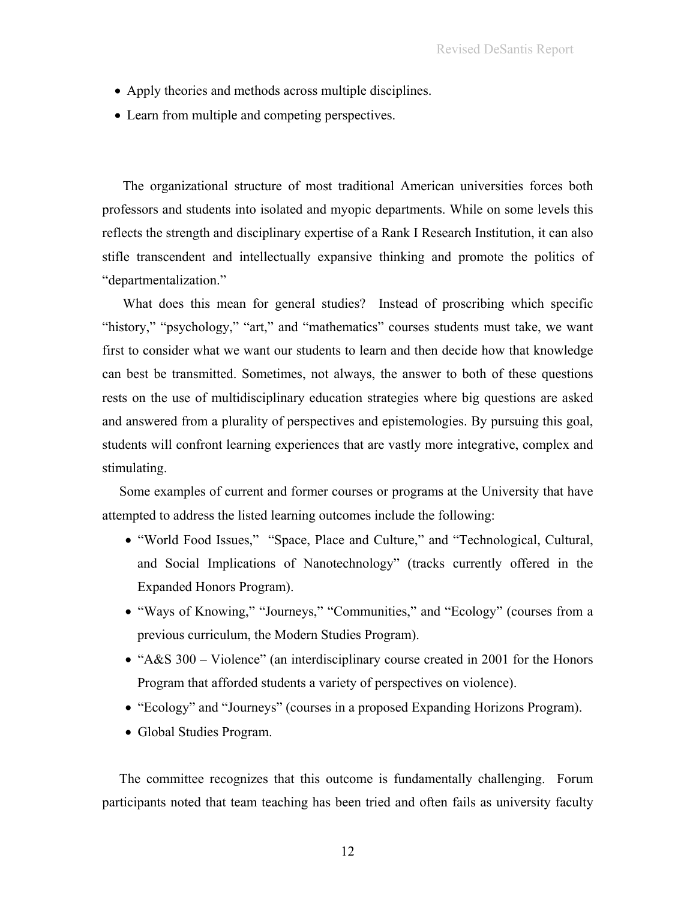- Apply theories and methods across multiple disciplines.
- Learn from multiple and competing perspectives.

The organizational structure of most traditional American universities forces both professors and students into isolated and myopic departments. While on some levels this reflects the strength and disciplinary expertise of a Rank I Research Institution, it can also stifle transcendent and intellectually expansive thinking and promote the politics of "departmentalization."

What does this mean for general studies? Instead of proscribing which specific "history," "psychology," "art," and "mathematics" courses students must take, we want first to consider what we want our students to learn and then decide how that knowledge can best be transmitted. Sometimes, not always, the answer to both of these questions rests on the use of multidisciplinary education strategies where big questions are asked and answered from a plurality of perspectives and epistemologies. By pursuing this goal, students will confront learning experiences that are vastly more integrative, complex and stimulating.

Some examples of current and former courses or programs at the University that have attempted to address the listed learning outcomes include the following:

- "World Food Issues," "Space, Place and Culture," and "Technological, Cultural, and Social Implications of Nanotechnology" (tracks currently offered in the Expanded Honors Program).
- "Ways of Knowing," "Journeys," "Communities," and "Ecology" (courses from a previous curriculum, the Modern Studies Program).
- "A&S 300 – Violence" (an interdisciplinary course created in 2001 for the Honors Program that afforded students a variety of perspectives on violence).
- "Ecology" and "Journeys" (courses in a proposed Expanding Horizons Program).
- Global Studies Program.

The committee recognizes that this outcome is fundamentally challenging. Forum participants noted that team teaching has been tried and often fails as university faculty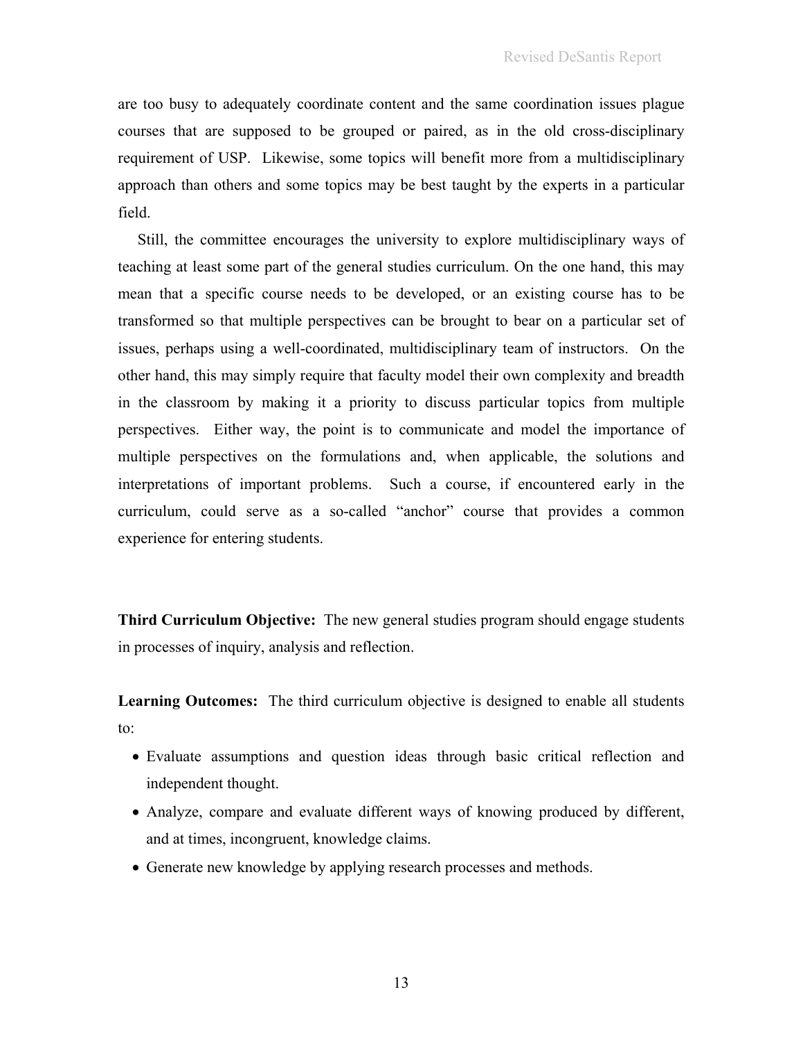are too busy to adequately coordinate content and the same coordination issues plague courses that are supposed to be grouped or paired, as in the old cross-disciplinary requirement of USP. Likewise, some topics will benefit more from a multidisciplinary approach than others and some topics may be best taught by the experts in a particular field.

Still, the committee encourages the university to explore multidisciplinary ways of teaching at least some part of the general studies curriculum. On the one hand, this may mean that a specific course needs to be developed, or an existing course has to be transformed so that multiple perspectives can be brought to bear on a particular set of issues, perhaps using a well-coordinated, multidisciplinary team of instructors. On the other hand, this may simply require that faculty model their own complexity and breadth in the classroom by making it a priority to discuss particular topics from multiple perspectives. Either way, the point is to communicate and model the importance of multiple perspectives on the formulations and, when applicable, the solutions and interpretations of important problems. Such a course, if encountered early in the curriculum, could serve as a so-called "anchor" course that provides a common experience for entering students.

**Third Curriculum Objective:** The new general studies program should engage students in processes of inquiry, analysis and reflection.

**Learning Outcomes:** The third curriculum objective is designed to enable all students to:

- Evaluate assumptions and question ideas through basic critical reflection and independent thought.
- Analyze, compare and evaluate different ways of knowing produced by different, and at times, incongruent, knowledge claims.
- Generate new knowledge by applying research processes and methods.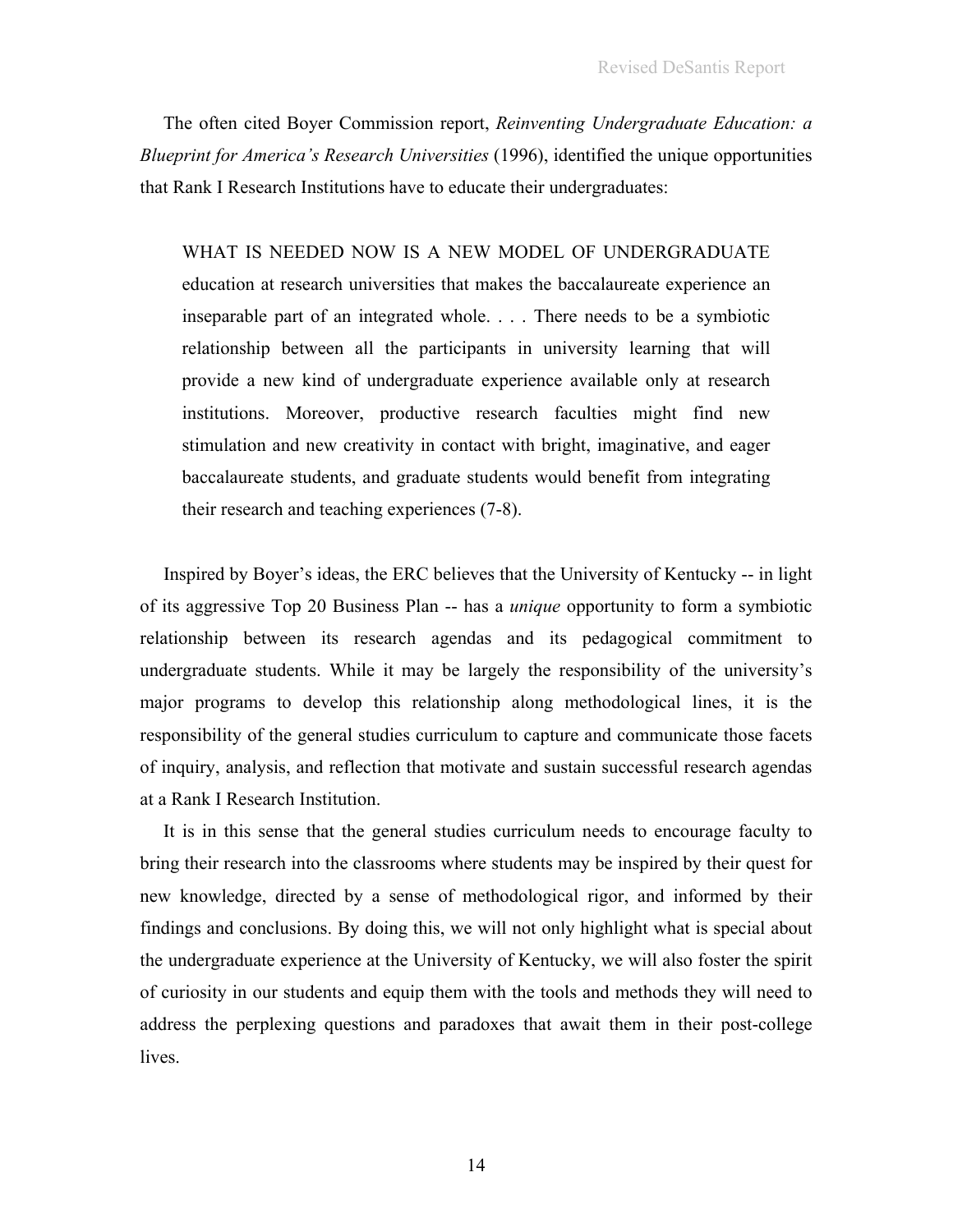The often cited Boyer Commission report, *Reinventing Undergraduate Education: a Blueprint for America's Research Universities* (1996), identified the unique opportunities that Rank I Research Institutions have to educate their undergraduates:

> WHAT IS NEEDED NOW IS A NEW MODEL OF UNDERGRADUATE education at research universities that makes the baccalaureate experience an inseparable part of an integrated whole. . . . There needs to be a symbiotic relationship between all the participants in university learning that will provide a new kind of undergraduate experience available only at research institutions. Moreover, productive research faculties might find new stimulation and new creativity in contact with bright, imaginative, and eager baccalaureate students, and graduate students would benefit from integrating their research and teaching experiences (7-8).

Inspired by Boyer's ideas, the ERC believes that the University of Kentucky -- in light of its aggressive Top 20 Business Plan -- has a *unique* opportunity to form a symbiotic relationship between its research agendas and its pedagogical commitment to undergraduate students. While it may be largely the responsibility of the university's major programs to develop this relationship along methodological lines, it is the responsibility of the general studies curriculum to capture and communicate those facets of inquiry, analysis, and reflection that motivate and sustain successful research agendas at a Rank I Research Institution.

It is in this sense that the general studies curriculum needs to encourage faculty to bring their research into the classrooms where students may be inspired by their quest for new knowledge, directed by a sense of methodological rigor, and informed by their findings and conclusions. By doing this, we will not only highlight what is special about the undergraduate experience at the University of Kentucky, we will also foster the spirit of curiosity in our students and equip them with the tools and methods they will need to address the perplexing questions and paradoxes that await them in their post-college lives.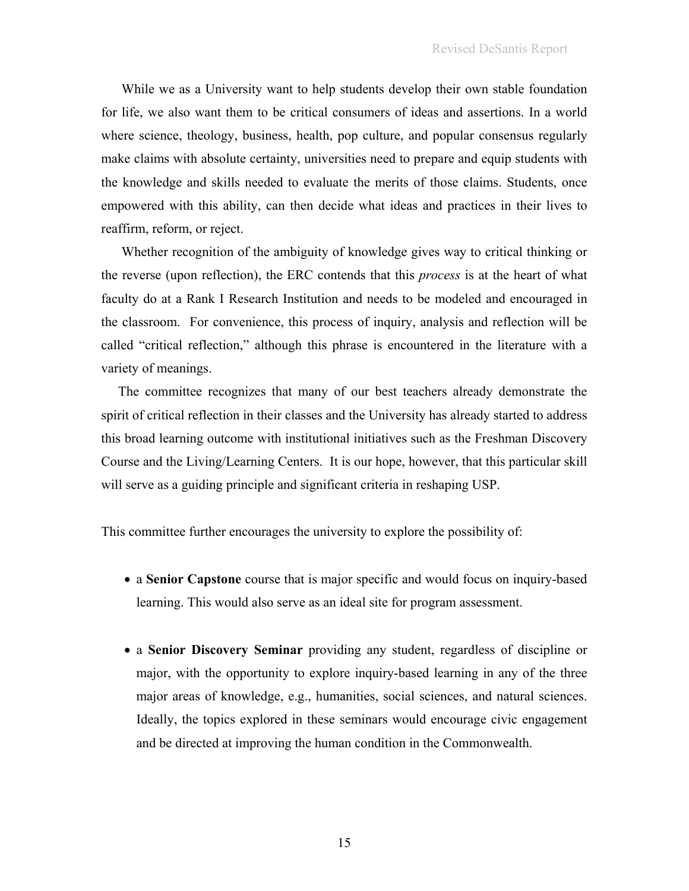While we as a University want to help students develop their own stable foundation for life, we also want them to be critical consumers of ideas and assertions. In a world where science, theology, business, health, pop culture, and popular consensus regularly make claims with absolute certainty, universities need to prepare and equip students with the knowledge and skills needed to evaluate the merits of those claims. Students, once empowered with this ability, can then decide what ideas and practices in their lives to reaffirm, reform, or reject.

Whether recognition of the ambiguity of knowledge gives way to critical thinking or the reverse (upon reflection), the ERC contends that this *process* is at the heart of what faculty do at a Rank I Research Institution and needs to be modeled and encouraged in the classroom. For convenience, this process of inquiry, analysis and reflection will be called "critical reflection," although this phrase is encountered in the literature with a variety of meanings.

The committee recognizes that many of our best teachers already demonstrate the spirit of critical reflection in their classes and the University has already started to address this broad learning outcome with institutional initiatives such as the Freshman Discovery Course and the Living/Learning Centers. It is our hope, however, that this particular skill will serve as a guiding principle and significant criteria in reshaping USP.

This committee further encourages the university to explore the possibility of:

- a **Senior Capstone** course that is major specific and would focus on inquiry-based learning. This would also serve as an ideal site for program assessment.

- a **Senior Discovery Seminar** providing any student, regardless of discipline or major, with the opportunity to explore inquiry-based learning in any of the three major areas of knowledge, e.g., humanities, social sciences, and natural sciences. Ideally, the topics explored in these seminars would encourage civic engagement and be directed at improving the human condition in the Commonwealth.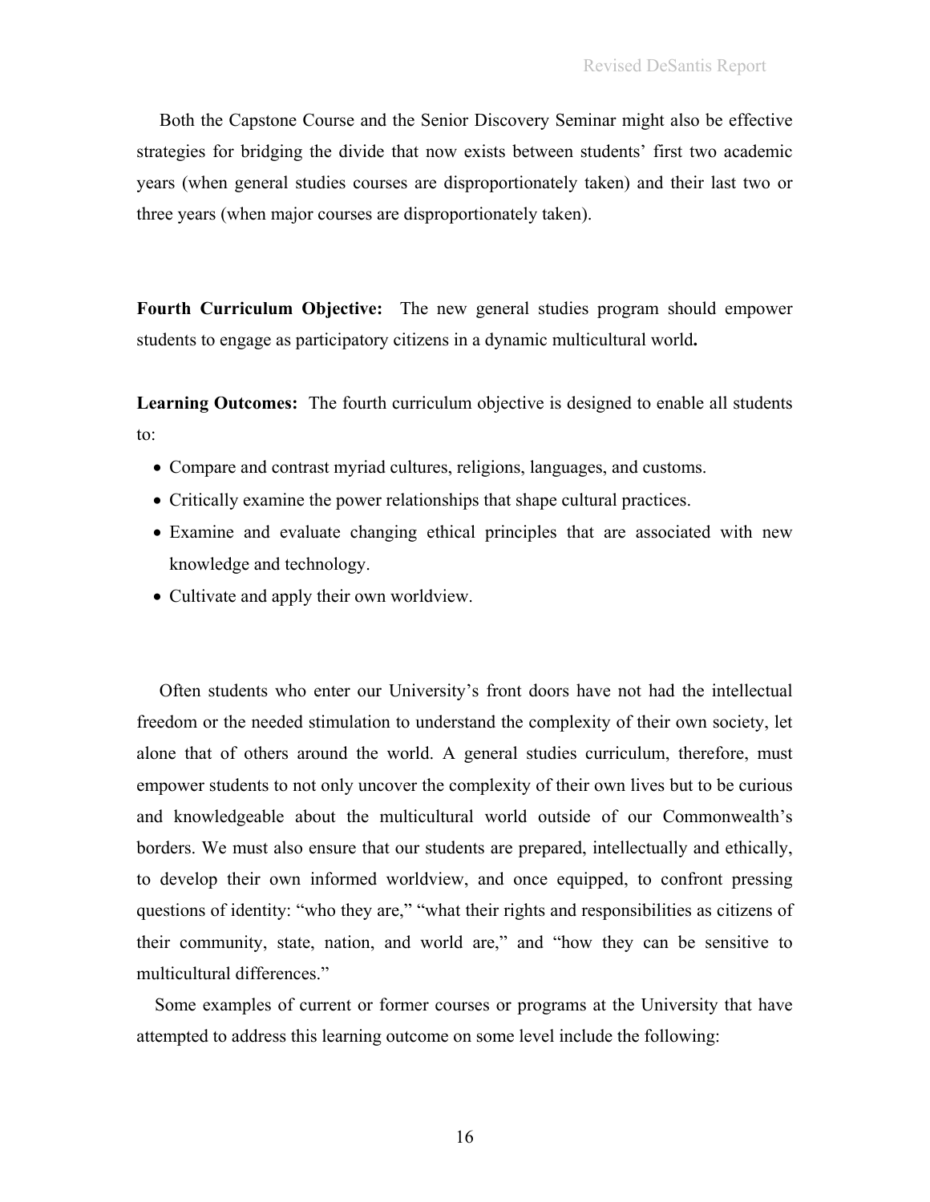Both the Capstone Course and the Senior Discovery Seminar might also be effective strategies for bridging the divide that now exists between students' first two academic years (when general studies courses are disproportionately taken) and their last two or three years (when major courses are disproportionately taken).

**Fourth Curriculum Objective:** The new general studies program should empower students to engage as participatory citizens in a dynamic multicultural world**.**

**Learning Outcomes:** The fourth curriculum objective is designed to enable all students to:

- Compare and contrast myriad cultures, religions, languages, and customs.
- Critically examine the power relationships that shape cultural practices.
- Examine and evaluate changing ethical principles that are associated with new knowledge and technology.
- Cultivate and apply their own worldview.

Often students who enter our University's front doors have not had the intellectual freedom or the needed stimulation to understand the complexity of their own society, let alone that of others around the world. A general studies curriculum, therefore, must empower students to not only uncover the complexity of their own lives but to be curious and knowledgeable about the multicultural world outside of our Commonwealth's borders. We must also ensure that our students are prepared, intellectually and ethically, to develop their own informed worldview, and once equipped, to confront pressing questions of identity: "who they are," "what their rights and responsibilities as citizens of their community, state, nation, and world are," and "how they can be sensitive to multicultural differences."

Some examples of current or former courses or programs at the University that have attempted to address this learning outcome on some level include the following: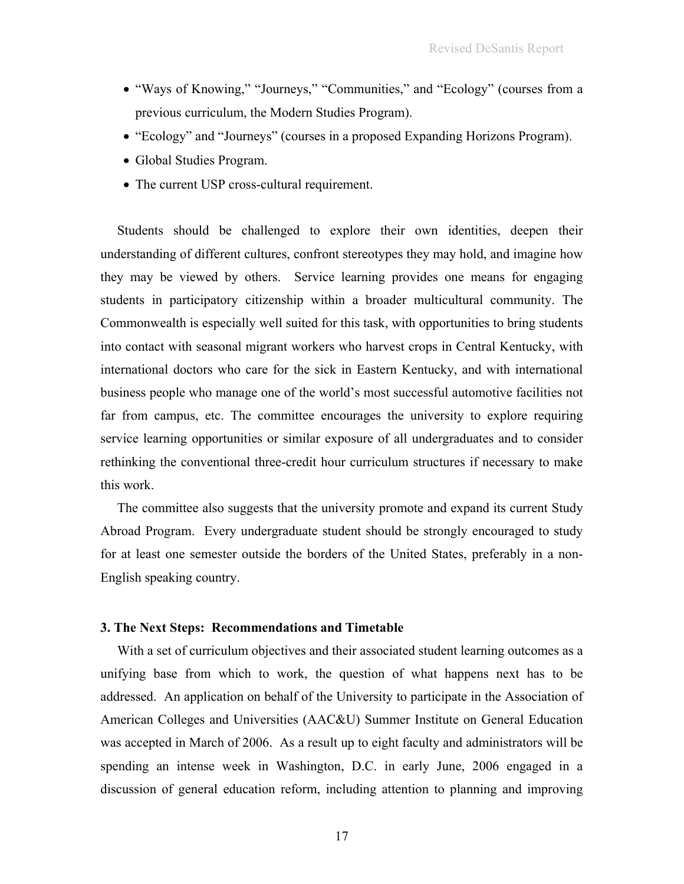- “Ways of Knowing,” “Journeys,” “Communities,” and “Ecology” (courses from a previous curriculum, the Modern Studies Program).
- “Ecology” and “Journeys” (courses in a proposed Expanding Horizons Program).
- Global Studies Program.
- The current USP cross-cultural requirement.

Students should be challenged to explore their own identities, deepen their understanding of different cultures, confront stereotypes they may hold, and imagine how they may be viewed by others. Service learning provides one means for engaging students in participatory citizenship within a broader multicultural community. The Commonwealth is especially well suited for this task, with opportunities to bring students into contact with seasonal migrant workers who harvest crops in Central Kentucky, with international doctors who care for the sick in Eastern Kentucky, and with international business people who manage one of the world’s most successful automotive facilities not far from campus, etc. The committee encourages the university to explore requiring service learning opportunities or similar exposure of all undergraduates and to consider rethinking the conventional three-credit hour curriculum structures if necessary to make this work.

The committee also suggests that the university promote and expand its current Study Abroad Program. Every undergraduate student should be strongly encouraged to study for at least one semester outside the borders of the United States, preferably in a non-English speaking country.

### 3. The Next Steps: Recommendations and Timetable

With a set of curriculum objectives and their associated student learning outcomes as a unifying base from which to work, the question of what happens next has to be addressed. An application on behalf of the University to participate in the Association of American Colleges and Universities (AAC&U) Summer Institute on General Education was accepted in March of 2006. As a result up to eight faculty and administrators will be spending an intense week in Washington, D.C. in early June, 2006 engaged in a discussion of general education reform, including attention to planning and improving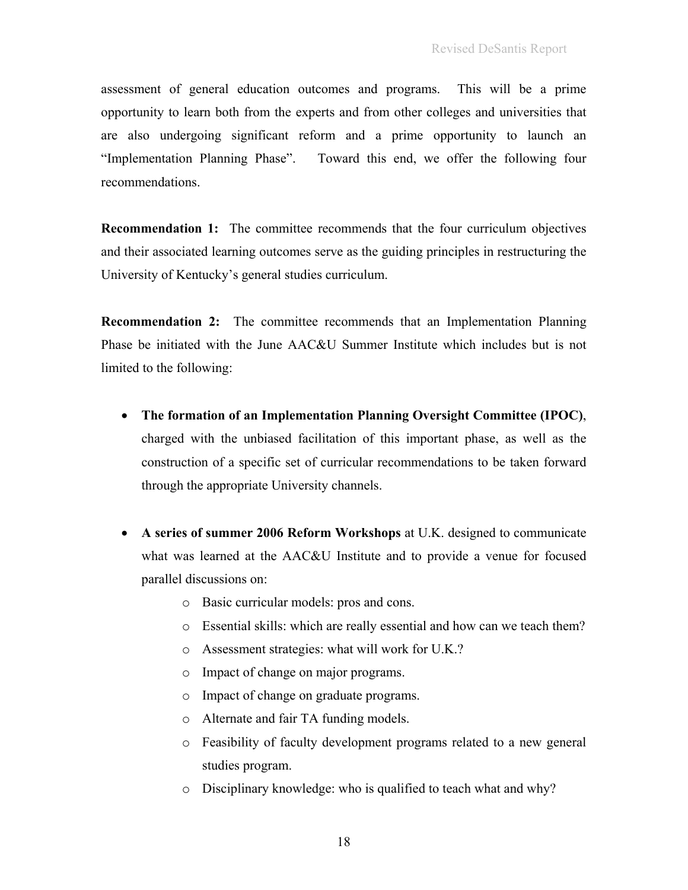assessment of general education outcomes and programs. This will be a prime opportunity to learn both from the experts and from other colleges and universities that are also undergoing significant reform and a prime opportunity to launch an "Implementation Planning Phase". Toward this end, we offer the following four recommendations.

**Recommendation 1:** The committee recommends that the four curriculum objectives and their associated learning outcomes serve as the guiding principles in restructuring the University of Kentucky's general studies curriculum.

**Recommendation 2:** The committee recommends that an Implementation Planning Phase be initiated with the June AAC&U Summer Institute which includes but is not limited to the following:

- **The formation of an Implementation Planning Oversight Committee (IPOC)**, charged with the unbiased facilitation of this important phase, as well as the construction of a specific set of curricular recommendations to be taken forward through the appropriate University channels.

- **A series of summer 2006 Reform Workshops** at U.K. designed to communicate what was learned at the AAC&U Institute and to provide a venue for focused parallel discussions on:
    - Basic curricular models: pros and cons.
    - Essential skills: which are really essential and how can we teach them?
    - Assessment strategies: what will work for U.K.?
    - Impact of change on major programs.
    - Impact of change on graduate programs.
    - Alternate and fair TA funding models.
    - Feasibility of faculty development programs related to a new general studies program.
    - Disciplinary knowledge: who is qualified to teach what and why?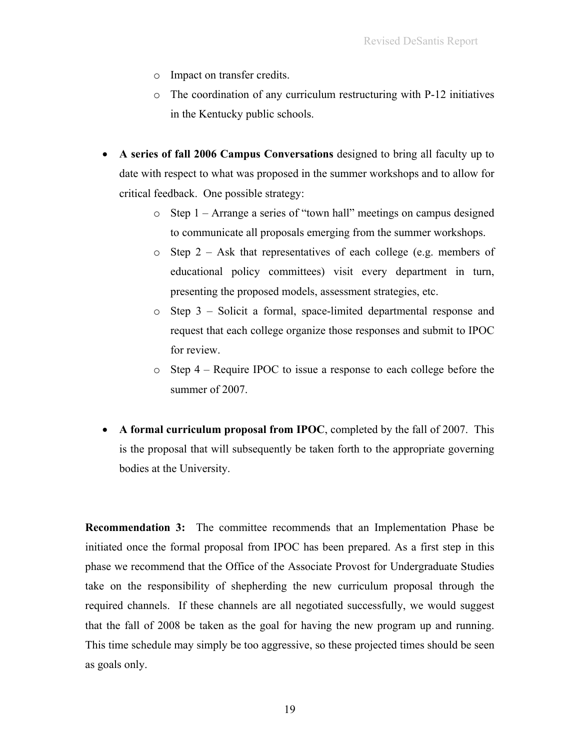- Impact on transfer credits.
  - The coordination of any curriculum restructuring with P-12 initiatives in the Kentucky public schools.

- **A series of fall 2006 Campus Conversations** designed to bring all faculty up to date with respect to what was proposed in the summer workshops and to allow for critical feedback. One possible strategy:
  - Step 1 – Arrange a series of "town hall" meetings on campus designed to communicate all proposals emerging from the summer workshops.
  - Step 2 – Ask that representatives of each college (e.g. members of educational policy committees) visit every department in turn, presenting the proposed models, assessment strategies, etc.
  - Step 3 – Solicit a formal, space-limited departmental response and request that each college organize those responses and submit to IPOC for review.
  - Step 4 – Require IPOC to issue a response to each college before the summer of 2007.

- **A formal curriculum proposal from IPOC**, completed by the fall of 2007. This is the proposal that will subsequently be taken forth to the appropriate governing bodies at the University.

**Recommendation 3:** The committee recommends that an Implementation Phase be initiated once the formal proposal from IPOC has been prepared. As a first step in this phase we recommend that the Office of the Associate Provost for Undergraduate Studies take on the responsibility of shepherding the new curriculum proposal through the required channels. If these channels are all negotiated successfully, we would suggest that the fall of 2008 be taken as the goal for having the new program up and running. This time schedule may simply be too aggressive, so these projected times should be seen as goals only.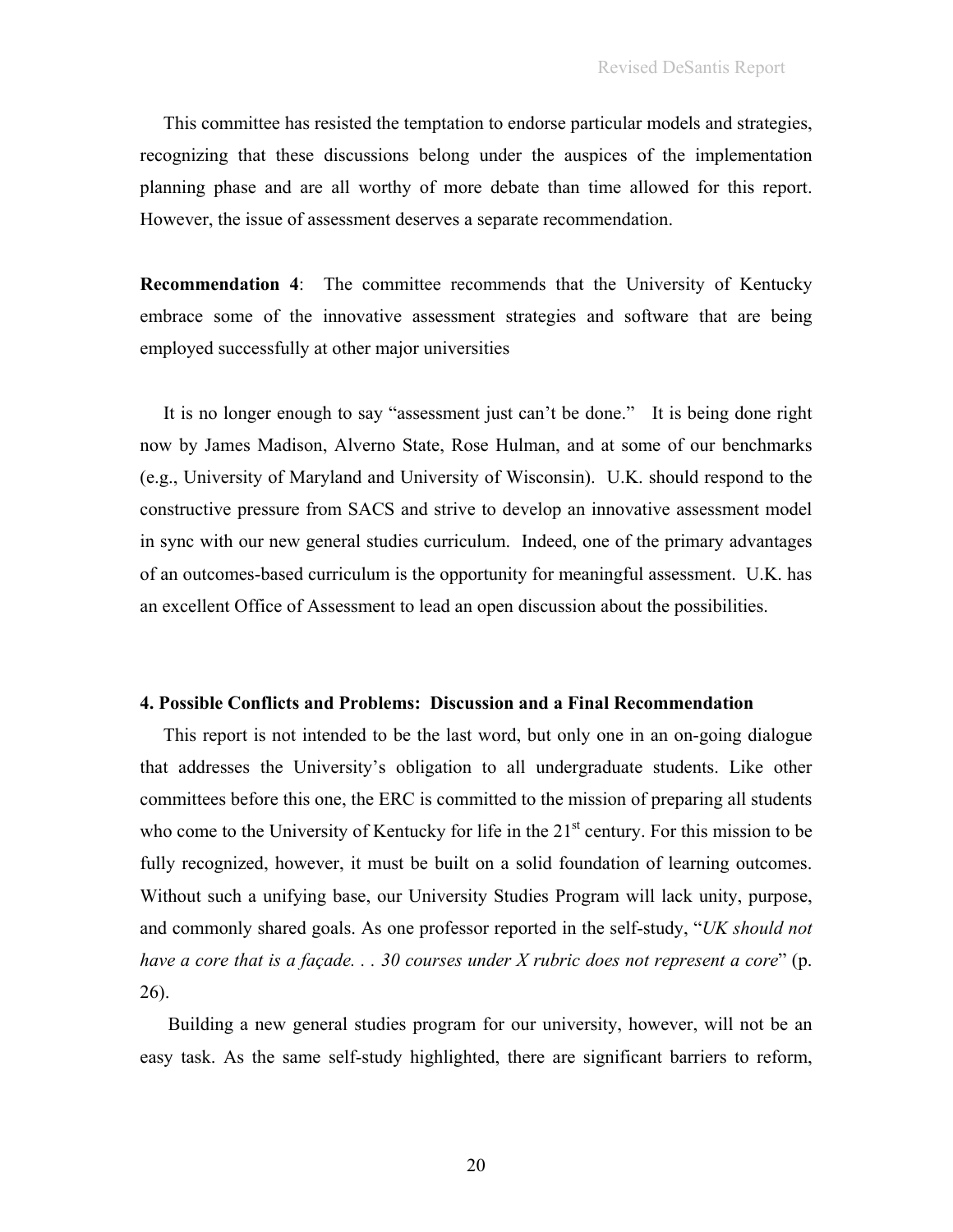This committee has resisted the temptation to endorse particular models and strategies, recognizing that these discussions belong under the auspices of the implementation planning phase and are all worthy of more debate than time allowed for this report. However, the issue of assessment deserves a separate recommendation.

**Recommendation 4**: The committee recommends that the University of Kentucky embrace some of the innovative assessment strategies and software that are being employed successfully at other major universities

It is no longer enough to say "assessment just can't be done." It is being done right now by James Madison, Alverno State, Rose Hulman, and at some of our benchmarks (e.g., University of Maryland and University of Wisconsin). U.K. should respond to the constructive pressure from SACS and strive to develop an innovative assessment model in sync with our new general studies curriculum. Indeed, one of the primary advantages of an outcomes-based curriculum is the opportunity for meaningful assessment. U.K. has an excellent Office of Assessment to lead an open discussion about the possibilities.

### 4. Possible Conflicts and Problems: Discussion and a Final Recommendation

This report is not intended to be the last word, but only one in an on-going dialogue that addresses the University's obligation to all undergraduate students. Like other committees before this one, the ERC is committed to the mission of preparing all students who come to the University of Kentucky for life in the 21st century. For this mission to be fully recognized, however, it must be built on a solid foundation of learning outcomes. Without such a unifying base, our University Studies Program will lack unity, purpose, and commonly shared goals. As one professor reported in the self-study, "*UK should not have a core that is a façade. . . 30 courses under X rubric does not represent a core*" (p. 26).

Building a new general studies program for our university, however, will not be an easy task. As the same self-study highlighted, there are significant barriers to reform,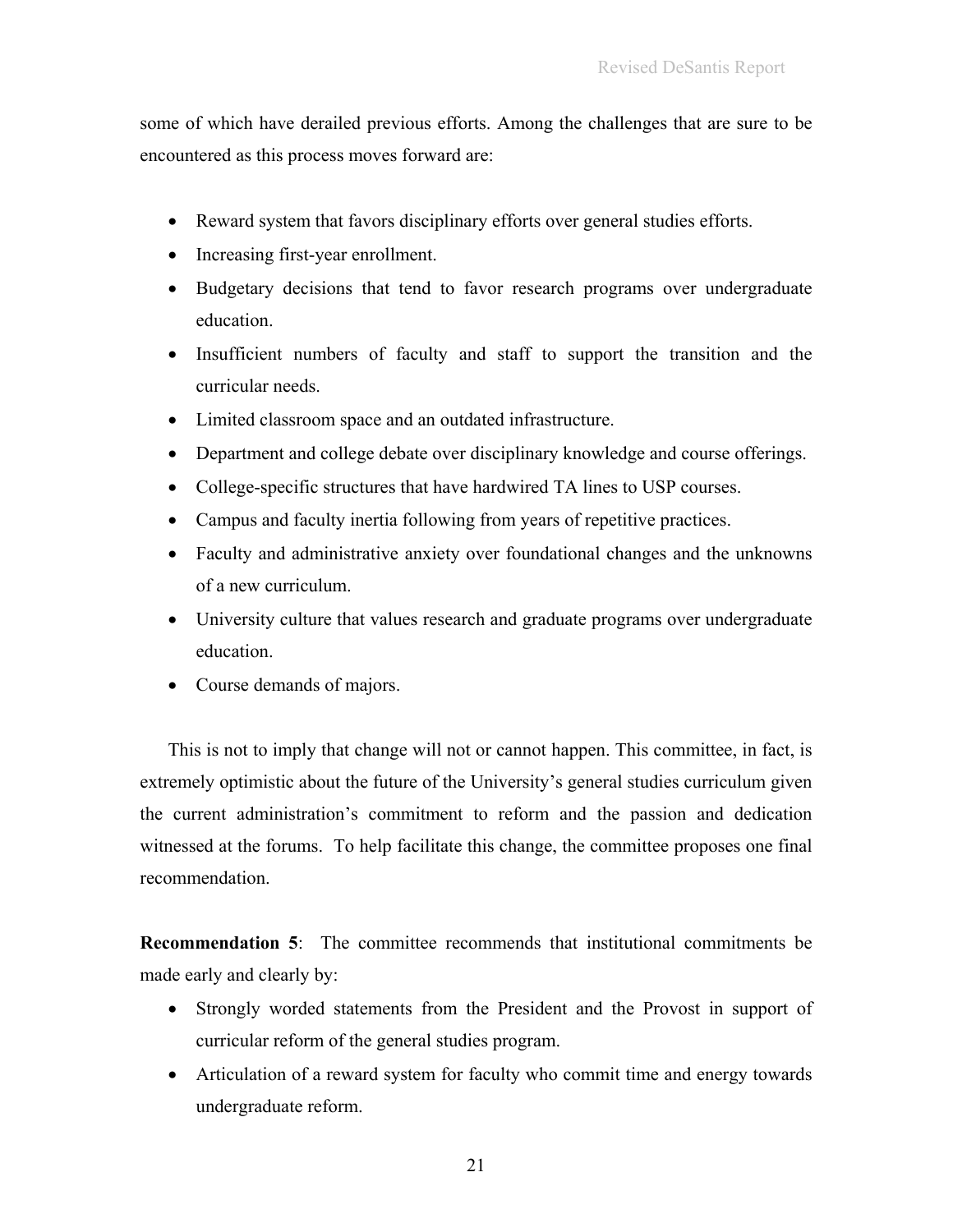some of which have derailed previous efforts. Among the challenges that are sure to be encountered as this process moves forward are:

- Reward system that favors disciplinary efforts over general studies efforts.
- Increasing first-year enrollment.
- Budgetary decisions that tend to favor research programs over undergraduate education.
- Insufficient numbers of faculty and staff to support the transition and the curricular needs.
- Limited classroom space and an outdated infrastructure.
- Department and college debate over disciplinary knowledge and course offerings.
- College-specific structures that have hardwired TA lines to USP courses.
- Campus and faculty inertia following from years of repetitive practices.
- Faculty and administrative anxiety over foundational changes and the unknowns of a new curriculum.
- University culture that values research and graduate programs over undergraduate education.
- Course demands of majors.

This is not to imply that change will not or cannot happen. This committee, in fact, is extremely optimistic about the future of the University's general studies curriculum given the current administration's commitment to reform and the passion and dedication witnessed at the forums. To help facilitate this change, the committee proposes one final recommendation.

**Recommendation 5**: The committee recommends that institutional commitments be made early and clearly by:

- Strongly worded statements from the President and the Provost in support of curricular reform of the general studies program.
- Articulation of a reward system for faculty who commit time and energy towards undergraduate reform.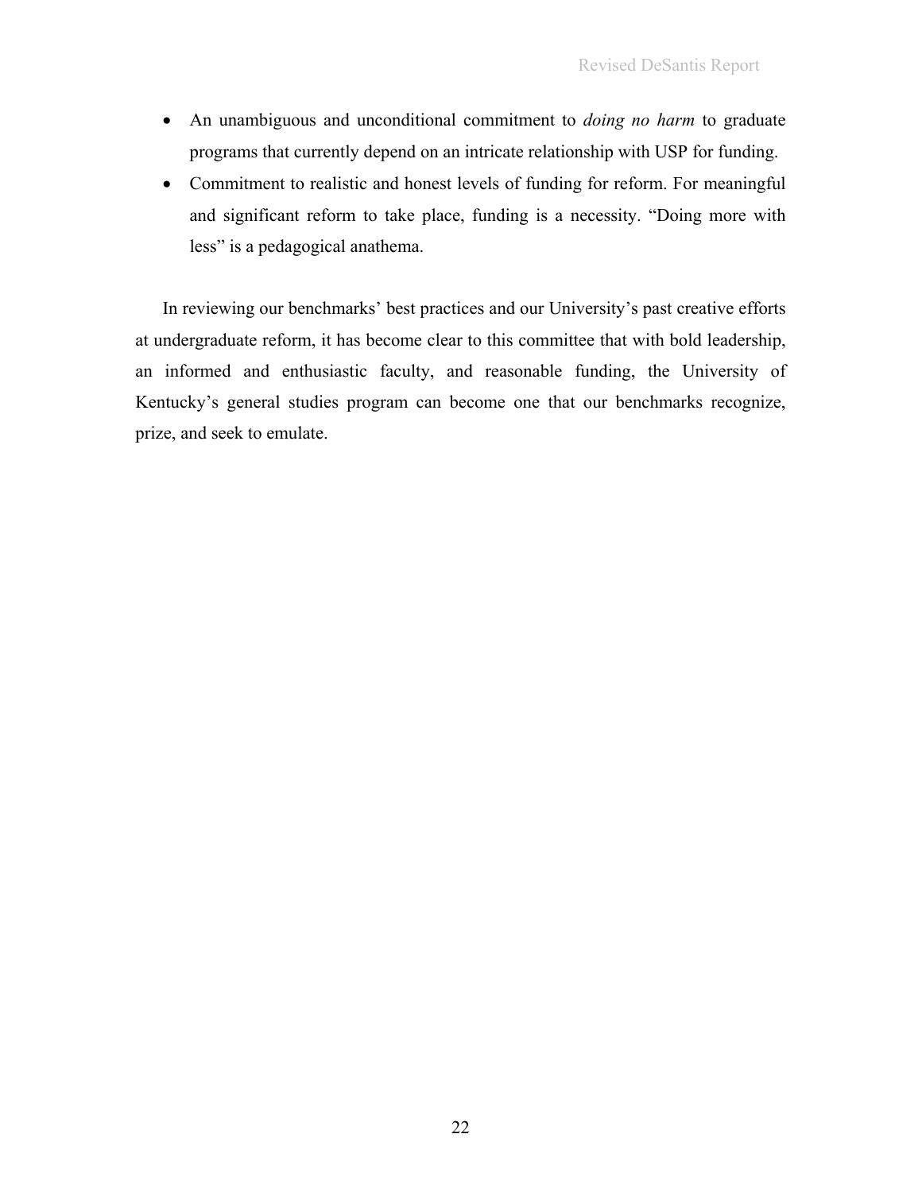- An unambiguous and unconditional commitment to *doing no harm* to graduate programs that currently depend on an intricate relationship with USP for funding.
- Commitment to realistic and honest levels of funding for reform. For meaningful and significant reform to take place, funding is a necessity. "Doing more with less" is a pedagogical anathema.

In reviewing our benchmarks' best practices and our University's past creative efforts at undergraduate reform, it has become clear to this committee that with bold leadership, an informed and enthusiastic faculty, and reasonable funding, the University of Kentucky's general studies program can become one that our benchmarks recognize, prize, and seek to emulate.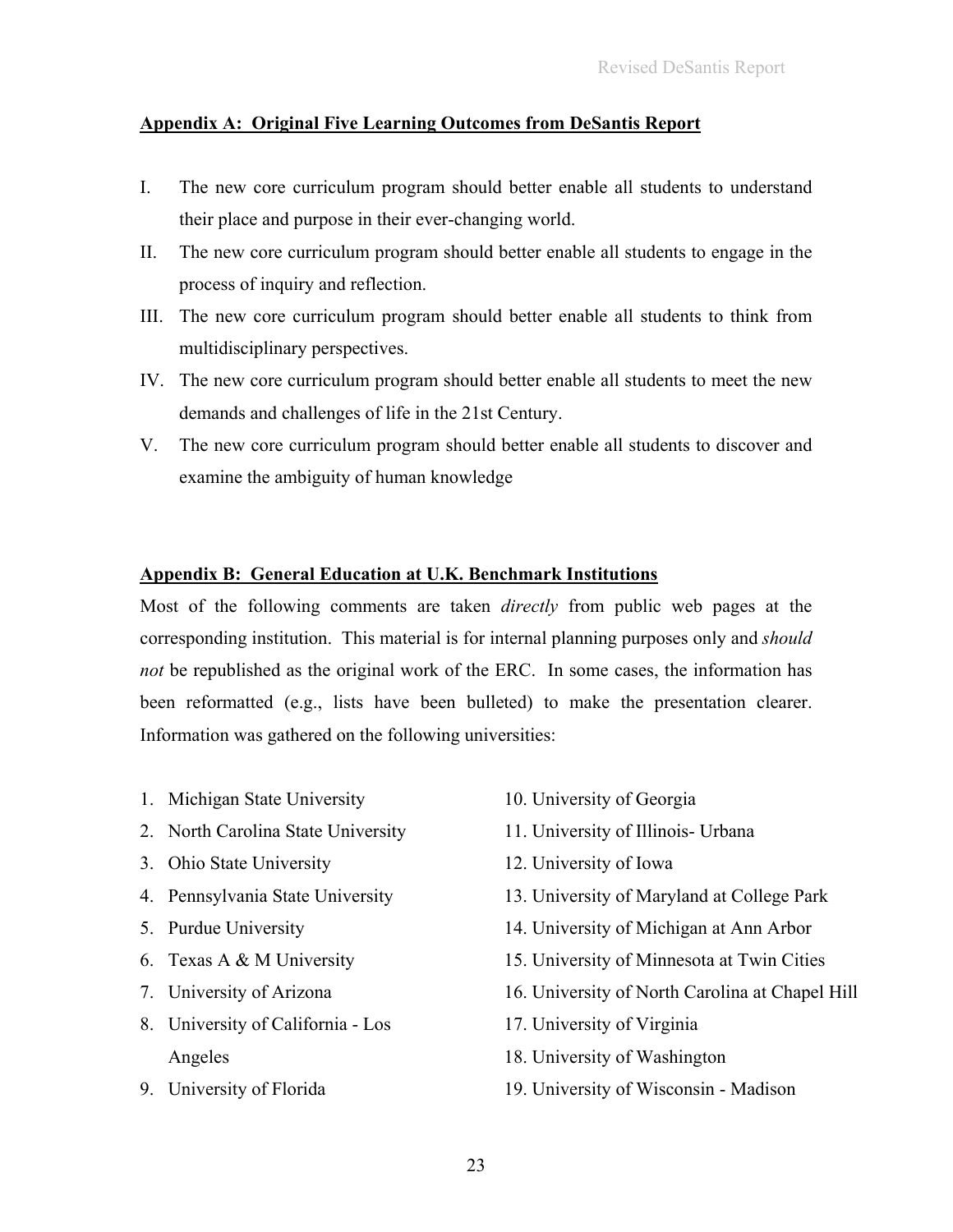## Appendix A: Original Five Learning Outcomes from DeSantis Report

I. The new core curriculum program should better enable all students to understand their place and purpose in their ever-changing world.

II. The new core curriculum program should better enable all students to engage in the process of inquiry and reflection.

III. The new core curriculum program should better enable all students to think from multidisciplinary perspectives.

IV. The new core curriculum program should better enable all students to meet the new demands and challenges of life in the 21st Century.

V. The new core curriculum program should better enable all students to discover and examine the ambiguity of human knowledge

## Appendix B: General Education at U.K. Benchmark Institutions

Most of the following comments are taken *directly* from public web pages at the corresponding institution. This material is for internal planning purposes only and *should not* be republished as the original work of the ERC. In some cases, the information has been reformatted (e.g., lists have been bulleted) to make the presentation clearer. Information was gathered on the following universities:

1. Michigan State University
2. North Carolina State University
3. Ohio State University
4. Pennsylvania State University
5. Purdue University
6. Texas A & M University
7. University of Arizona
8. University of California - Los Angeles
9. University of Florida
10. University of Georgia
11. University of Illinois- Urbana
12. University of Iowa
13. University of Maryland at College Park
14. University of Michigan at Ann Arbor
15. University of Minnesota at Twin Cities
16. University of North Carolina at Chapel Hill
17. University of Virginia
18. University of Washington
19. University of Wisconsin - Madison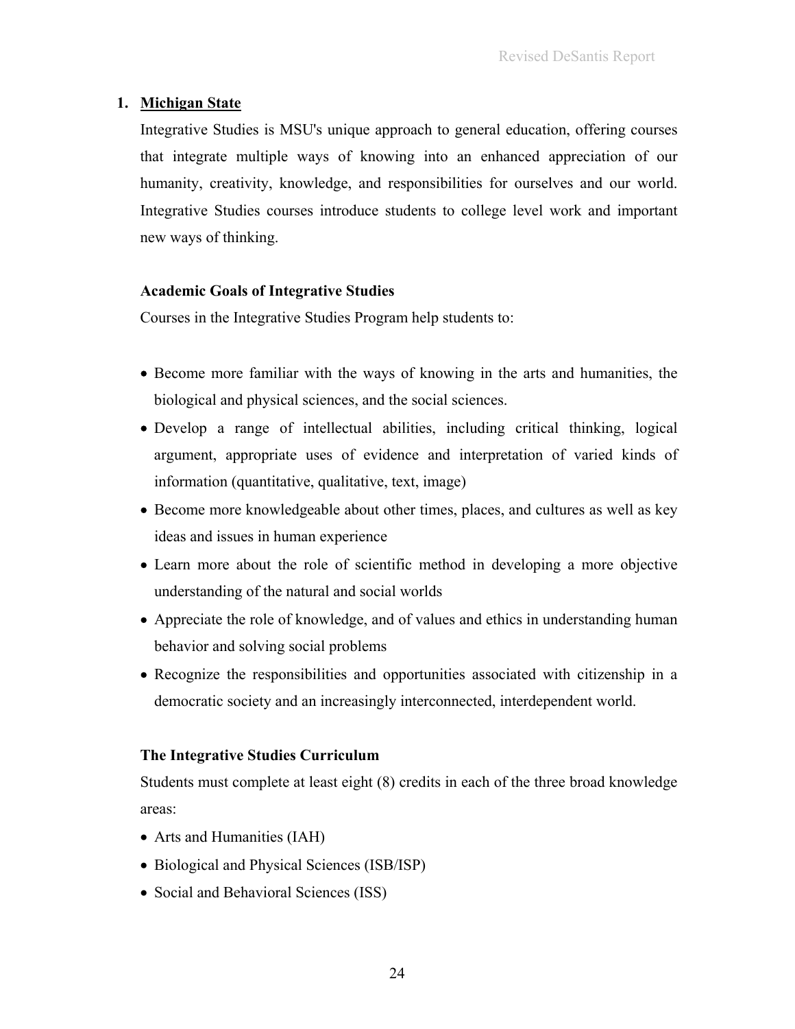1. **<u>Michigan State</u>**

   Integrative Studies is MSU's unique approach to general education, offering courses that integrate multiple ways of knowing into an enhanced appreciation of our humanity, creativity, knowledge, and responsibilities for ourselves and our world. Integrative Studies courses introduce students to college level work and important new ways of thinking.

   **Academic Goals of Integrative Studies**

   Courses in the Integrative Studies Program help students to:

   - Become more familiar with the ways of knowing in the arts and humanities, the biological and physical sciences, and the social sciences.
   - Develop a range of intellectual abilities, including critical thinking, logical argument, appropriate uses of evidence and interpretation of varied kinds of information (quantitative, qualitative, text, image)
   - Become more knowledgeable about other times, places, and cultures as well as key ideas and issues in human experience
   - Learn more about the role of scientific method in developing a more objective understanding of the natural and social worlds
   - Appreciate the role of knowledge, and of values and ethics in understanding human behavior and solving social problems
   - Recognize the responsibilities and opportunities associated with citizenship in a democratic society and an increasingly interconnected, interdependent world.

   **The Integrative Studies Curriculum**

   Students must complete at least eight (8) credits in each of the three broad knowledge areas:

   - Arts and Humanities (IAH)
   - Biological and Physical Sciences (ISB/ISP)
   - Social and Behavioral Sciences (ISS)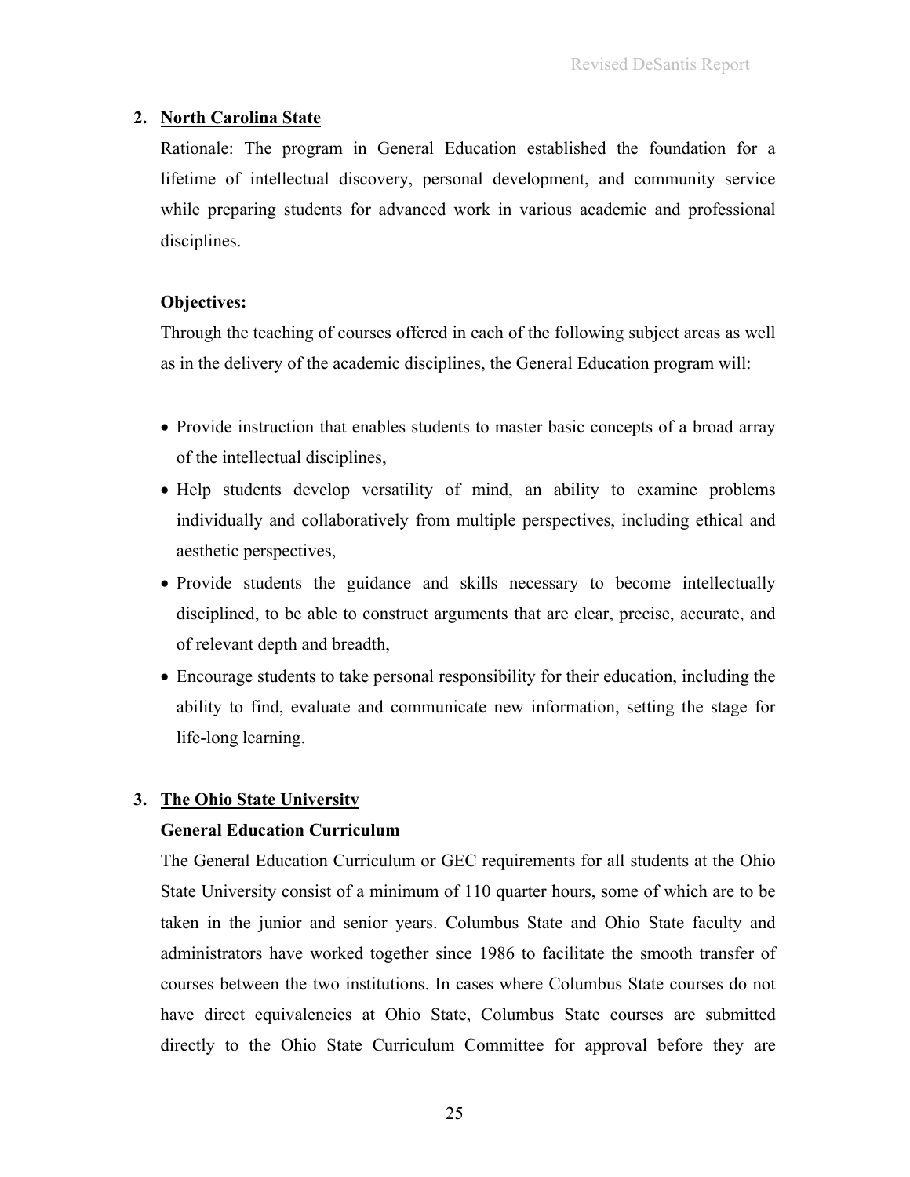2. **North Carolina State**

   Rationale: The program in General Education established the foundation for a lifetime of intellectual discovery, personal development, and community service while preparing students for advanced work in various academic and professional disciplines.

   **Objectives:**

   Through the teaching of courses offered in each of the following subject areas as well as in the delivery of the academic disciplines, the General Education program will:

   - Provide instruction that enables students to master basic concepts of a broad array of the intellectual disciplines,
   - Help students develop versatility of mind, an ability to examine problems individually and collaboratively from multiple perspectives, including ethical and aesthetic perspectives,
   - Provide students the guidance and skills necessary to become intellectually disciplined, to be able to construct arguments that are clear, precise, accurate, and of relevant depth and breadth,
   - Encourage students to take personal responsibility for their education, including the ability to find, evaluate and communicate new information, setting the stage for life-long learning.

3. **The Ohio State University**

   **General Education Curriculum**

   The General Education Curriculum or GEC requirements for all students at the Ohio State University consist of a minimum of 110 quarter hours, some of which are to be taken in the junior and senior years. Columbus State and Ohio State faculty and administrators have worked together since 1986 to facilitate the smooth transfer of courses between the two institutions. In cases where Columbus State courses do not have direct equivalencies at Ohio State, Columbus State courses are submitted directly to the Ohio State Curriculum Committee for approval before they are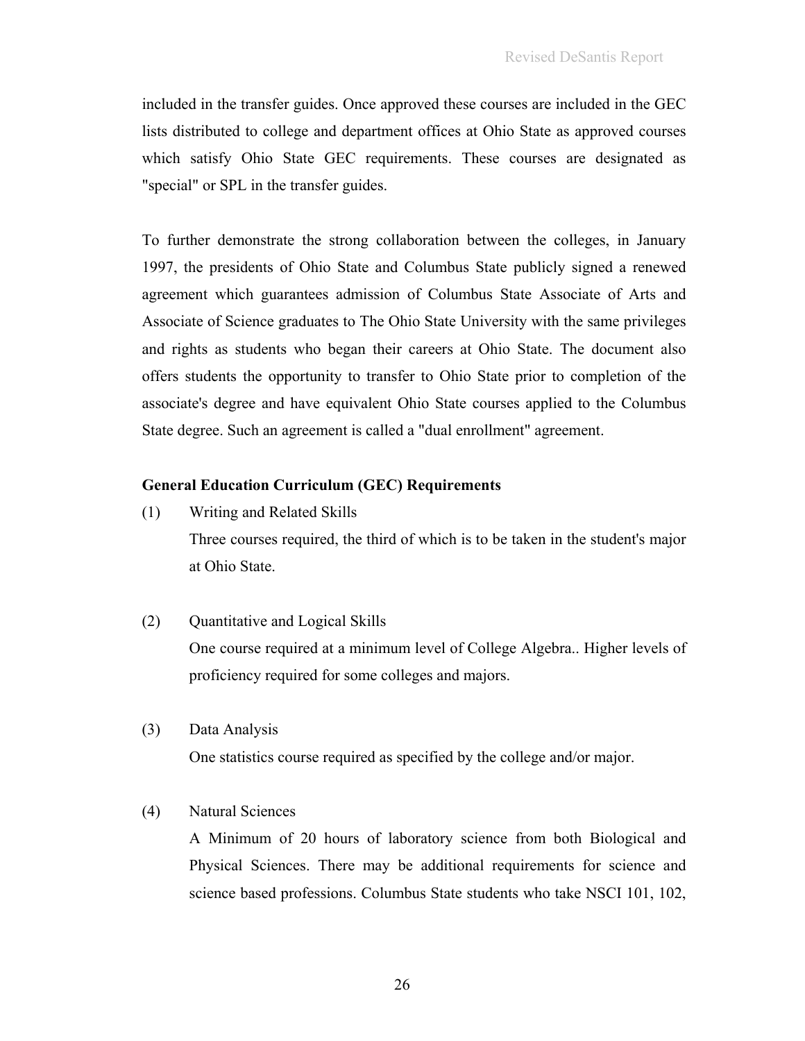included in the transfer guides. Once approved these courses are included in the GEC lists distributed to college and department offices at Ohio State as approved courses which satisfy Ohio State GEC requirements. These courses are designated as "special" or SPL in the transfer guides.

To further demonstrate the strong collaboration between the colleges, in January 1997, the presidents of Ohio State and Columbus State publicly signed a renewed agreement which guarantees admission of Columbus State Associate of Arts and Associate of Science graduates to The Ohio State University with the same privileges and rights as students who began their careers at Ohio State. The document also offers students the opportunity to transfer to Ohio State prior to completion of the associate's degree and have equivalent Ohio State courses applied to the Columbus State degree. Such an agreement is called a "dual enrollment" agreement.

**General Education Curriculum (GEC) Requirements**

(1) Writing and Related Skills
Three courses required, the third of which is to be taken in the student's major at Ohio State.

(2) Quantitative and Logical Skills
One course required at a minimum level of College Algebra.. Higher levels of proficiency required for some colleges and majors.

(3) Data Analysis
One statistics course required as specified by the college and/or major.

(4) Natural Sciences
A Minimum of 20 hours of laboratory science from both Biological and Physical Sciences. There may be additional requirements for science and science based professions. Columbus State students who take NSCI 101, 102,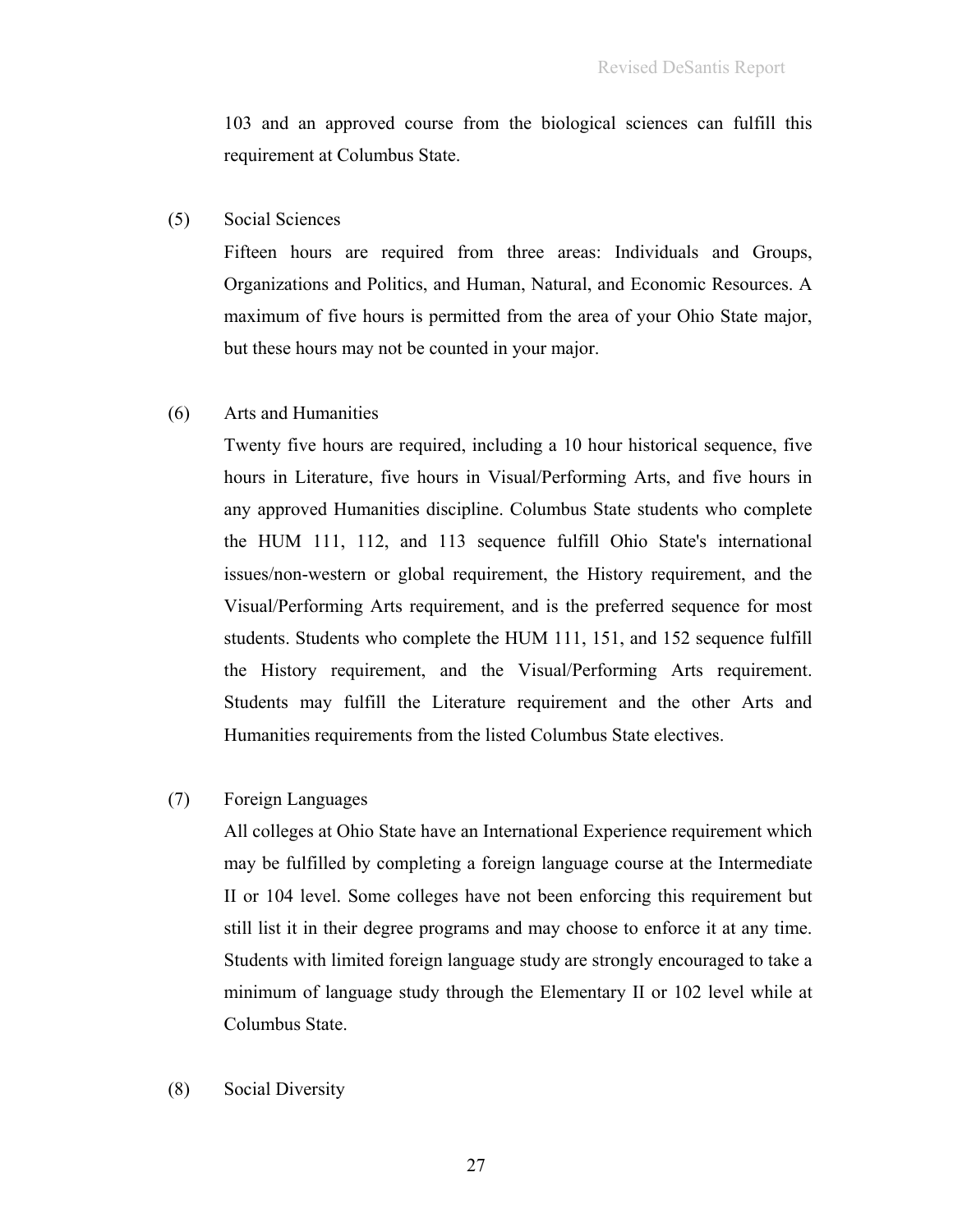103 and an approved course from the biological sciences can fulfill this requirement at Columbus State.

(5) Social Sciences

Fifteen hours are required from three areas: Individuals and Groups, Organizations and Politics, and Human, Natural, and Economic Resources. A maximum of five hours is permitted from the area of your Ohio State major, but these hours may not be counted in your major.

(6) Arts and Humanities

Twenty five hours are required, including a 10 hour historical sequence, five hours in Literature, five hours in Visual/Performing Arts, and five hours in any approved Humanities discipline. Columbus State students who complete the HUM 111, 112, and 113 sequence fulfill Ohio State's international issues/non-western or global requirement, the History requirement, and the Visual/Performing Arts requirement, and is the preferred sequence for most students. Students who complete the HUM 111, 151, and 152 sequence fulfill the History requirement, and the Visual/Performing Arts requirement. Students may fulfill the Literature requirement and the other Arts and Humanities requirements from the listed Columbus State electives.

(7) Foreign Languages

All colleges at Ohio State have an International Experience requirement which may be fulfilled by completing a foreign language course at the Intermediate II or 104 level. Some colleges have not been enforcing this requirement but still list it in their degree programs and may choose to enforce it at any time. Students with limited foreign language study are strongly encouraged to take a minimum of language study through the Elementary II or 102 level while at Columbus State.

(8) Social Diversity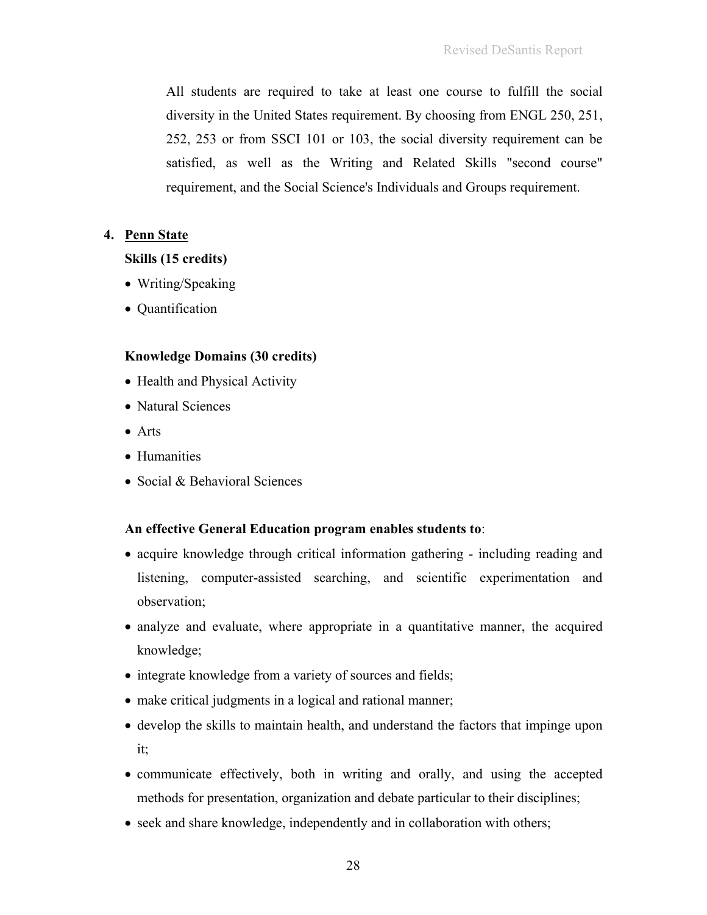All students are required to take at least one course to fulfill the social diversity in the United States requirement. By choosing from ENGL 250, 251, 252, 253 or from SSCI 101 or 103, the social diversity requirement can be satisfied, as well as the Writing and Related Skills "second course" requirement, and the Social Science's Individuals and Groups requirement.

4. **<u>Penn State</u>**

**Skills (15 credits)**

- Writing/Speaking
- Quantification

**Knowledge Domains (30 credits)**

- Health and Physical Activity
- Natural Sciences
- Arts
- Humanities
- Social & Behavioral Sciences

**An effective General Education program enables students to**:

- acquire knowledge through critical information gathering - including reading and listening, computer-assisted searching, and scientific experimentation and observation;
- analyze and evaluate, where appropriate in a quantitative manner, the acquired knowledge;
- integrate knowledge from a variety of sources and fields;
- make critical judgments in a logical and rational manner;
- develop the skills to maintain health, and understand the factors that impinge upon it;
- communicate effectively, both in writing and orally, and using the accepted methods for presentation, organization and debate particular to their disciplines;
- seek and share knowledge, independently and in collaboration with others;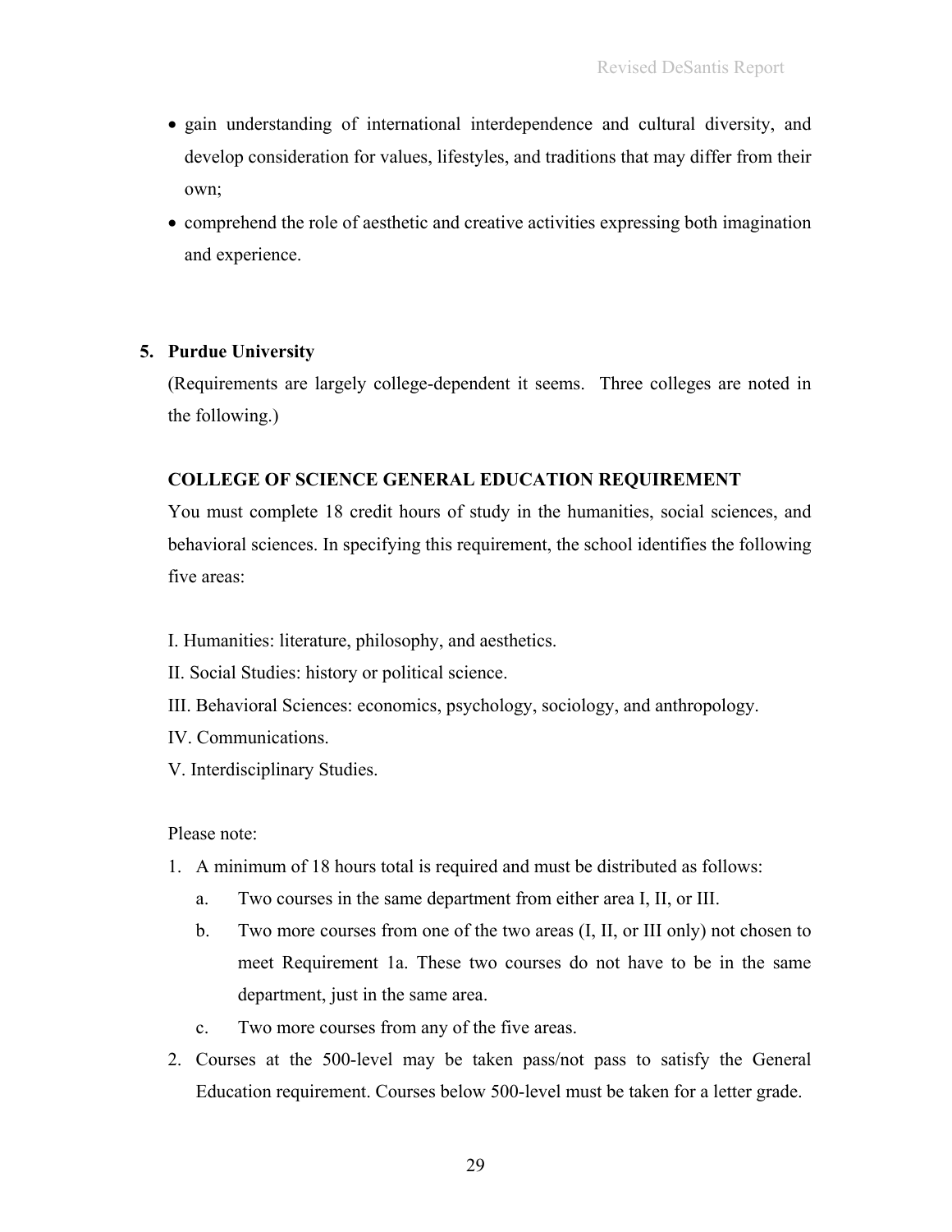- gain understanding of international interdependence and cultural diversity, and develop consideration for values, lifestyles, and traditions that may differ from their own;
- comprehend the role of aesthetic and creative activities expressing both imagination and experience.

**5. Purdue University**

(Requirements are largely college-dependent it seems. Three colleges are noted in the following.)

**COLLEGE OF SCIENCE GENERAL EDUCATION REQUIREMENT**

You must complete 18 credit hours of study in the humanities, social sciences, and behavioral sciences. In specifying this requirement, the school identifies the following five areas:

I. Humanities: literature, philosophy, and aesthetics.
II. Social Studies: history or political science.
III. Behavioral Sciences: economics, psychology, sociology, and anthropology.
IV. Communications.
V. Interdisciplinary Studies.

Please note:

1. A minimum of 18 hours total is required and must be distributed as follows:
   a. Two courses in the same department from either area I, II, or III.
   b. Two more courses from one of the two areas (I, II, or III only) not chosen to meet Requirement 1a. These two courses do not have to be in the same department, just in the same area.
   c. Two more courses from any of the five areas.
2. Courses at the 500-level may be taken pass/not pass to satisfy the General Education requirement. Courses below 500-level must be taken for a letter grade.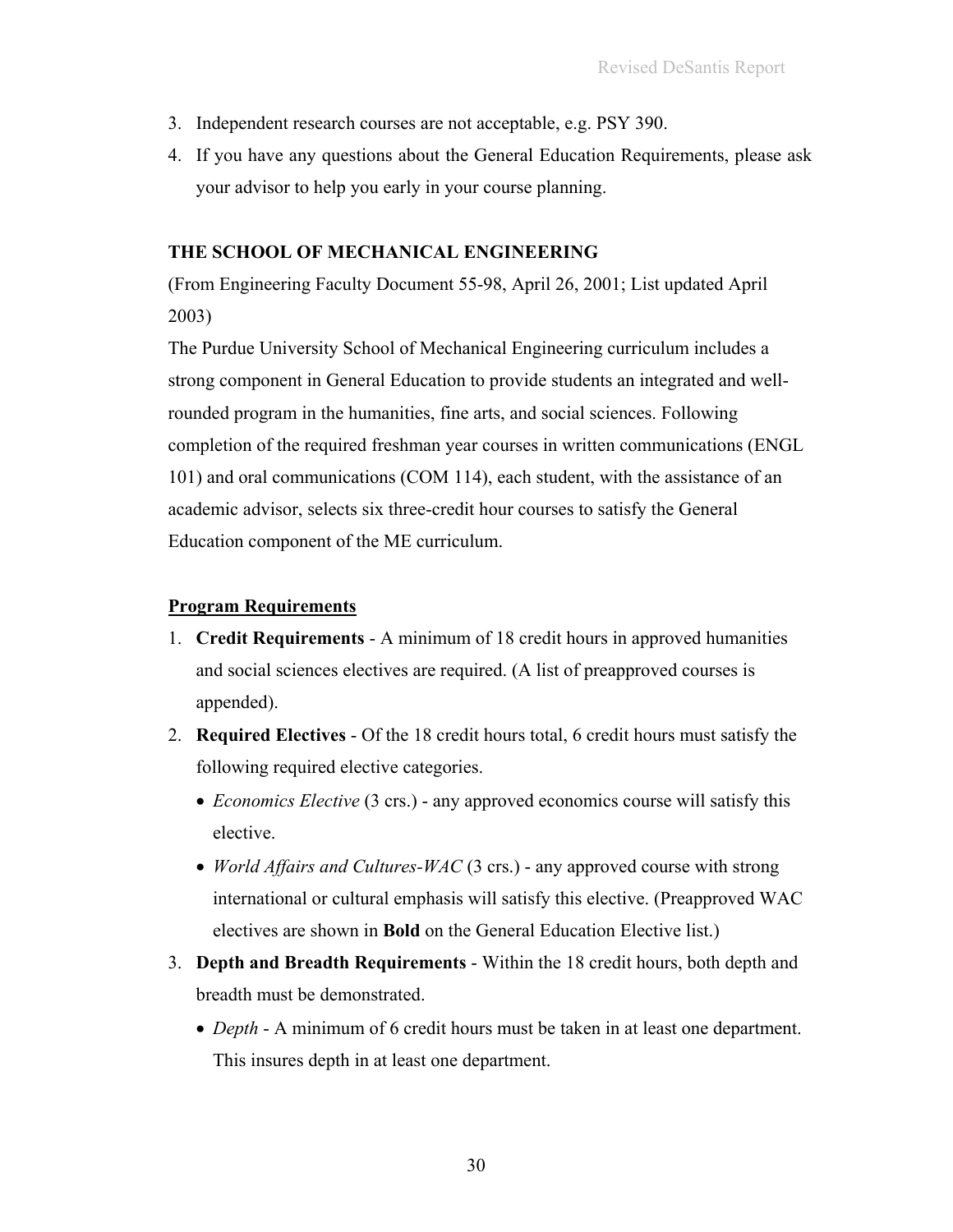3. Independent research courses are not acceptable, e.g. PSY 390.
4. If you have any questions about the General Education Requirements, please ask your advisor to help you early in your course planning.

**THE SCHOOL OF MECHANICAL ENGINEERING**

(From Engineering Faculty Document 55-98, April 26, 2001; List updated April 2003)

The Purdue University School of Mechanical Engineering curriculum includes a strong component in General Education to provide students an integrated and well-rounded program in the humanities, fine arts, and social sciences. Following completion of the required freshman year courses in written communications (ENGL 101) and oral communications (COM 114), each student, with the assistance of an academic advisor, selects six three-credit hour courses to satisfy the General Education component of the ME curriculum.

**<u>Program Requirements</u>**

1. **Credit Requirements** - A minimum of 18 credit hours in approved humanities and social sciences electives are required. (A list of preapproved courses is appended).
2. **Required Electives** - Of the 18 credit hours total, 6 credit hours must satisfy the following required elective categories.
   - *Economics Elective* (3 crs.) - any approved economics course will satisfy this elective.
   - *World Affairs and Cultures-WAC* (3 crs.) - any approved course with strong international or cultural emphasis will satisfy this elective. (Preapproved WAC electives are shown in **Bold** on the General Education Elective list.)
3. **Depth and Breadth Requirements** - Within the 18 credit hours, both depth and breadth must be demonstrated.
   - *Depth* - A minimum of 6 credit hours must be taken in at least one department. This insures depth in at least one department.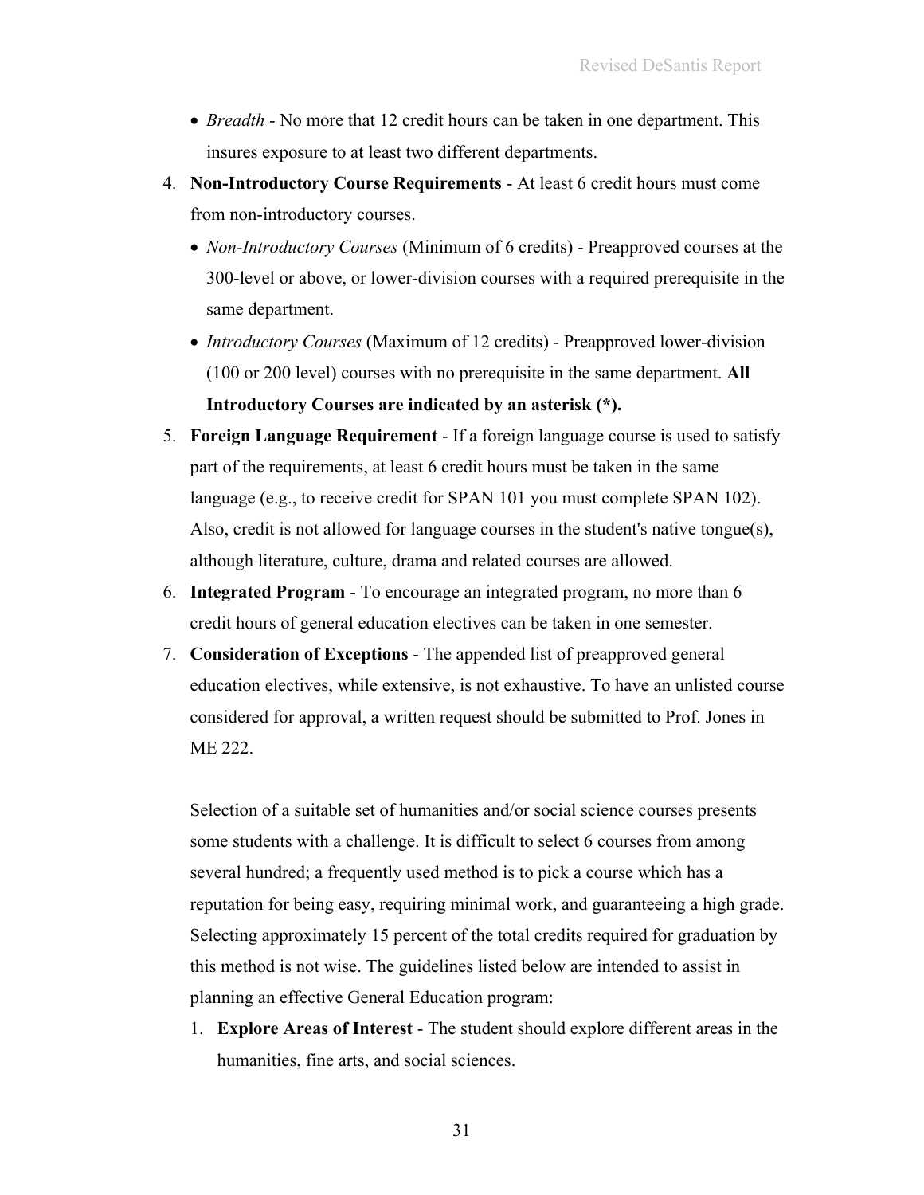- *Breadth* - No more that 12 credit hours can be taken in one department. This insures exposure to at least two different departments.

4. **Non-Introductory Course Requirements** - At least 6 credit hours must come from non-introductory courses.
   - *Non-Introductory Courses* (Minimum of 6 credits) - Preapproved courses at the 300-level or above, or lower-division courses with a required prerequisite in the same department.
   - *Introductory Courses* (Maximum of 12 credits) - Preapproved lower-division (100 or 200 level) courses with no prerequisite in the same department. **All Introductory Courses are indicated by an asterisk (*).**
5. **Foreign Language Requirement** - If a foreign language course is used to satisfy part of the requirements, at least 6 credit hours must be taken in the same language (e.g., to receive credit for SPAN 101 you must complete SPAN 102). Also, credit is not allowed for language courses in the student's native tongue(s), although literature, culture, drama and related courses are allowed.
6. **Integrated Program** - To encourage an integrated program, no more than 6 credit hours of general education electives can be taken in one semester.
7. **Consideration of Exceptions** - The appended list of preapproved general education electives, while extensive, is not exhaustive. To have an unlisted course considered for approval, a written request should be submitted to Prof. Jones in ME 222.

Selection of a suitable set of humanities and/or social science courses presents some students with a challenge. It is difficult to select 6 courses from among several hundred; a frequently used method is to pick a course which has a reputation for being easy, requiring minimal work, and guaranteeing a high grade. Selecting approximately 15 percent of the total credits required for graduation by this method is not wise. The guidelines listed below are intended to assist in planning an effective General Education program:

1. **Explore Areas of Interest** - The student should explore different areas in the humanities, fine arts, and social sciences.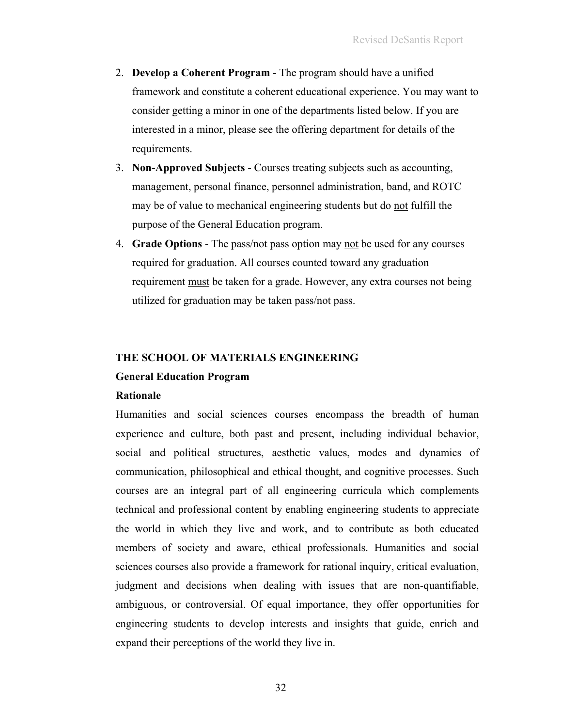2. **Develop a Coherent Program** - The program should have a unified framework and constitute a coherent educational experience. You may want to consider getting a minor in one of the departments listed below. If you are interested in a minor, please see the offering department for details of the requirements.
3. **Non-Approved Subjects** - Courses treating subjects such as accounting, management, personal finance, personnel administration, band, and ROTC may be of value to mechanical engineering students but do <u>not</u> fulfill the purpose of the General Education program.
4. **Grade Options** - The pass/not pass option may <u>not</u> be used for any courses required for graduation. All courses counted toward any graduation requirement <u>must</u> be taken for a grade. However, any extra courses not being utilized for graduation may be taken pass/not pass.

## THE SCHOOL OF MATERIALS ENGINEERING

### General Education Program

### Rationale

Humanities and social sciences courses encompass the breadth of human experience and culture, both past and present, including individual behavior, social and political structures, aesthetic values, modes and dynamics of communication, philosophical and ethical thought, and cognitive processes. Such courses are an integral part of all engineering curricula which complements technical and professional content by enabling engineering students to appreciate the world in which they live and work, and to contribute as both educated members of society and aware, ethical professionals. Humanities and social sciences courses also provide a framework for rational inquiry, critical evaluation, judgment and decisions when dealing with issues that are non-quantifiable, ambiguous, or controversial. Of equal importance, they offer opportunities for engineering students to develop interests and insights that guide, enrich and expand their perceptions of the world they live in.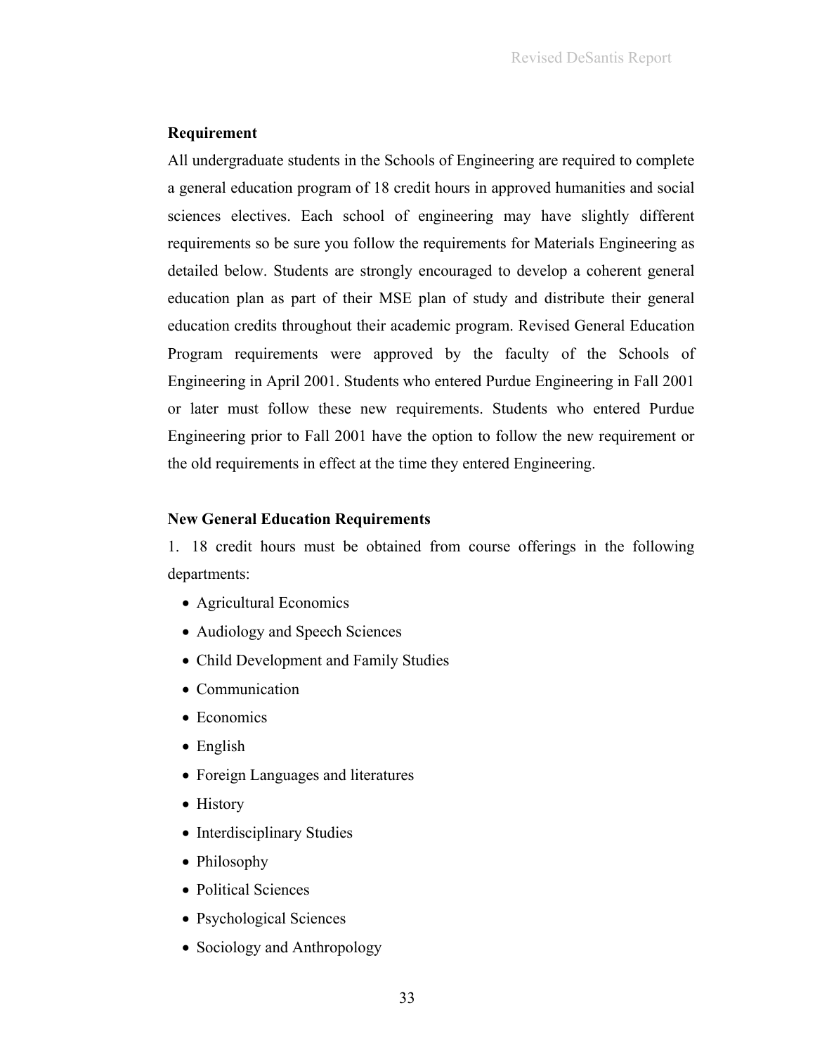**Requirement**

All undergraduate students in the Schools of Engineering are required to complete a general education program of 18 credit hours in approved humanities and social sciences electives. Each school of engineering may have slightly different requirements so be sure you follow the requirements for Materials Engineering as detailed below. Students are strongly encouraged to develop a coherent general education plan as part of their MSE plan of study and distribute their general education credits throughout their academic program. Revised General Education Program requirements were approved by the faculty of the Schools of Engineering in April 2001. Students who entered Purdue Engineering in Fall 2001 or later must follow these new requirements. Students who entered Purdue Engineering prior to Fall 2001 have the option to follow the new requirement or the old requirements in effect at the time they entered Engineering.

**New General Education Requirements**

1. 18 credit hours must be obtained from course offerings in the following departments:

- Agricultural Economics
- Audiology and Speech Sciences
- Child Development and Family Studies
- Communication
- Economics
- English
- Foreign Languages and literatures
- History
- Interdisciplinary Studies
- Philosophy
- Political Sciences
- Psychological Sciences
- Sociology and Anthropology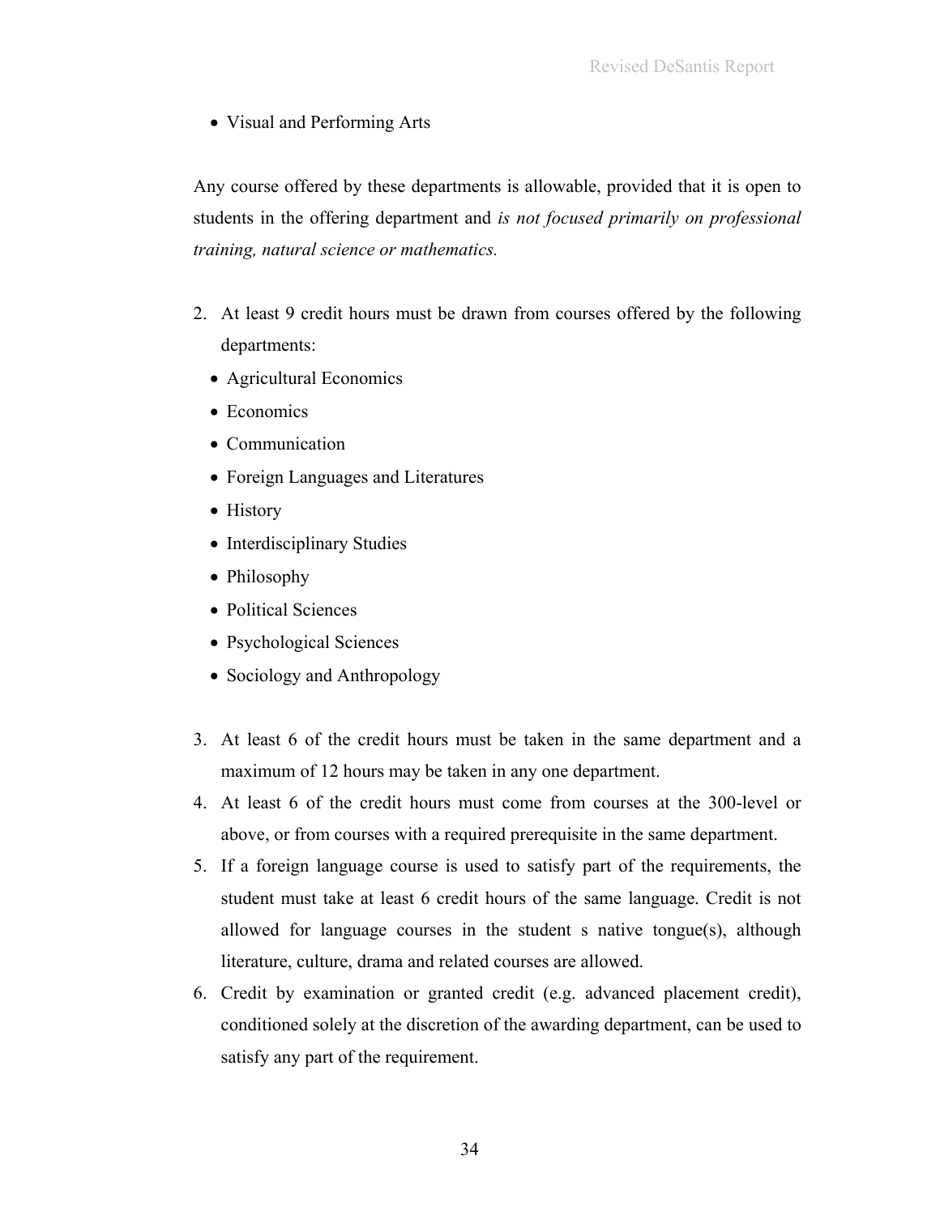- Visual and Performing Arts

Any course offered by these departments is allowable, provided that it is open to students in the offering department and *is not focused primarily on professional training, natural science or mathematics.*

2. At least 9 credit hours must be drawn from courses offered by the following departments:
   - Agricultural Economics
   - Economics
   - Communication
   - Foreign Languages and Literatures
   - History
   - Interdisciplinary Studies
   - Philosophy
   - Political Sciences
   - Psychological Sciences
   - Sociology and Anthropology

3. At least 6 of the credit hours must be taken in the same department and a maximum of 12 hours may be taken in any one department.
4. At least 6 of the credit hours must come from courses at the 300-level or above, or from courses with a required prerequisite in the same department.
5. If a foreign language course is used to satisfy part of the requirements, the student must take at least 6 credit hours of the same language. Credit is not allowed for language courses in the student s native tongue(s), although literature, culture, drama and related courses are allowed.
6. Credit by examination or granted credit (e.g. advanced placement credit), conditioned solely at the discretion of the awarding department, can be used to satisfy any part of the requirement.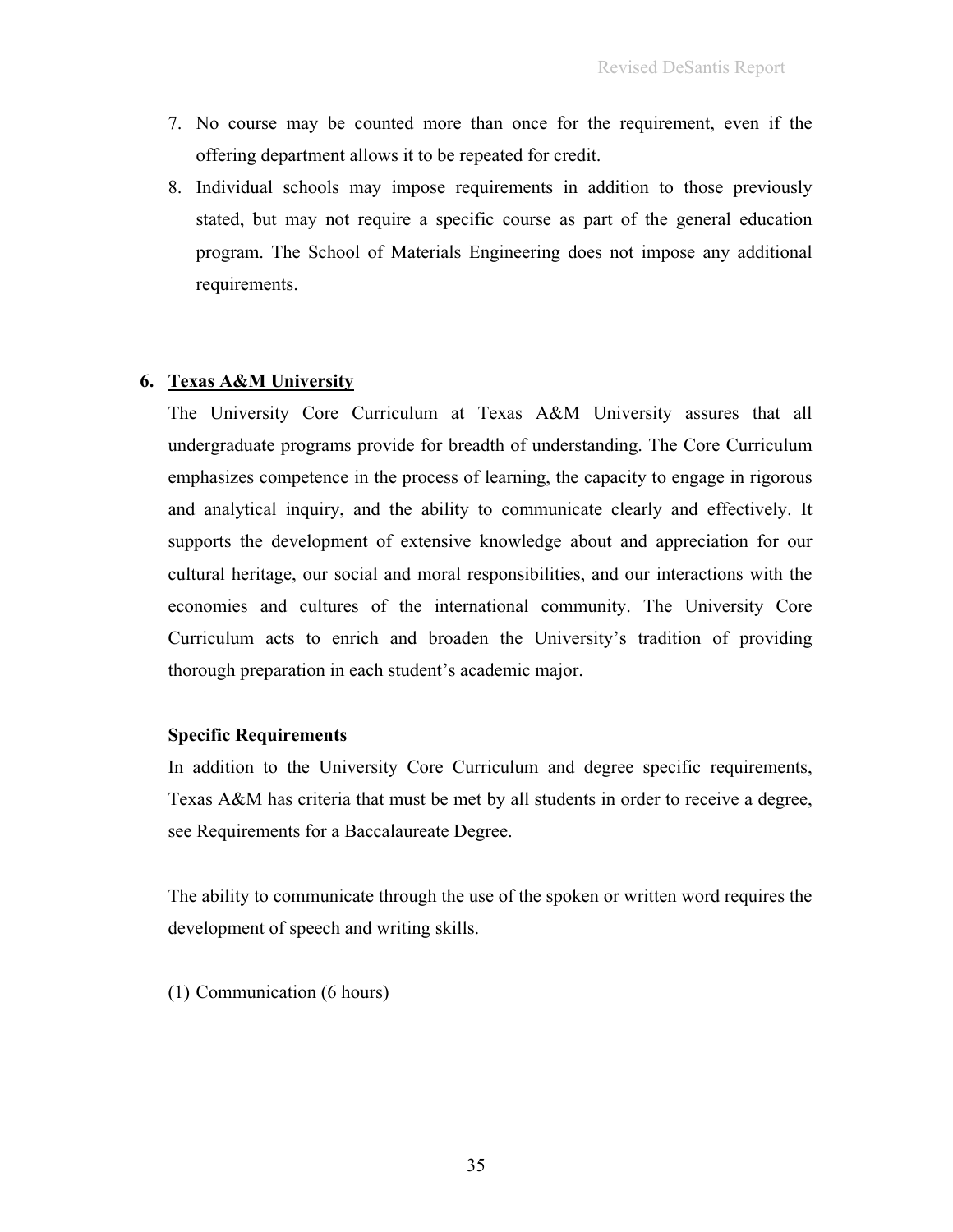7. No course may be counted more than once for the requirement, even if the offering department allows it to be repeated for credit.
8. Individual schools may impose requirements in addition to those previously stated, but may not require a specific course as part of the general education program. The School of Materials Engineering does not impose any additional requirements.

## 6. Texas A&M University

The University Core Curriculum at Texas A&M University assures that all undergraduate programs provide for breadth of understanding. The Core Curriculum emphasizes competence in the process of learning, the capacity to engage in rigorous and analytical inquiry, and the ability to communicate clearly and effectively. It supports the development of extensive knowledge about and appreciation for our cultural heritage, our social and moral responsibilities, and our interactions with the economies and cultures of the international community. The University Core Curriculum acts to enrich and broaden the University's tradition of providing thorough preparation in each student's academic major.

**Specific Requirements**

In addition to the University Core Curriculum and degree specific requirements, Texas A&M has criteria that must be met by all students in order to receive a degree, see Requirements for a Baccalaureate Degree.

The ability to communicate through the use of the spoken or written word requires the development of speech and writing skills.

(1) Communication (6 hours)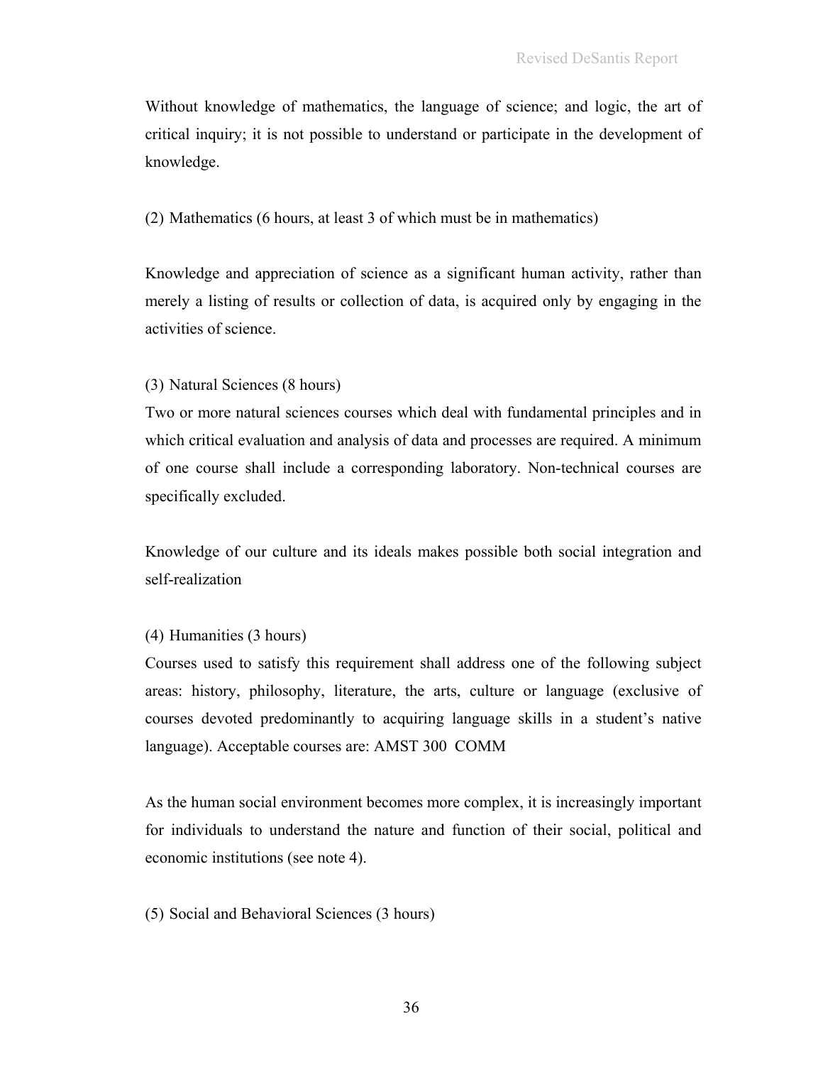Without knowledge of mathematics, the language of science; and logic, the art of critical inquiry; it is not possible to understand or participate in the development of knowledge.

(2) Mathematics (6 hours, at least 3 of which must be in mathematics)

Knowledge and appreciation of science as a significant human activity, rather than merely a listing of results or collection of data, is acquired only by engaging in the activities of science.

(3) Natural Sciences (8 hours)
Two or more natural sciences courses which deal with fundamental principles and in which critical evaluation and analysis of data and processes are required. A minimum of one course shall include a corresponding laboratory. Non-technical courses are specifically excluded.

Knowledge of our culture and its ideals makes possible both social integration and self-realization

(4) Humanities (3 hours)
Courses used to satisfy this requirement shall address one of the following subject areas: history, philosophy, literature, the arts, culture or language (exclusive of courses devoted predominantly to acquiring language skills in a student's native language). Acceptable courses are: AMST 300 COMM

As the human social environment becomes more complex, it is increasingly important for individuals to understand the nature and function of their social, political and economic institutions (see note 4).

(5) Social and Behavioral Sciences (3 hours)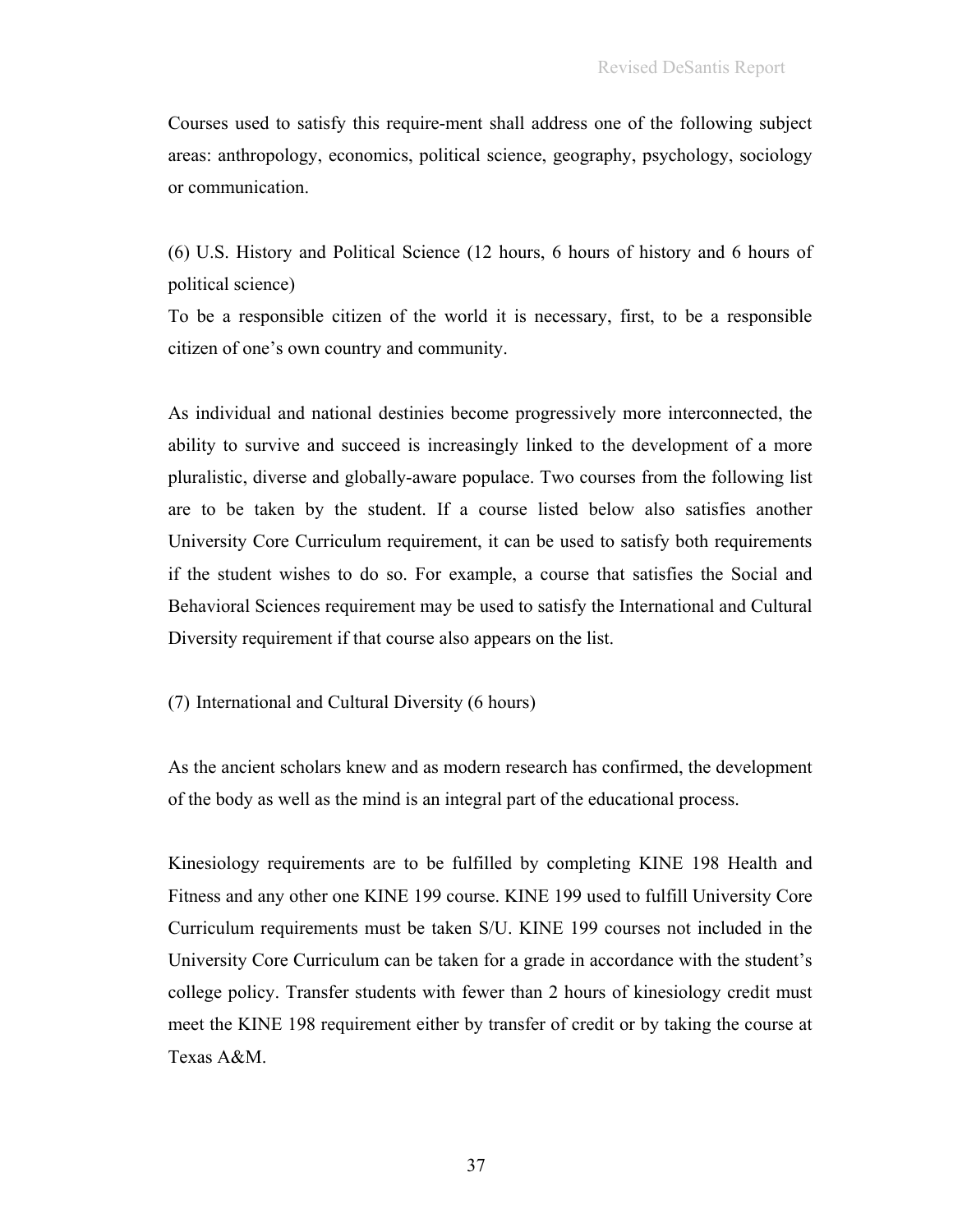Courses used to satisfy this require-ment shall address one of the following subject areas: anthropology, economics, political science, geography, psychology, sociology or communication.

(6) U.S. History and Political Science (12 hours, 6 hours of history and 6 hours of political science)

To be a responsible citizen of the world it is necessary, first, to be a responsible citizen of one's own country and community.

As individual and national destinies become progressively more interconnected, the ability to survive and succeed is increasingly linked to the development of a more pluralistic, diverse and globally-aware populace. Two courses from the following list are to be taken by the student. If a course listed below also satisfies another University Core Curriculum requirement, it can be used to satisfy both requirements if the student wishes to do so. For example, a course that satisfies the Social and Behavioral Sciences requirement may be used to satisfy the International and Cultural Diversity requirement if that course also appears on the list.

(7) International and Cultural Diversity (6 hours)

As the ancient scholars knew and as modern research has confirmed, the development of the body as well as the mind is an integral part of the educational process.

Kinesiology requirements are to be fulfilled by completing KINE 198 Health and Fitness and any other one KINE 199 course. KINE 199 used to fulfill University Core Curriculum requirements must be taken S/U. KINE 199 courses not included in the University Core Curriculum can be taken for a grade in accordance with the student's college policy. Transfer students with fewer than 2 hours of kinesiology credit must meet the KINE 198 requirement either by transfer of credit or by taking the course at Texas A&M.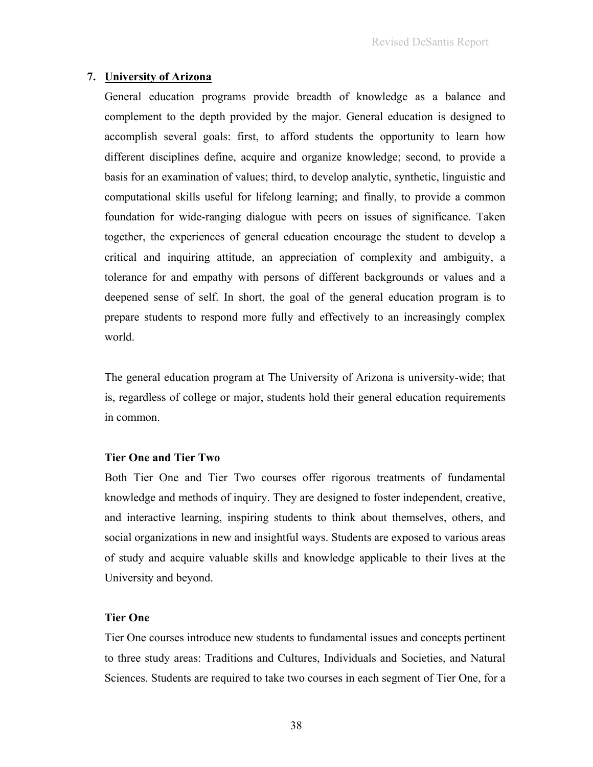## 7. University of Arizona

General education programs provide breadth of knowledge as a balance and complement to the depth provided by the major. General education is designed to accomplish several goals: first, to afford students the opportunity to learn how different disciplines define, acquire and organize knowledge; second, to provide a basis for an examination of values; third, to develop analytic, synthetic, linguistic and computational skills useful for lifelong learning; and finally, to provide a common foundation for wide-ranging dialogue with peers on issues of significance. Taken together, the experiences of general education encourage the student to develop a critical and inquiring attitude, an appreciation of complexity and ambiguity, a tolerance for and empathy with persons of different backgrounds or values and a deepened sense of self. In short, the goal of the general education program is to prepare students to respond more fully and effectively to an increasingly complex world.

The general education program at The University of Arizona is university-wide; that is, regardless of college or major, students hold their general education requirements in common.

### Tier One and Tier Two

Both Tier One and Tier Two courses offer rigorous treatments of fundamental knowledge and methods of inquiry. They are designed to foster independent, creative, and interactive learning, inspiring students to think about themselves, others, and social organizations in new and insightful ways. Students are exposed to various areas of study and acquire valuable skills and knowledge applicable to their lives at the University and beyond.

### Tier One

Tier One courses introduce new students to fundamental issues and concepts pertinent to three study areas: Traditions and Cultures, Individuals and Societies, and Natural Sciences. Students are required to take two courses in each segment of Tier One, for a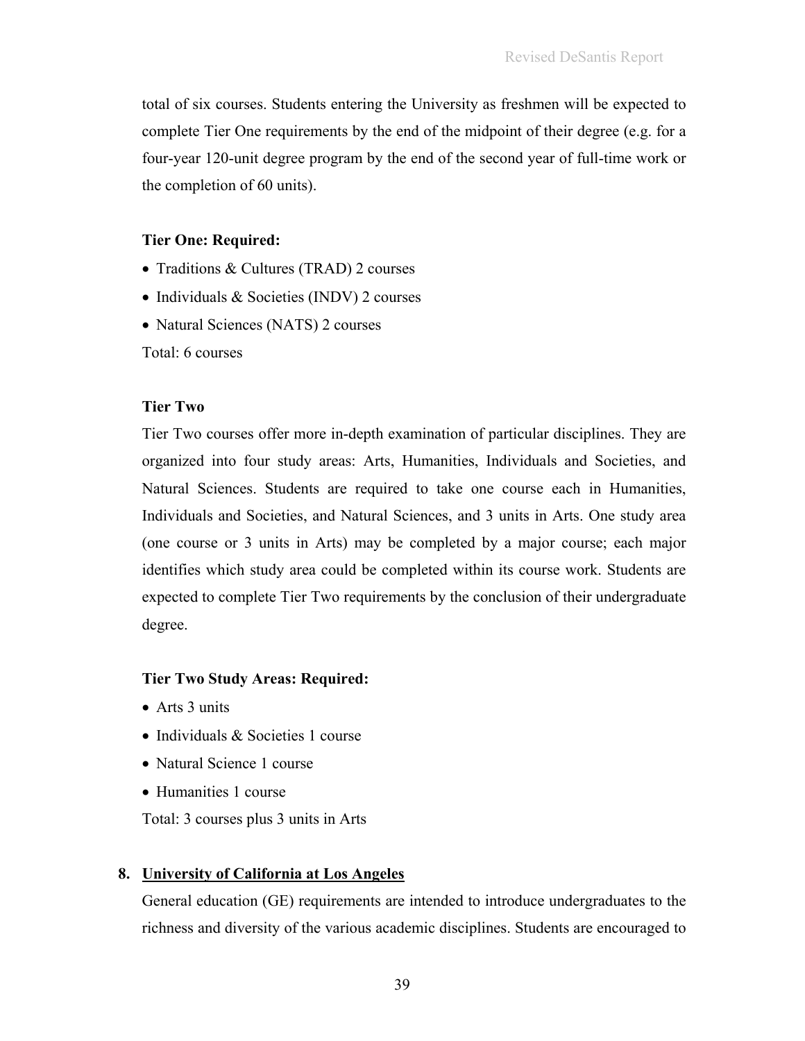total of six courses. Students entering the University as freshmen will be expected to complete Tier One requirements by the end of the midpoint of their degree (e.g. for a four-year 120-unit degree program by the end of the second year of full-time work or the completion of 60 units).

**Tier One: Required:**

- Traditions & Cultures (TRAD) 2 courses
- Individuals & Societies (INDV) 2 courses
- Natural Sciences (NATS) 2 courses

Total: 6 courses

**Tier Two**

Tier Two courses offer more in-depth examination of particular disciplines. They are organized into four study areas: Arts, Humanities, Individuals and Societies, and Natural Sciences. Students are required to take one course each in Humanities, Individuals and Societies, and Natural Sciences, and 3 units in Arts. One study area (one course or 3 units in Arts) may be completed by a major course; each major identifies which study area could be completed within its course work. Students are expected to complete Tier Two requirements by the conclusion of their undergraduate degree.

**Tier Two Study Areas: Required:**

- Arts 3 units
- Individuals & Societies 1 course
- Natural Science 1 course
- Humanities 1 course

Total: 3 courses plus 3 units in Arts

**8. University of California at Los Angeles**

General education (GE) requirements are intended to introduce undergraduates to the richness and diversity of the various academic disciplines. Students are encouraged to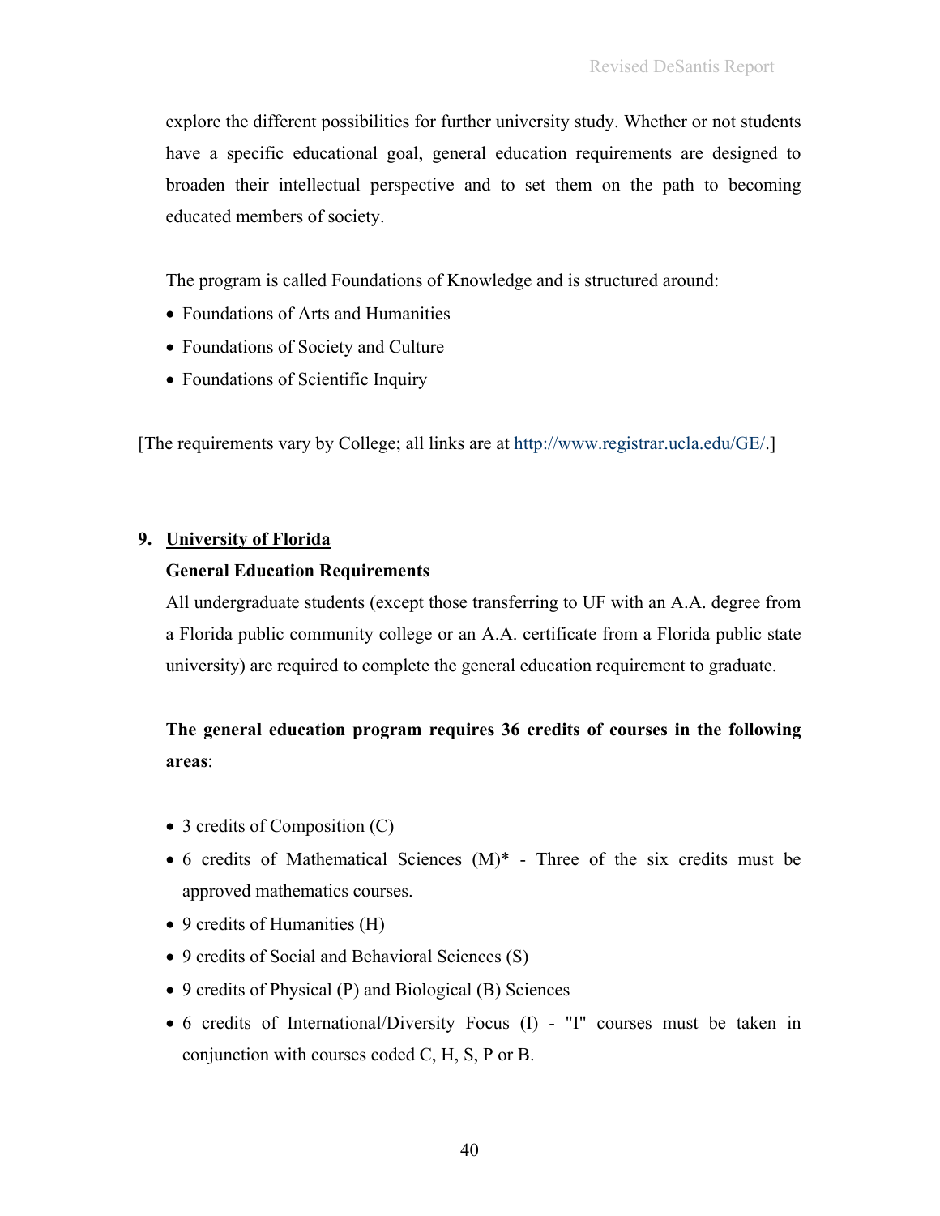explore the different possibilities for further university study. Whether or not students have a specific educational goal, general education requirements are designed to broaden their intellectual perspective and to set them on the path to becoming educated members of society.

The program is called Foundations of Knowledge and is structured around:

- Foundations of Arts and Humanities
- Foundations of Society and Culture
- Foundations of Scientific Inquiry

[The requirements vary by College; all links are at http://www.registrar.ucla.edu/GE/.]

**9. University of Florida**

**General Education Requirements**

All undergraduate students (except those transferring to UF with an A.A. degree from a Florida public community college or an A.A. certificate from a Florida public state university) are required to complete the general education requirement to graduate.

**The general education program requires 36 credits of courses in the following areas**:

- 3 credits of Composition (C)
- 6 credits of Mathematical Sciences (M)* - Three of the six credits must be approved mathematics courses.
- 9 credits of Humanities (H)
- 9 credits of Social and Behavioral Sciences (S)
- 9 credits of Physical (P) and Biological (B) Sciences
- 6 credits of International/Diversity Focus (I) - "I" courses must be taken in conjunction with courses coded C, H, S, P or B.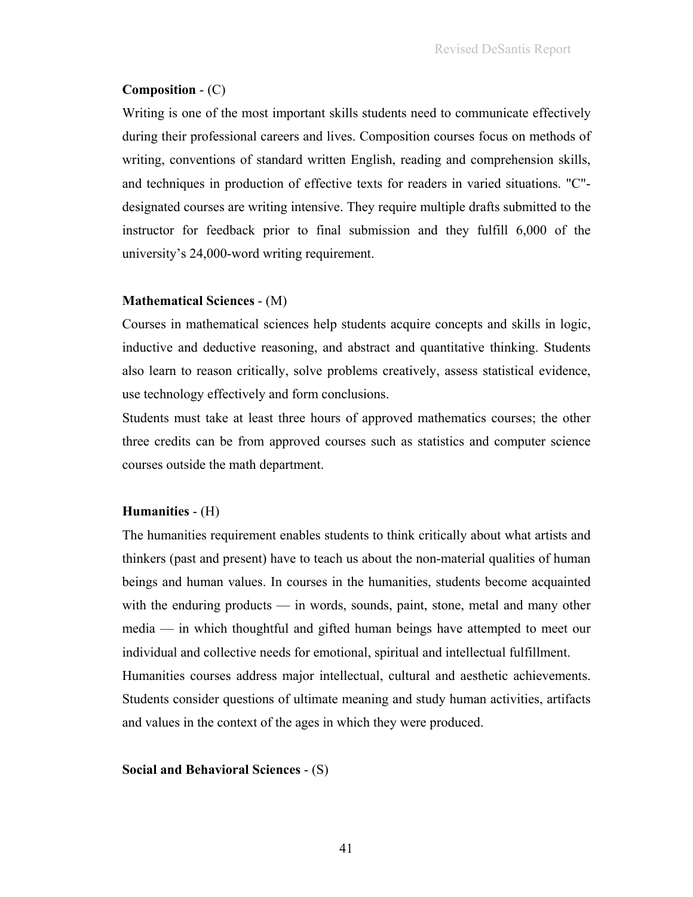**Composition** - (C)

Writing is one of the most important skills students need to communicate effectively during their professional careers and lives. Composition courses focus on methods of writing, conventions of standard written English, reading and comprehension skills, and techniques in production of effective texts for readers in varied situations. "C"-designated courses are writing intensive. They require multiple drafts submitted to the instructor for feedback prior to final submission and they fulfill 6,000 of the university's 24,000-word writing requirement.

**Mathematical Sciences** - (M)

Courses in mathematical sciences help students acquire concepts and skills in logic, inductive and deductive reasoning, and abstract and quantitative thinking. Students also learn to reason critically, solve problems creatively, assess statistical evidence, use technology effectively and form conclusions.

Students must take at least three hours of approved mathematics courses; the other three credits can be from approved courses such as statistics and computer science courses outside the math department.

**Humanities** - (H)

The humanities requirement enables students to think critically about what artists and thinkers (past and present) have to teach us about the non-material qualities of human beings and human values. In courses in the humanities, students become acquainted with the enduring products — in words, sounds, paint, stone, metal and many other media — in which thoughtful and gifted human beings have attempted to meet our individual and collective needs for emotional, spiritual and intellectual fulfillment.

Humanities courses address major intellectual, cultural and aesthetic achievements. Students consider questions of ultimate meaning and study human activities, artifacts and values in the context of the ages in which they were produced.

**Social and Behavioral Sciences** - (S)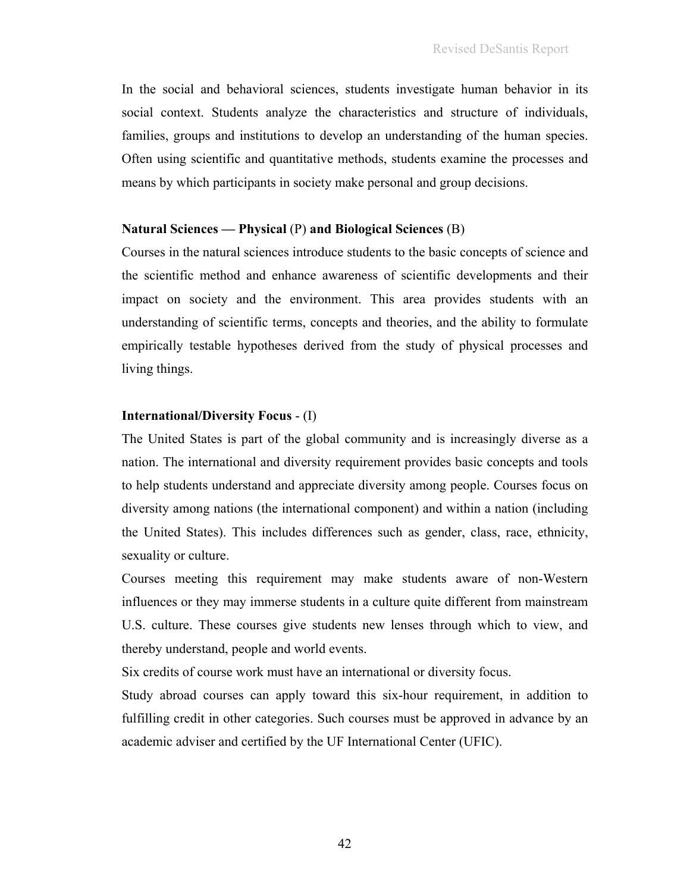In the social and behavioral sciences, students investigate human behavior in its social context. Students analyze the characteristics and structure of individuals, families, groups and institutions to develop an understanding of the human species. Often using scientific and quantitative methods, students examine the processes and means by which participants in society make personal and group decisions.

**Natural Sciences — Physical** (P) **and Biological Sciences** (B)

Courses in the natural sciences introduce students to the basic concepts of science and the scientific method and enhance awareness of scientific developments and their impact on society and the environment. This area provides students with an understanding of scientific terms, concepts and theories, and the ability to formulate empirically testable hypotheses derived from the study of physical processes and living things.

**International/Diversity Focus** - (I)

The United States is part of the global community and is increasingly diverse as a nation. The international and diversity requirement provides basic concepts and tools to help students understand and appreciate diversity among people. Courses focus on diversity among nations (the international component) and within a nation (including the United States). This includes differences such as gender, class, race, ethnicity, sexuality or culture.

Courses meeting this requirement may make students aware of non-Western influences or they may immerse students in a culture quite different from mainstream U.S. culture. These courses give students new lenses through which to view, and thereby understand, people and world events.

Six credits of course work must have an international or diversity focus.

Study abroad courses can apply toward this six-hour requirement, in addition to fulfilling credit in other categories. Such courses must be approved in advance by an academic adviser and certified by the UF International Center (UFIC).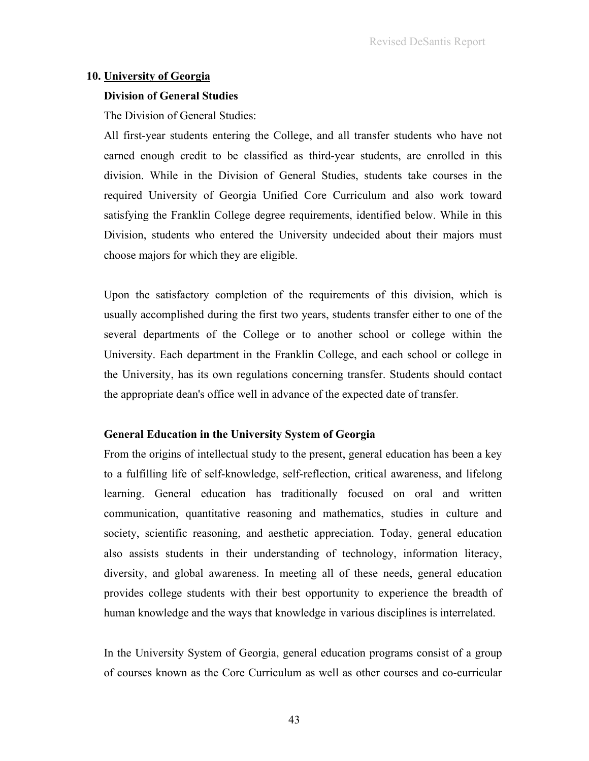## 10. University of Georgia

**Division of General Studies**

The Division of General Studies:

All first-year students entering the College, and all transfer students who have not earned enough credit to be classified as third-year students, are enrolled in this division. While in the Division of General Studies, students take courses in the required University of Georgia Unified Core Curriculum and also work toward satisfying the Franklin College degree requirements, identified below. While in this Division, students who entered the University undecided about their majors must choose majors for which they are eligible.

Upon the satisfactory completion of the requirements of this division, which is usually accomplished during the first two years, students transfer either to one of the several departments of the College or to another school or college within the University. Each department in the Franklin College, and each school or college in the University, has its own regulations concerning transfer. Students should contact the appropriate dean's office well in advance of the expected date of transfer.

**General Education in the University System of Georgia**

From the origins of intellectual study to the present, general education has been a key to a fulfilling life of self-knowledge, self-reflection, critical awareness, and lifelong learning. General education has traditionally focused on oral and written communication, quantitative reasoning and mathematics, studies in culture and society, scientific reasoning, and aesthetic appreciation. Today, general education also assists students in their understanding of technology, information literacy, diversity, and global awareness. In meeting all of these needs, general education provides college students with their best opportunity to experience the breadth of human knowledge and the ways that knowledge in various disciplines is interrelated.

In the University System of Georgia, general education programs consist of a group of courses known as the Core Curriculum as well as other courses and co-curricular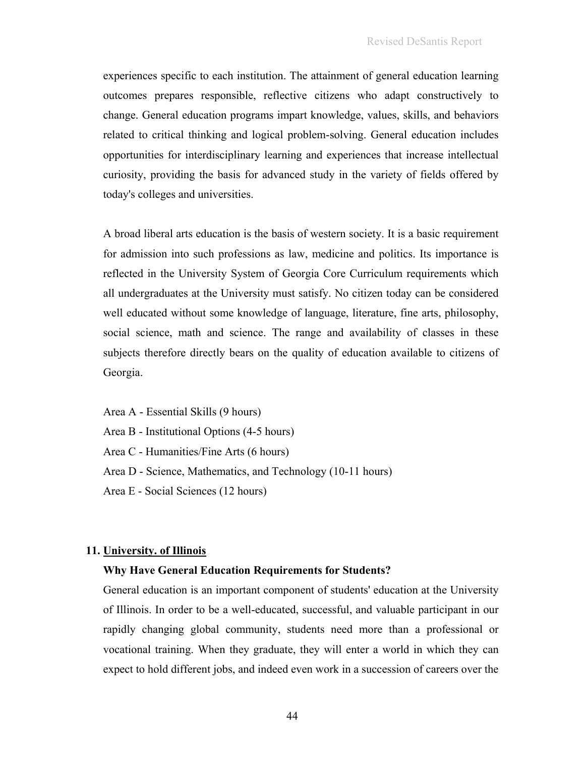experiences specific to each institution. The attainment of general education learning outcomes prepares responsible, reflective citizens who adapt constructively to change. General education programs impart knowledge, values, skills, and behaviors related to critical thinking and logical problem-solving. General education includes opportunities for interdisciplinary learning and experiences that increase intellectual curiosity, providing the basis for advanced study in the variety of fields offered by today's colleges and universities.

A broad liberal arts education is the basis of western society. It is a basic requirement for admission into such professions as law, medicine and politics. Its importance is reflected in the University System of Georgia Core Curriculum requirements which all undergraduates at the University must satisfy. No citizen today can be considered well educated without some knowledge of language, literature, fine arts, philosophy, social science, math and science. The range and availability of classes in these subjects therefore directly bears on the quality of education available to citizens of Georgia.

Area A - Essential Skills (9 hours)

Area B - Institutional Options (4-5 hours)

Area C - Humanities/Fine Arts (6 hours)

Area D - Science, Mathematics, and Technology (10-11 hours)

Area E - Social Sciences (12 hours)

**11. <u>University. of Illinois</u>**

**Why Have General Education Requirements for Students?**

General education is an important component of students' education at the University of Illinois. In order to be a well-educated, successful, and valuable participant in our rapidly changing global community, students need more than a professional or vocational training. When they graduate, they will enter a world in which they can expect to hold different jobs, and indeed even work in a succession of careers over the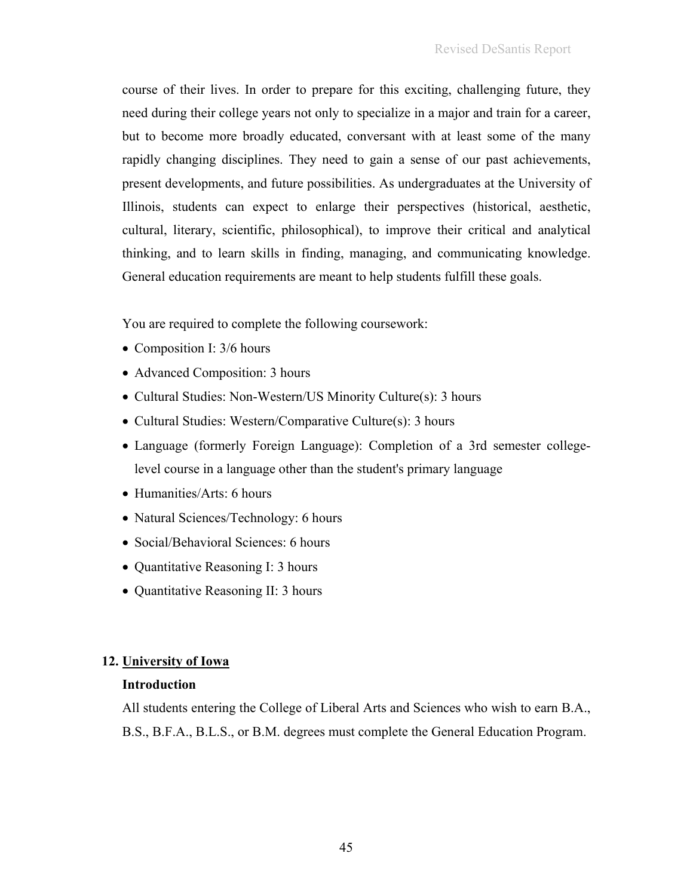course of their lives. In order to prepare for this exciting, challenging future, they need during their college years not only to specialize in a major and train for a career, but to become more broadly educated, conversant with at least some of the many rapidly changing disciplines. They need to gain a sense of our past achievements, present developments, and future possibilities. As undergraduates at the University of Illinois, students can expect to enlarge their perspectives (historical, aesthetic, cultural, literary, scientific, philosophical), to improve their critical and analytical thinking, and to learn skills in finding, managing, and communicating knowledge. General education requirements are meant to help students fulfill these goals.

You are required to complete the following coursework:

- Composition I: 3/6 hours
- Advanced Composition: 3 hours
- Cultural Studies: Non-Western/US Minority Culture(s): 3 hours
- Cultural Studies: Western/Comparative Culture(s): 3 hours
- Language (formerly Foreign Language): Completion of a 3rd semester college-level course in a language other than the student's primary language
- Humanities/Arts: 6 hours
- Natural Sciences/Technology: 6 hours
- Social/Behavioral Sciences: 6 hours
- Quantitative Reasoning I: 3 hours
- Quantitative Reasoning II: 3 hours

## 12. University of Iowa

### Introduction

All students entering the College of Liberal Arts and Sciences who wish to earn B.A., B.S., B.F.A., B.L.S., or B.M. degrees must complete the General Education Program.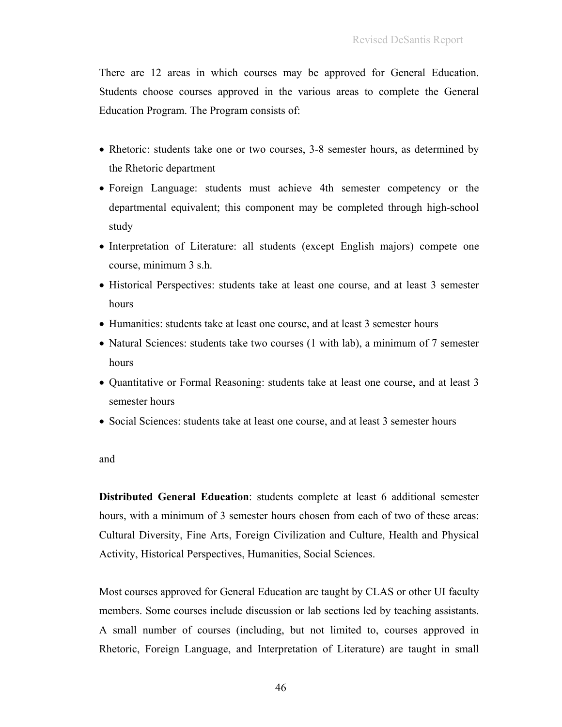There are 12 areas in which courses may be approved for General Education. Students choose courses approved in the various areas to complete the General Education Program. The Program consists of:

- Rhetoric: students take one or two courses, 3-8 semester hours, as determined by the Rhetoric department
- Foreign Language: students must achieve 4th semester competency or the departmental equivalent; this component may be completed through high-school study
- Interpretation of Literature: all students (except English majors) compete one course, minimum 3 s.h.
- Historical Perspectives: students take at least one course, and at least 3 semester hours
- Humanities: students take at least one course, and at least 3 semester hours
- Natural Sciences: students take two courses (1 with lab), a minimum of 7 semester hours
- Quantitative or Formal Reasoning: students take at least one course, and at least 3 semester hours
- Social Sciences: students take at least one course, and at least 3 semester hours

and

**Distributed General Education**: students complete at least 6 additional semester hours, with a minimum of 3 semester hours chosen from each of two of these areas: Cultural Diversity, Fine Arts, Foreign Civilization and Culture, Health and Physical Activity, Historical Perspectives, Humanities, Social Sciences.

Most courses approved for General Education are taught by CLAS or other UI faculty members. Some courses include discussion or lab sections led by teaching assistants. A small number of courses (including, but not limited to, courses approved in Rhetoric, Foreign Language, and Interpretation of Literature) are taught in small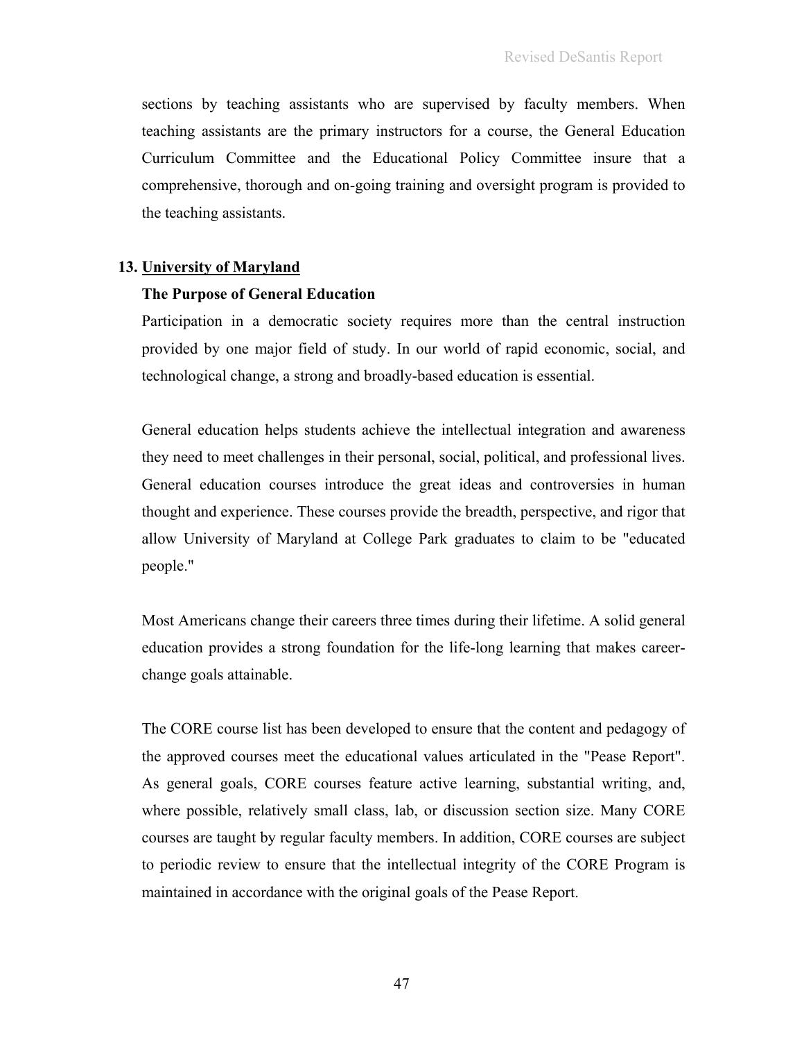sections by teaching assistants who are supervised by faculty members. When teaching assistants are the primary instructors for a course, the General Education Curriculum Committee and the Educational Policy Committee insure that a comprehensive, thorough and on-going training and oversight program is provided to the teaching assistants.

**13. <u>University of Maryland</u>**

**The Purpose of General Education**

Participation in a democratic society requires more than the central instruction provided by one major field of study. In our world of rapid economic, social, and technological change, a strong and broadly-based education is essential.

General education helps students achieve the intellectual integration and awareness they need to meet challenges in their personal, social, political, and professional lives. General education courses introduce the great ideas and controversies in human thought and experience. These courses provide the breadth, perspective, and rigor that allow University of Maryland at College Park graduates to claim to be "educated people."

Most Americans change their careers three times during their lifetime. A solid general education provides a strong foundation for the life-long learning that makes career-change goals attainable.

The CORE course list has been developed to ensure that the content and pedagogy of the approved courses meet the educational values articulated in the "Pease Report". As general goals, CORE courses feature active learning, substantial writing, and, where possible, relatively small class, lab, or discussion section size. Many CORE courses are taught by regular faculty members. In addition, CORE courses are subject to periodic review to ensure that the intellectual integrity of the CORE Program is maintained in accordance with the original goals of the Pease Report.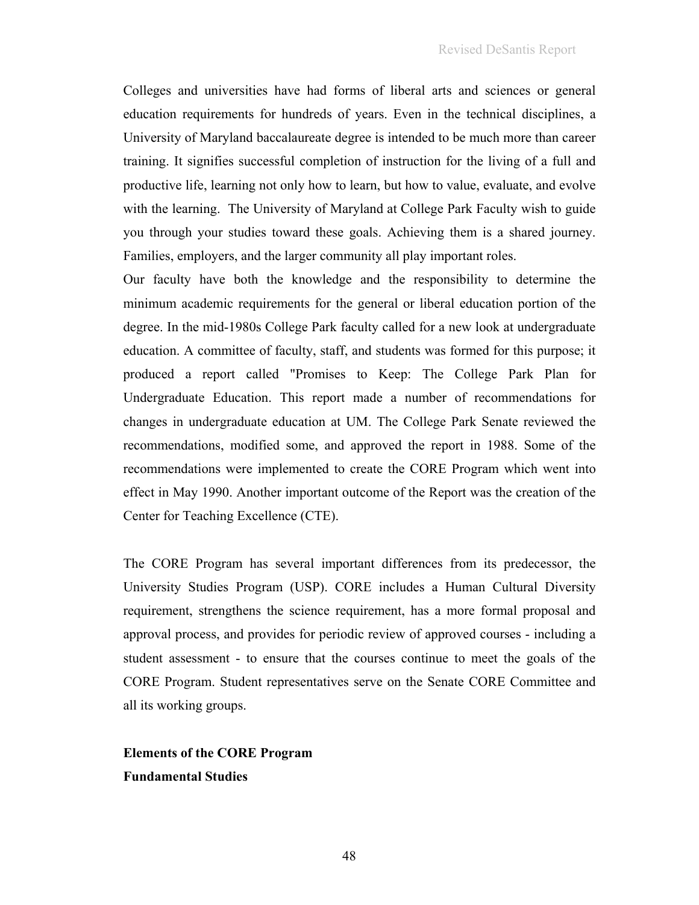Colleges and universities have had forms of liberal arts and sciences or general education requirements for hundreds of years. Even in the technical disciplines, a University of Maryland baccalaureate degree is intended to be much more than career training. It signifies successful completion of instruction for the living of a full and productive life, learning not only how to learn, but how to value, evaluate, and evolve with the learning. The University of Maryland at College Park Faculty wish to guide you through your studies toward these goals. Achieving them is a shared journey. Families, employers, and the larger community all play important roles.

Our faculty have both the knowledge and the responsibility to determine the minimum academic requirements for the general or liberal education portion of the degree. In the mid-1980s College Park faculty called for a new look at undergraduate education. A committee of faculty, staff, and students was formed for this purpose; it produced a report called "Promises to Keep: The College Park Plan for Undergraduate Education. This report made a number of recommendations for changes in undergraduate education at UM. The College Park Senate reviewed the recommendations, modified some, and approved the report in 1988. Some of the recommendations were implemented to create the CORE Program which went into effect in May 1990. Another important outcome of the Report was the creation of the Center for Teaching Excellence (CTE).

The CORE Program has several important differences from its predecessor, the University Studies Program (USP). CORE includes a Human Cultural Diversity requirement, strengthens the science requirement, has a more formal proposal and approval process, and provides for periodic review of approved courses - including a student assessment - to ensure that the courses continue to meet the goals of the CORE Program. Student representatives serve on the Senate CORE Committee and all its working groups.

**Elements of the CORE Program**

**Fundamental Studies**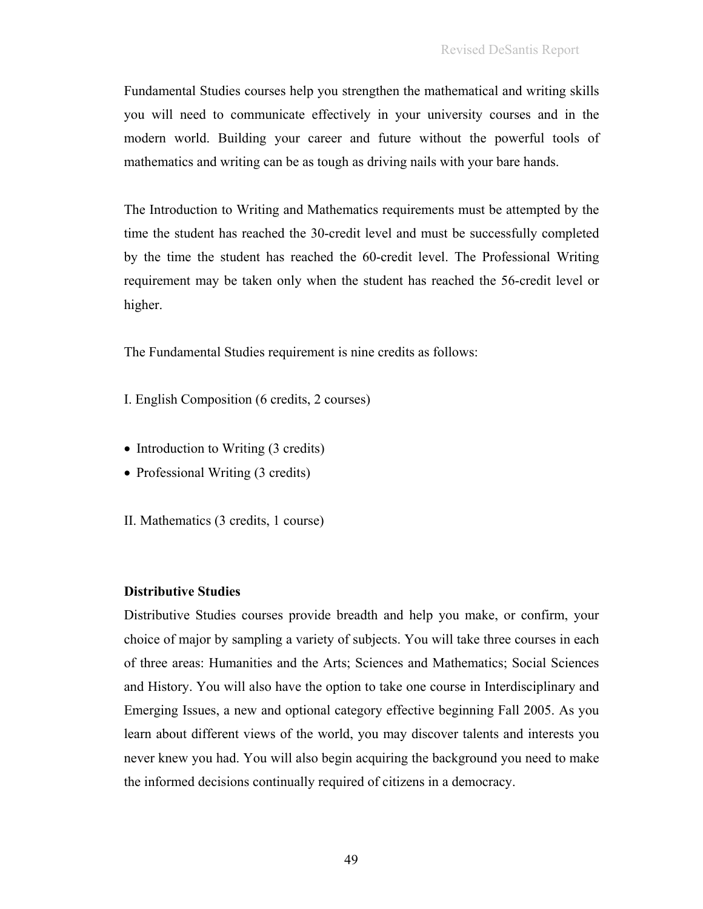Fundamental Studies courses help you strengthen the mathematical and writing skills you will need to communicate effectively in your university courses and in the modern world. Building your career and future without the powerful tools of mathematics and writing can be as tough as driving nails with your bare hands.

The Introduction to Writing and Mathematics requirements must be attempted by the time the student has reached the 30-credit level and must be successfully completed by the time the student has reached the 60-credit level. The Professional Writing requirement may be taken only when the student has reached the 56-credit level or higher.

The Fundamental Studies requirement is nine credits as follows:

I. English Composition (6 credits, 2 courses)

- Introduction to Writing (3 credits)
- Professional Writing (3 credits)

II. Mathematics (3 credits, 1 course)

**Distributive Studies**

Distributive Studies courses provide breadth and help you make, or confirm, your choice of major by sampling a variety of subjects. You will take three courses in each of three areas: Humanities and the Arts; Sciences and Mathematics; Social Sciences and History. You will also have the option to take one course in Interdisciplinary and Emerging Issues, a new and optional category effective beginning Fall 2005. As you learn about different views of the world, you may discover talents and interests you never knew you had. You will also begin acquiring the background you need to make the informed decisions continually required of citizens in a democracy.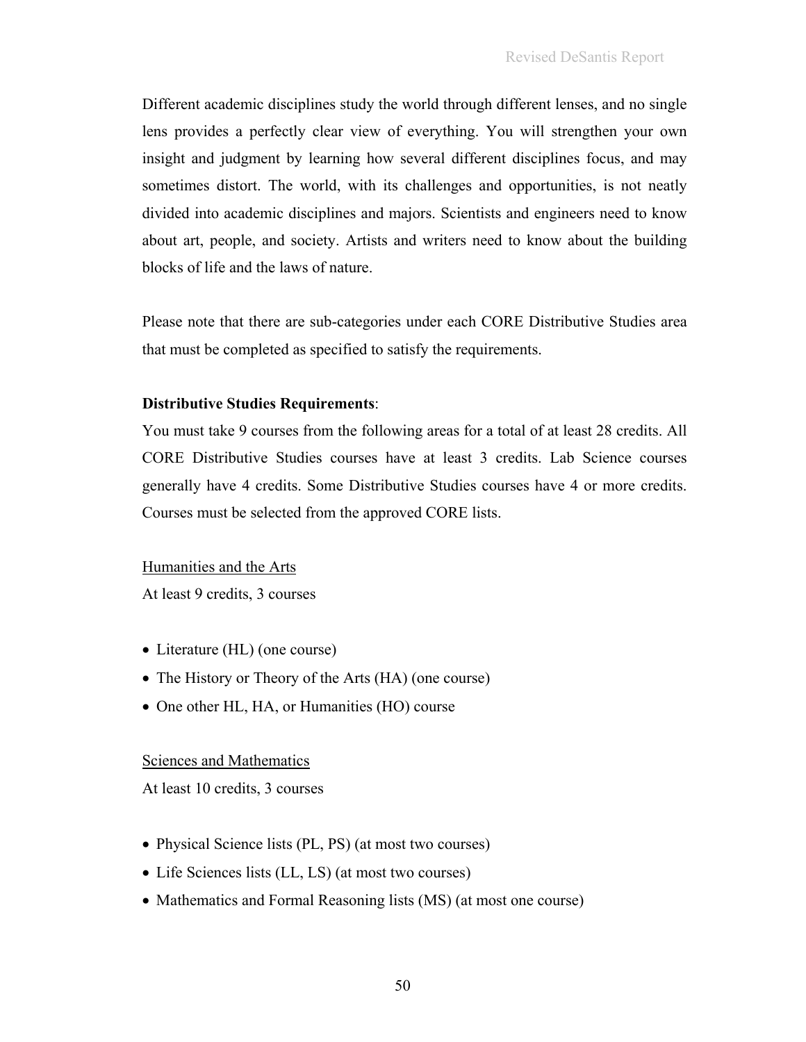Different academic disciplines study the world through different lenses, and no single lens provides a perfectly clear view of everything. You will strengthen your own insight and judgment by learning how several different disciplines focus, and may sometimes distort. The world, with its challenges and opportunities, is not neatly divided into academic disciplines and majors. Scientists and engineers need to know about art, people, and society. Artists and writers need to know about the building blocks of life and the laws of nature.

Please note that there are sub-categories under each CORE Distributive Studies area that must be completed as specified to satisfy the requirements.

**Distributive Studies Requirements**:

You must take 9 courses from the following areas for a total of at least 28 credits. All CORE Distributive Studies courses have at least 3 credits. Lab Science courses generally have 4 credits. Some Distributive Studies courses have 4 or more credits. Courses must be selected from the approved CORE lists.

<u>Humanities and the Arts</u>

At least 9 credits, 3 courses

- Literature (HL) (one course)
- The History or Theory of the Arts (HA) (one course)
- One other HL, HA, or Humanities (HO) course

<u>Sciences and Mathematics</u>

At least 10 credits, 3 courses

- Physical Science lists (PL, PS) (at most two courses)
- Life Sciences lists (LL, LS) (at most two courses)
- Mathematics and Formal Reasoning lists (MS) (at most one course)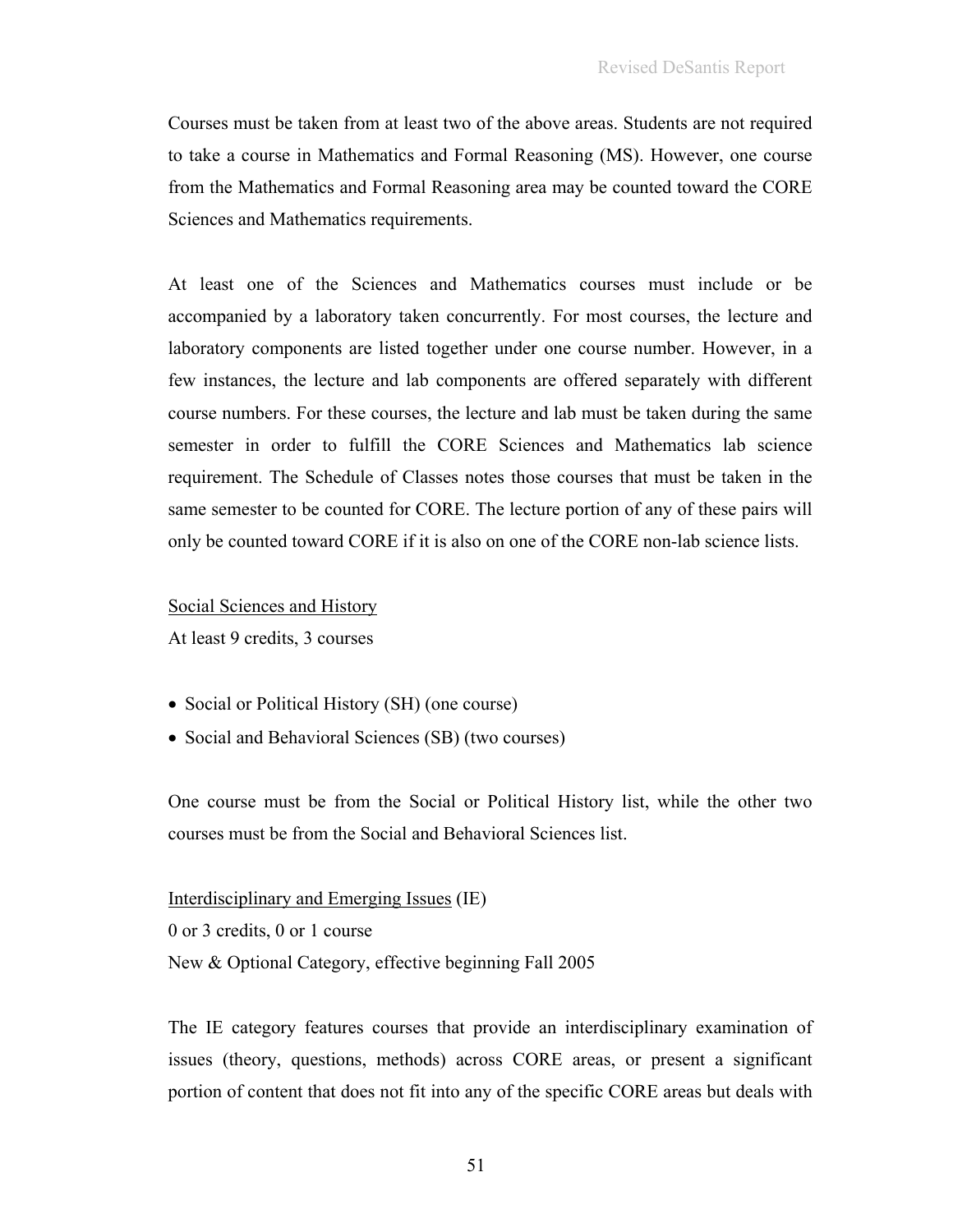Courses must be taken from at least two of the above areas. Students are not required to take a course in Mathematics and Formal Reasoning (MS). However, one course from the Mathematics and Formal Reasoning area may be counted toward the CORE Sciences and Mathematics requirements.

At least one of the Sciences and Mathematics courses must include or be accompanied by a laboratory taken concurrently. For most courses, the lecture and laboratory components are listed together under one course number. However, in a few instances, the lecture and lab components are offered separately with different course numbers. For these courses, the lecture and lab must be taken during the same semester in order to fulfill the CORE Sciences and Mathematics lab science requirement. The Schedule of Classes notes those courses that must be taken in the same semester to be counted for CORE. The lecture portion of any of these pairs will only be counted toward CORE if it is also on one of the CORE non-lab science lists.

<u>Social Sciences and History</u>

At least 9 credits, 3 courses

- Social or Political History (SH) (one course)
- Social and Behavioral Sciences (SB) (two courses)

One course must be from the Social or Political History list, while the other two courses must be from the Social and Behavioral Sciences list.

<u>Interdisciplinary and Emerging Issues</u> (IE)

0 or 3 credits, 0 or 1 course

New & Optional Category, effective beginning Fall 2005

The IE category features courses that provide an interdisciplinary examination of issues (theory, questions, methods) across CORE areas, or present a significant portion of content that does not fit into any of the specific CORE areas but deals with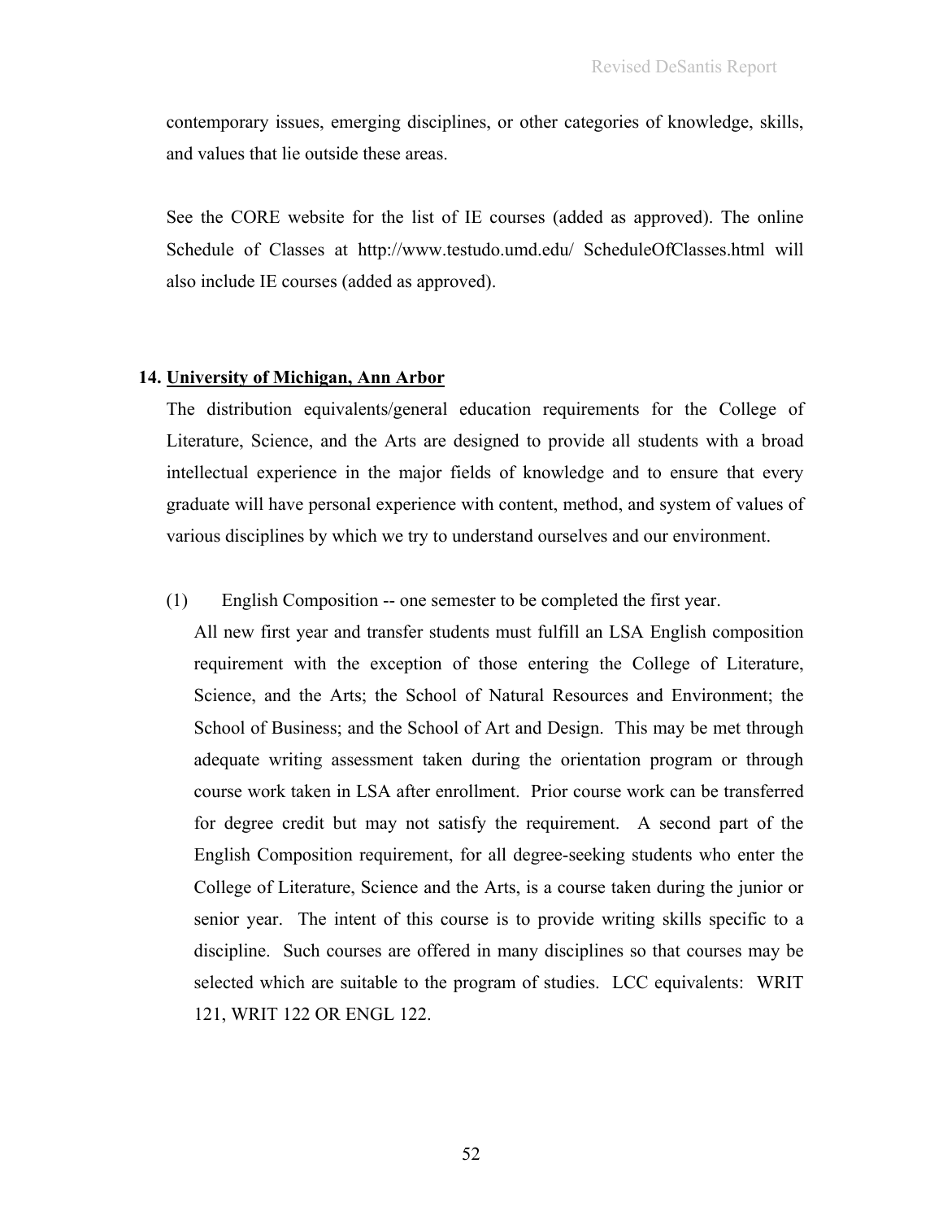contemporary issues, emerging disciplines, or other categories of knowledge, skills, and values that lie outside these areas.

See the CORE website for the list of IE courses (added as approved). The online Schedule of Classes at http://www.testudo.umd.edu/ ScheduleOfClasses.html will also include IE courses (added as approved).

**14. <u>University of Michigan, Ann Arbor</u>**

The distribution equivalents/general education requirements for the College of Literature, Science, and the Arts are designed to provide all students with a broad intellectual experience in the major fields of knowledge and to ensure that every graduate will have personal experience with content, method, and system of values of various disciplines by which we try to understand ourselves and our environment.

(1) English Composition -- one semester to be completed the first year.

All new first year and transfer students must fulfill an LSA English composition requirement with the exception of those entering the College of Literature, Science, and the Arts; the School of Natural Resources and Environment; the School of Business; and the School of Art and Design. This may be met through adequate writing assessment taken during the orientation program or through course work taken in LSA after enrollment. Prior course work can be transferred for degree credit but may not satisfy the requirement. A second part of the English Composition requirement, for all degree-seeking students who enter the College of Literature, Science and the Arts, is a course taken during the junior or senior year. The intent of this course is to provide writing skills specific to a discipline. Such courses are offered in many disciplines so that courses may be selected which are suitable to the program of studies. LCC equivalents: WRIT 121, WRIT 122 OR ENGL 122.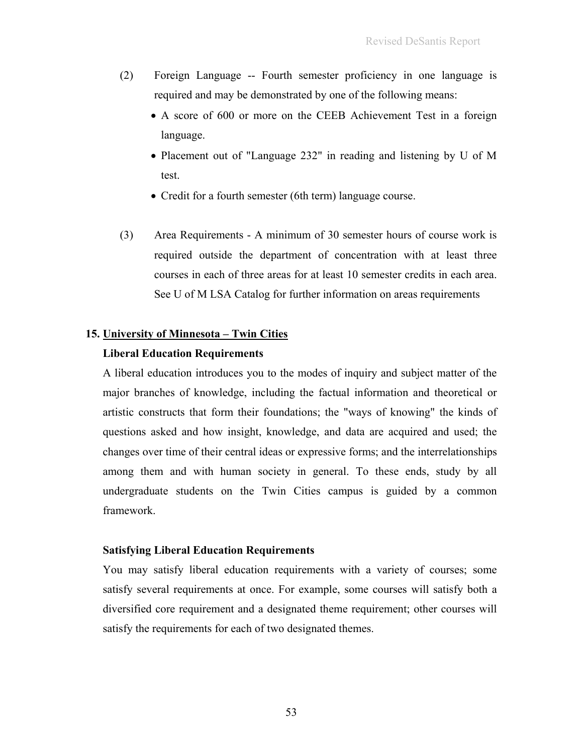(2) Foreign Language -- Fourth semester proficiency in one language is required and may be demonstrated by one of the following means:

- A score of 600 or more on the CEEB Achievement Test in a foreign language.
- Placement out of "Language 232" in reading and listening by U of M test.
- Credit for a fourth semester (6th term) language course.

(3) Area Requirements - A minimum of 30 semester hours of course work is required outside the department of concentration with at least three courses in each of three areas for at least 10 semester credits in each area. See U of M LSA Catalog for further information on areas requirements

## 15. <u>University of Minnesota – Twin Cities</u>

**Liberal Education Requirements**

A liberal education introduces you to the modes of inquiry and subject matter of the major branches of knowledge, including the factual information and theoretical or artistic constructs that form their foundations; the "ways of knowing" the kinds of questions asked and how insight, knowledge, and data are acquired and used; the changes over time of their central ideas or expressive forms; and the interrelationships among them and with human society in general. To these ends, study by all undergraduate students on the Twin Cities campus is guided by a common framework.

**Satisfying Liberal Education Requirements**

You may satisfy liberal education requirements with a variety of courses; some satisfy several requirements at once. For example, some courses will satisfy both a diversified core requirement and a designated theme requirement; other courses will satisfy the requirements for each of two designated themes.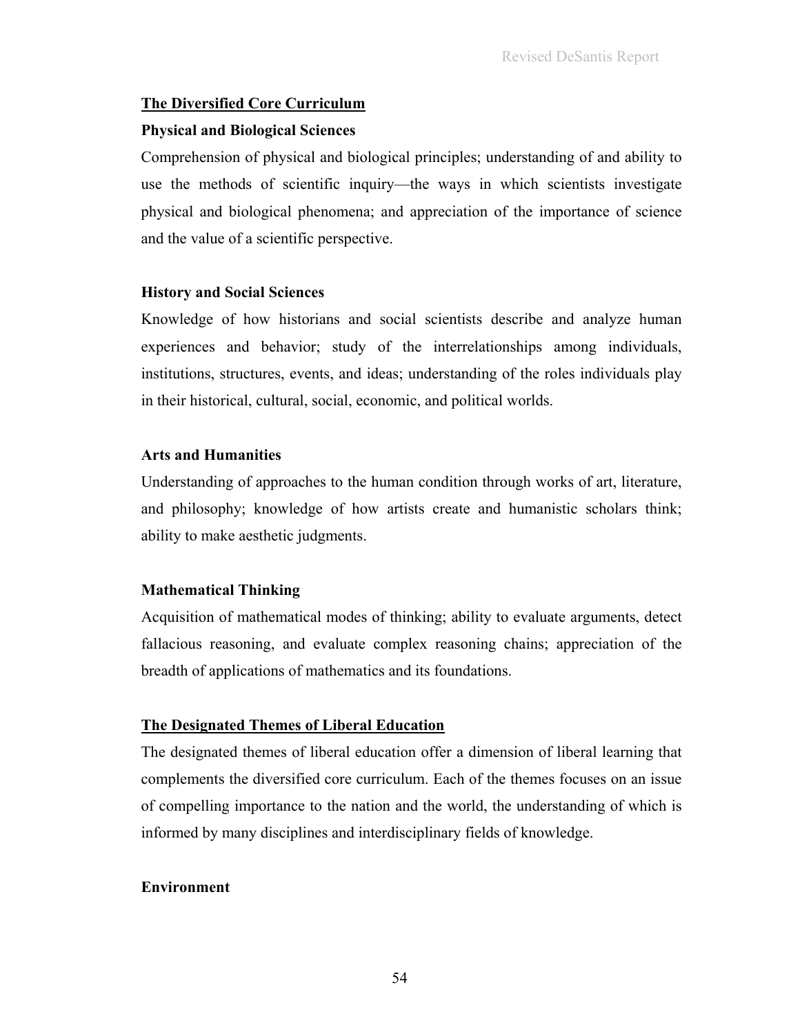## The Diversified Core Curriculum

### Physical and Biological Sciences

Comprehension of physical and biological principles; understanding of and ability to use the methods of scientific inquiry—the ways in which scientists investigate physical and biological phenomena; and appreciation of the importance of science and the value of a scientific perspective.

### History and Social Sciences

Knowledge of how historians and social scientists describe and analyze human experiences and behavior; study of the interrelationships among individuals, institutions, structures, events, and ideas; understanding of the roles individuals play in their historical, cultural, social, economic, and political worlds.

### Arts and Humanities

Understanding of approaches to the human condition through works of art, literature, and philosophy; knowledge of how artists create and humanistic scholars think; ability to make aesthetic judgments.

### Mathematical Thinking

Acquisition of mathematical modes of thinking; ability to evaluate arguments, detect fallacious reasoning, and evaluate complex reasoning chains; appreciation of the breadth of applications of mathematics and its foundations.

## The Designated Themes of Liberal Education

The designated themes of liberal education offer a dimension of liberal learning that complements the diversified core curriculum. Each of the themes focuses on an issue of compelling importance to the nation and the world, the understanding of which is informed by many disciplines and interdisciplinary fields of knowledge.

### Environment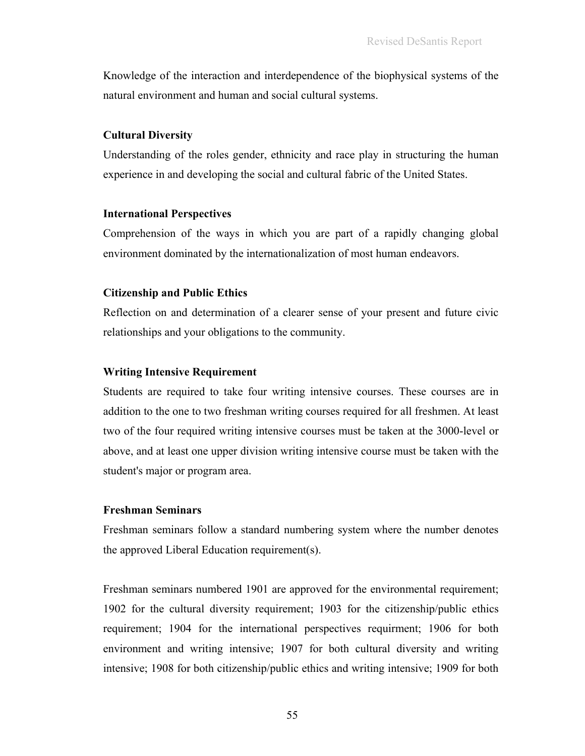Knowledge of the interaction and interdependence of the biophysical systems of the natural environment and human and social cultural systems.

**Cultural Diversity**

Understanding of the roles gender, ethnicity and race play in structuring the human experience in and developing the social and cultural fabric of the United States.

**International Perspectives**

Comprehension of the ways in which you are part of a rapidly changing global environment dominated by the internationalization of most human endeavors.

**Citizenship and Public Ethics**

Reflection on and determination of a clearer sense of your present and future civic relationships and your obligations to the community.

**Writing Intensive Requirement**

Students are required to take four writing intensive courses. These courses are in addition to the one to two freshman writing courses required for all freshmen. At least two of the four required writing intensive courses must be taken at the 3000-level or above, and at least one upper division writing intensive course must be taken with the student's major or program area.

**Freshman Seminars**

Freshman seminars follow a standard numbering system where the number denotes the approved Liberal Education requirement(s).

Freshman seminars numbered 1901 are approved for the environmental requirement; 1902 for the cultural diversity requirement; 1903 for the citizenship/public ethics requirement; 1904 for the international perspectives requirment; 1906 for both environment and writing intensive; 1907 for both cultural diversity and writing intensive; 1908 for both citizenship/public ethics and writing intensive; 1909 for both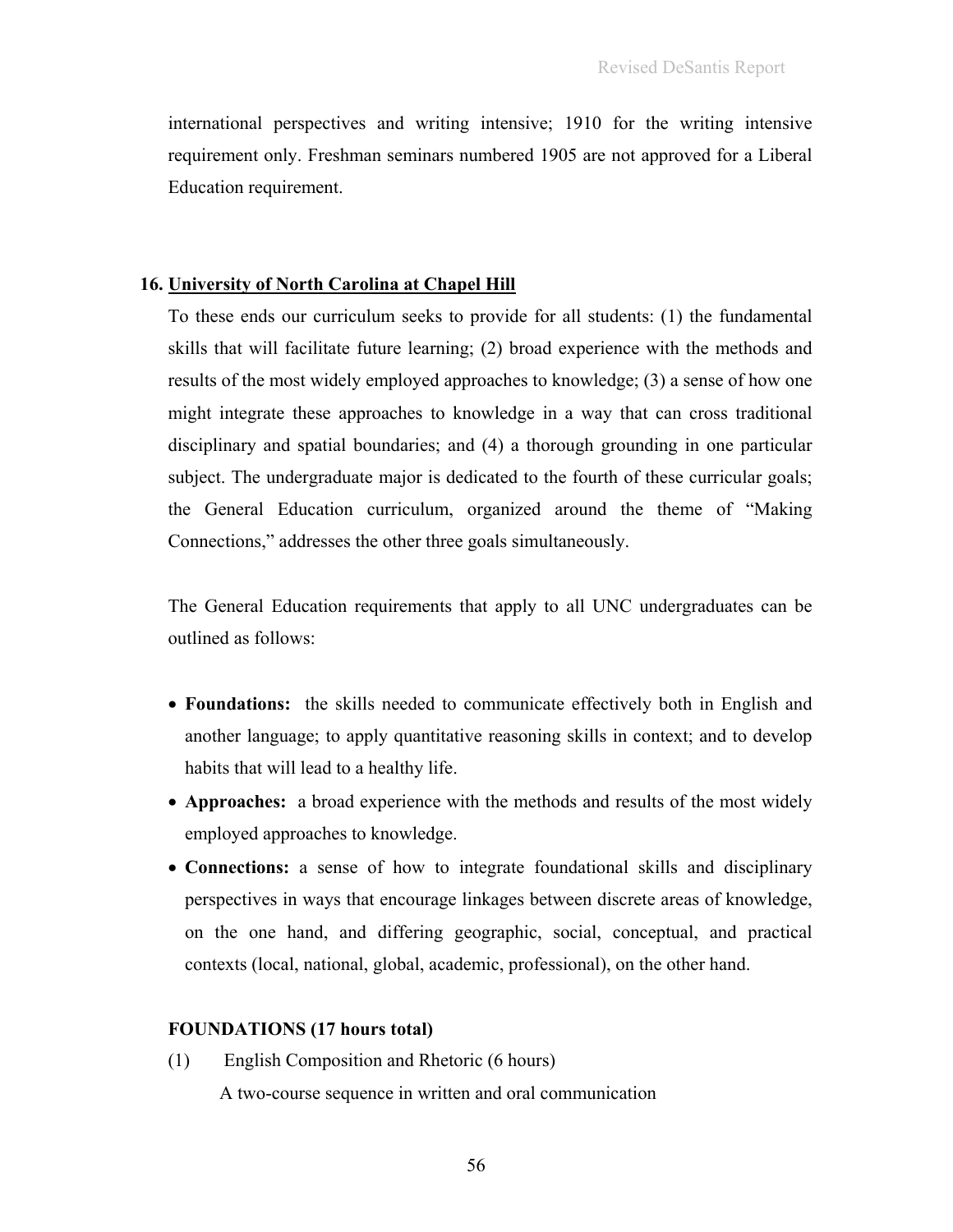international perspectives and writing intensive; 1910 for the writing intensive requirement only. Freshman seminars numbered 1905 are not approved for a Liberal Education requirement.

**16. <u>University of North Carolina at Chapel Hill</u>**

To these ends our curriculum seeks to provide for all students: (1) the fundamental skills that will facilitate future learning; (2) broad experience with the methods and results of the most widely employed approaches to knowledge; (3) a sense of how one might integrate these approaches to knowledge in a way that can cross traditional disciplinary and spatial boundaries; and (4) a thorough grounding in one particular subject. The undergraduate major is dedicated to the fourth of these curricular goals; the General Education curriculum, organized around the theme of "Making Connections," addresses the other three goals simultaneously.

The General Education requirements that apply to all UNC undergraduates can be outlined as follows:

- **Foundations:** the skills needed to communicate effectively both in English and another language; to apply quantitative reasoning skills in context; and to develop habits that will lead to a healthy life.
- **Approaches:** a broad experience with the methods and results of the most widely employed approaches to knowledge.
- **Connections:** a sense of how to integrate foundational skills and disciplinary perspectives in ways that encourage linkages between discrete areas of knowledge, on the one hand, and differing geographic, social, conceptual, and practical contexts (local, national, global, academic, professional), on the other hand.

**FOUNDATIONS (17 hours total)**

(1) English Composition and Rhetoric (6 hours)

A two-course sequence in written and oral communication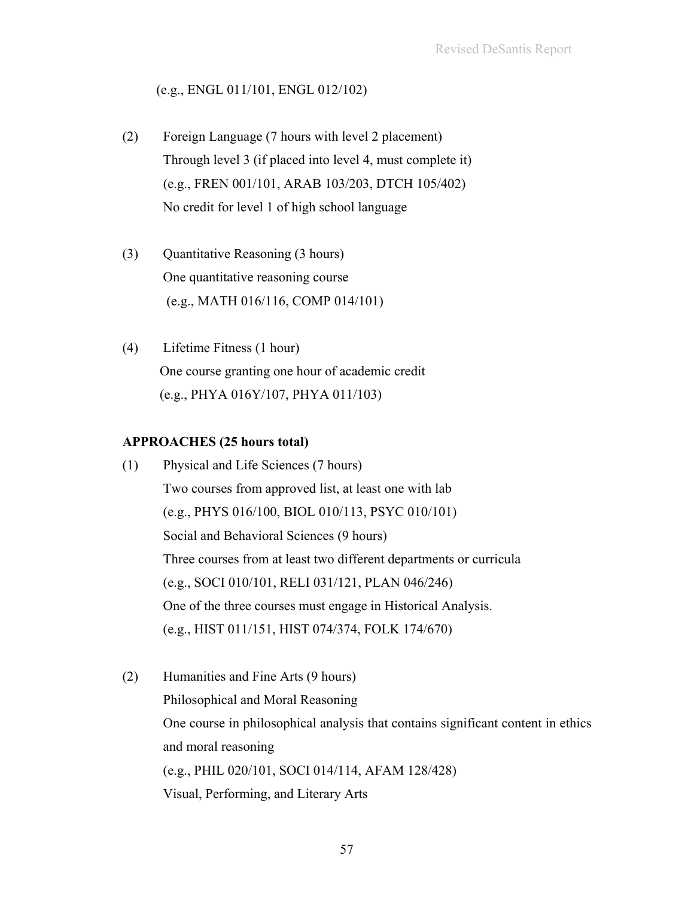(e.g., ENGL 011/101, ENGL 012/102)

(2) Foreign Language (7 hours with level 2 placement)
Through level 3 (if placed into level 4, must complete it)
(e.g., FREN 001/101, ARAB 103/203, DTCH 105/402)
No credit for level 1 of high school language

(3) Quantitative Reasoning (3 hours)
One quantitative reasoning course
(e.g., MATH 016/116, COMP 014/101)

(4) Lifetime Fitness (1 hour)
One course granting one hour of academic credit
(e.g., PHYA 016Y/107, PHYA 011/103)

**APPROACHES (25 hours total)**

(1) Physical and Life Sciences (7 hours)
Two courses from approved list, at least one with lab
(e.g., PHYS 016/100, BIOL 010/113, PSYC 010/101)
Social and Behavioral Sciences (9 hours)
Three courses from at least two different departments or curricula
(e.g., SOCI 010/101, RELI 031/121, PLAN 046/246)
One of the three courses must engage in Historical Analysis.
(e.g., HIST 011/151, HIST 074/374, FOLK 174/670)

(2) Humanities and Fine Arts (9 hours)
Philosophical and Moral Reasoning
One course in philosophical analysis that contains significant content in ethics and moral reasoning
(e.g., PHIL 020/101, SOCI 014/114, AFAM 128/428)
Visual, Performing, and Literary Arts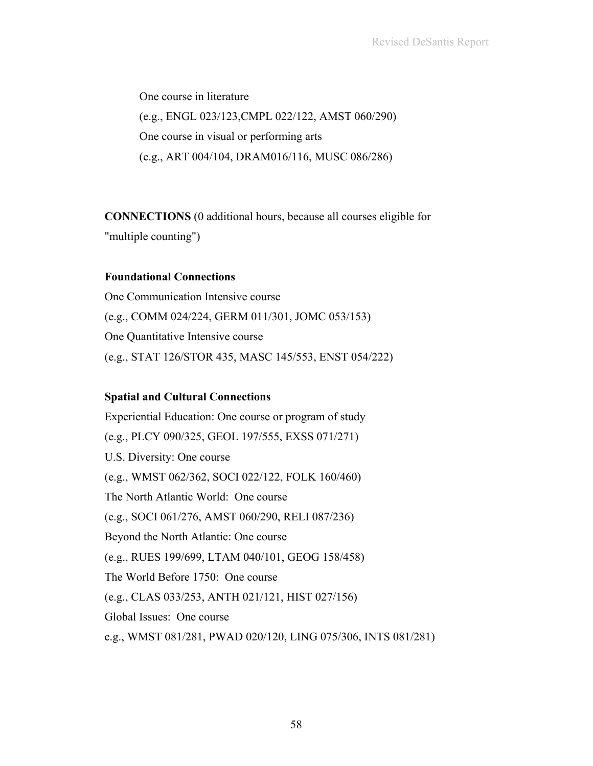One course in literature

(e.g., ENGL 023/123,CMPL 022/122, AMST 060/290)

One course in visual or performing arts

(e.g., ART 004/104, DRAM016/116, MUSC 086/286)

**CONNECTIONS** (0 additional hours, because all courses eligible for "multiple counting")

**Foundational Connections**

One Communication Intensive course

(e.g., COMM 024/224, GERM 011/301, JOMC 053/153)

One Quantitative Intensive course

(e.g., STAT 126/STOR 435, MASC 145/553, ENST 054/222)

**Spatial and Cultural Connections**

Experiential Education: One course or program of study

(e.g., PLCY 090/325, GEOL 197/555, EXSS 071/271)

U.S. Diversity: One course

(e.g., WMST 062/362, SOCI 022/122, FOLK 160/460)

The North Atlantic World: One course

(e.g., SOCI 061/276, AMST 060/290, RELI 087/236)

Beyond the North Atlantic: One course

(e.g., RUES 199/699, LTAM 040/101, GEOG 158/458)

The World Before 1750: One course

(e.g., CLAS 033/253, ANTH 021/121, HIST 027/156)

Global Issues: One course

e.g., WMST 081/281, PWAD 020/120, LING 075/306, INTS 081/281)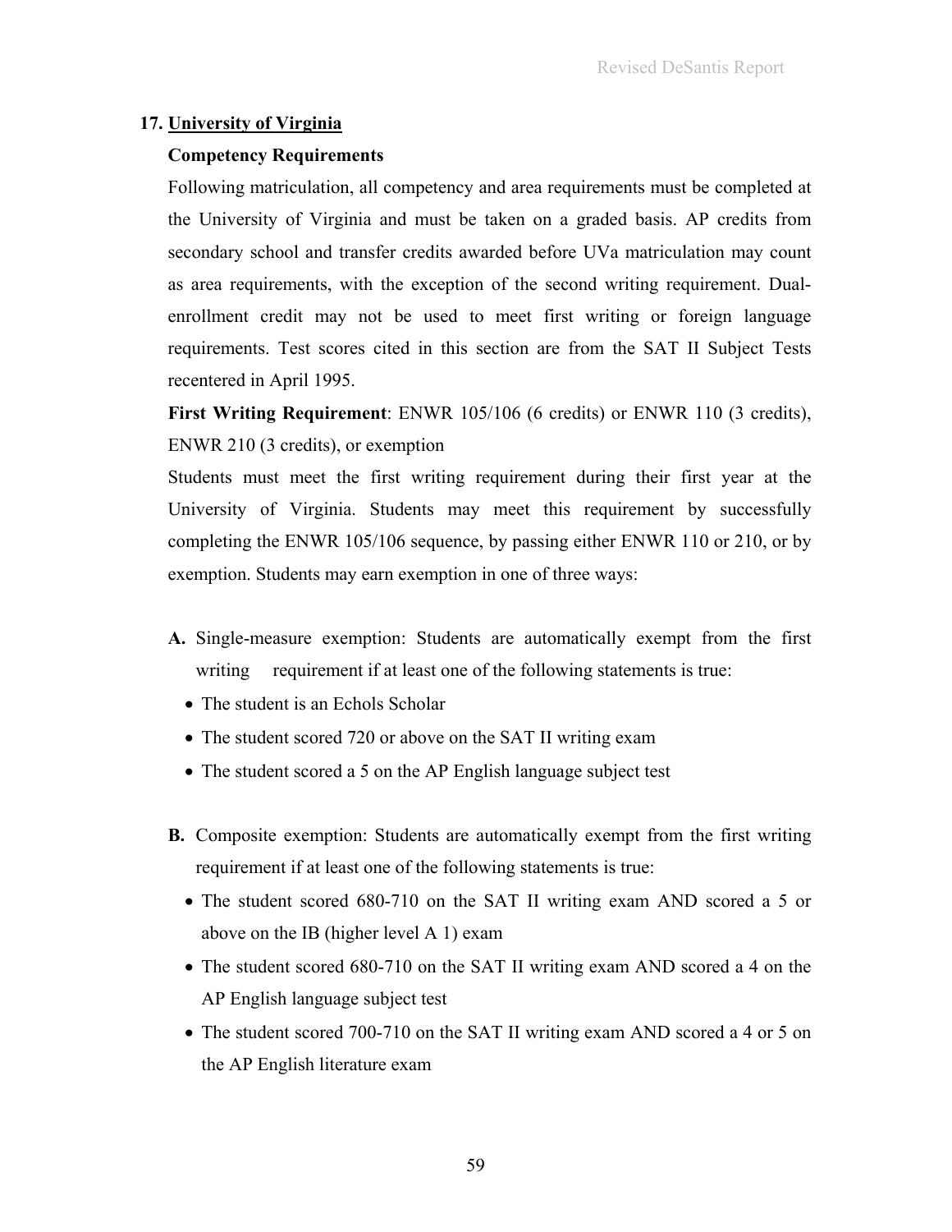### 17. University of Virginia

**Competency Requirements**

Following matriculation, all competency and area requirements must be completed at the University of Virginia and must be taken on a graded basis. AP credits from secondary school and transfer credits awarded before UVa matriculation may count as area requirements, with the exception of the second writing requirement. Dual-enrollment credit may not be used to meet first writing or foreign language requirements. Test scores cited in this section are from the SAT II Subject Tests recentered in April 1995.

**First Writing Requirement**: ENWR 105/106 (6 credits) or ENWR 110 (3 credits), ENWR 210 (3 credits), or exemption

Students must meet the first writing requirement during their first year at the University of Virginia. Students may meet this requirement by successfully completing the ENWR 105/106 sequence, by passing either ENWR 110 or 210, or by exemption. Students may earn exemption in one of three ways:

**A.** Single-measure exemption: Students are automatically exempt from the first writing requirement if at least one of the following statements is true:

- The student is an Echols Scholar
- The student scored 720 or above on the SAT II writing exam
- The student scored a 5 on the AP English language subject test

**B.** Composite exemption: Students are automatically exempt from the first writing requirement if at least one of the following statements is true:

- The student scored 680-710 on the SAT II writing exam AND scored a 5 or above on the IB (higher level A 1) exam
- The student scored 680-710 on the SAT II writing exam AND scored a 4 on the AP English language subject test
- The student scored 700-710 on the SAT II writing exam AND scored a 4 or 5 on the AP English literature exam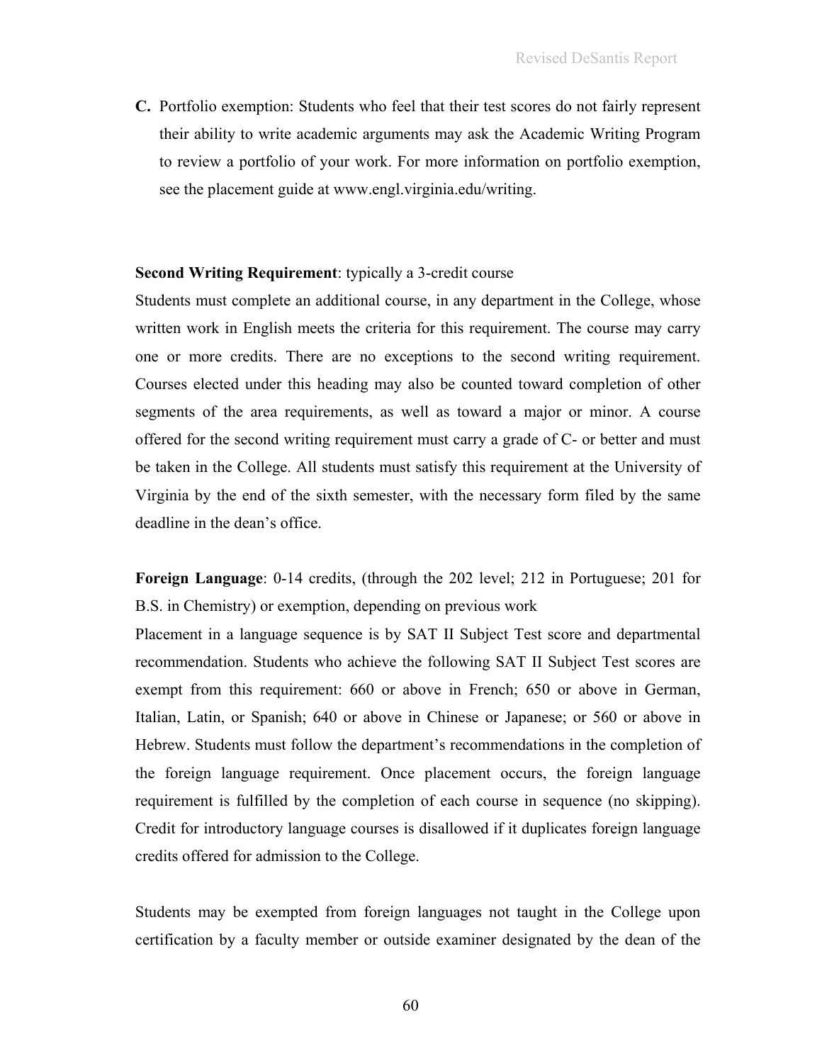**C.** Portfolio exemption: Students who feel that their test scores do not fairly represent their ability to write academic arguments may ask the Academic Writing Program to review a portfolio of your work. For more information on portfolio exemption, see the placement guide at www.engl.virginia.edu/writing.

**Second Writing Requirement**: typically a 3-credit course

Students must complete an additional course, in any department in the College, whose written work in English meets the criteria for this requirement. The course may carry one or more credits. There are no exceptions to the second writing requirement. Courses elected under this heading may also be counted toward completion of other segments of the area requirements, as well as toward a major or minor. A course offered for the second writing requirement must carry a grade of C- or better and must be taken in the College. All students must satisfy this requirement at the University of Virginia by the end of the sixth semester, with the necessary form filed by the same deadline in the dean's office.

**Foreign Language**: 0-14 credits, (through the 202 level; 212 in Portuguese; 201 for B.S. in Chemistry) or exemption, depending on previous work

Placement in a language sequence is by SAT II Subject Test score and departmental recommendation. Students who achieve the following SAT II Subject Test scores are exempt from this requirement: 660 or above in French; 650 or above in German, Italian, Latin, or Spanish; 640 or above in Chinese or Japanese; or 560 or above in Hebrew. Students must follow the department's recommendations in the completion of the foreign language requirement. Once placement occurs, the foreign language requirement is fulfilled by the completion of each course in sequence (no skipping). Credit for introductory language courses is disallowed if it duplicates foreign language credits offered for admission to the College.

Students may be exempted from foreign languages not taught in the College upon certification by a faculty member or outside examiner designated by the dean of the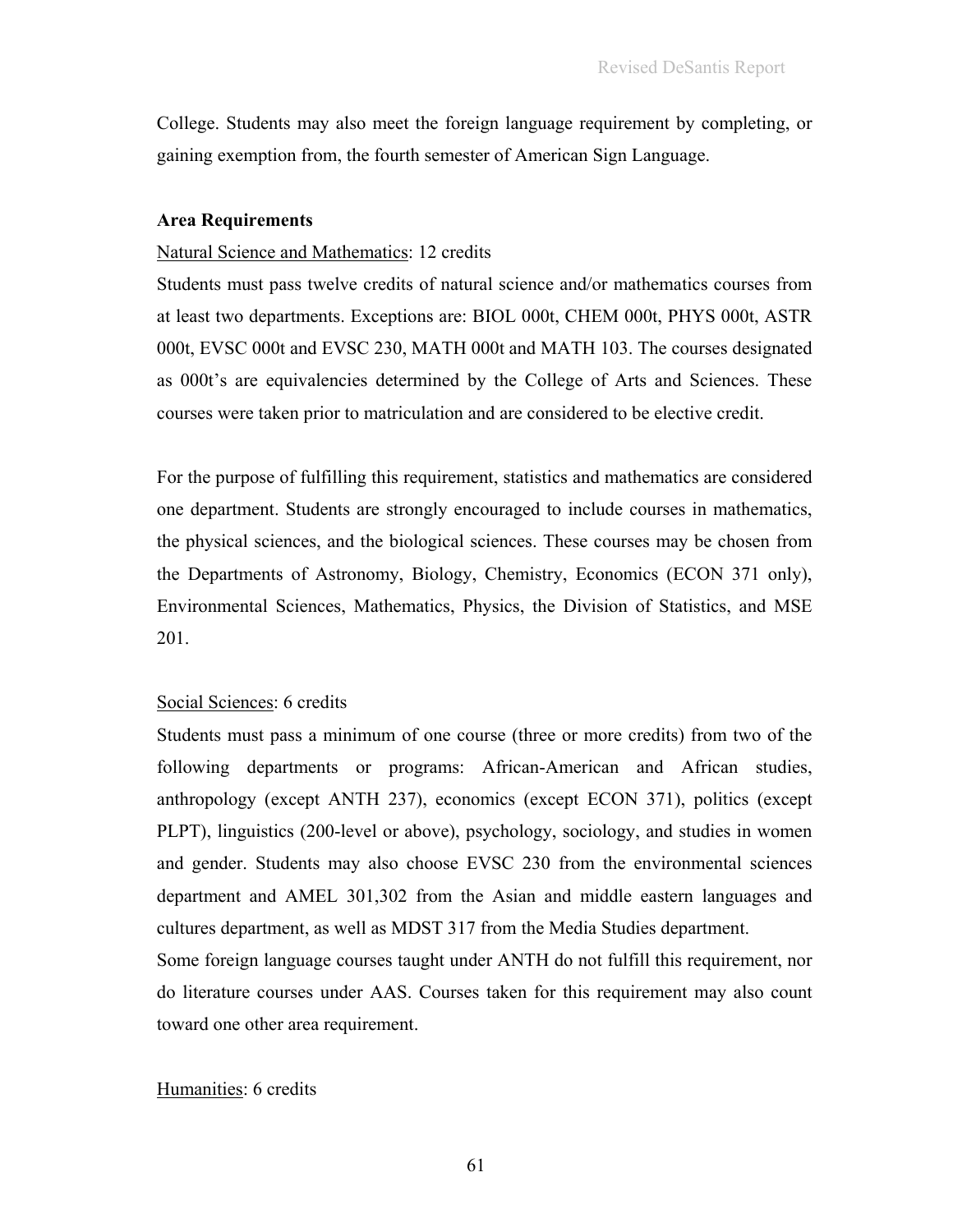College. Students may also meet the foreign language requirement by completing, or gaining exemption from, the fourth semester of American Sign Language.

**Area Requirements**

Natural Science and Mathematics: 12 credits

Students must pass twelve credits of natural science and/or mathematics courses from at least two departments. Exceptions are: BIOL 000t, CHEM 000t, PHYS 000t, ASTR 000t, EVSC 000t and EVSC 230, MATH 000t and MATH 103. The courses designated as 000t's are equivalencies determined by the College of Arts and Sciences. These courses were taken prior to matriculation and are considered to be elective credit.

For the purpose of fulfilling this requirement, statistics and mathematics are considered one department. Students are strongly encouraged to include courses in mathematics, the physical sciences, and the biological sciences. These courses may be chosen from the Departments of Astronomy, Biology, Chemistry, Economics (ECON 371 only), Environmental Sciences, Mathematics, Physics, the Division of Statistics, and MSE 201.

Social Sciences: 6 credits

Students must pass a minimum of one course (three or more credits) from two of the following departments or programs: African-American and African studies, anthropology (except ANTH 237), economics (except ECON 371), politics (except PLPT), linguistics (200-level or above), psychology, sociology, and studies in women and gender. Students may also choose EVSC 230 from the environmental sciences department and AMEL 301,302 from the Asian and middle eastern languages and cultures department, as well as MDST 317 from the Media Studies department.
Some foreign language courses taught under ANTH do not fulfill this requirement, nor do literature courses under AAS. Courses taken for this requirement may also count toward one other area requirement.

Humanities: 6 credits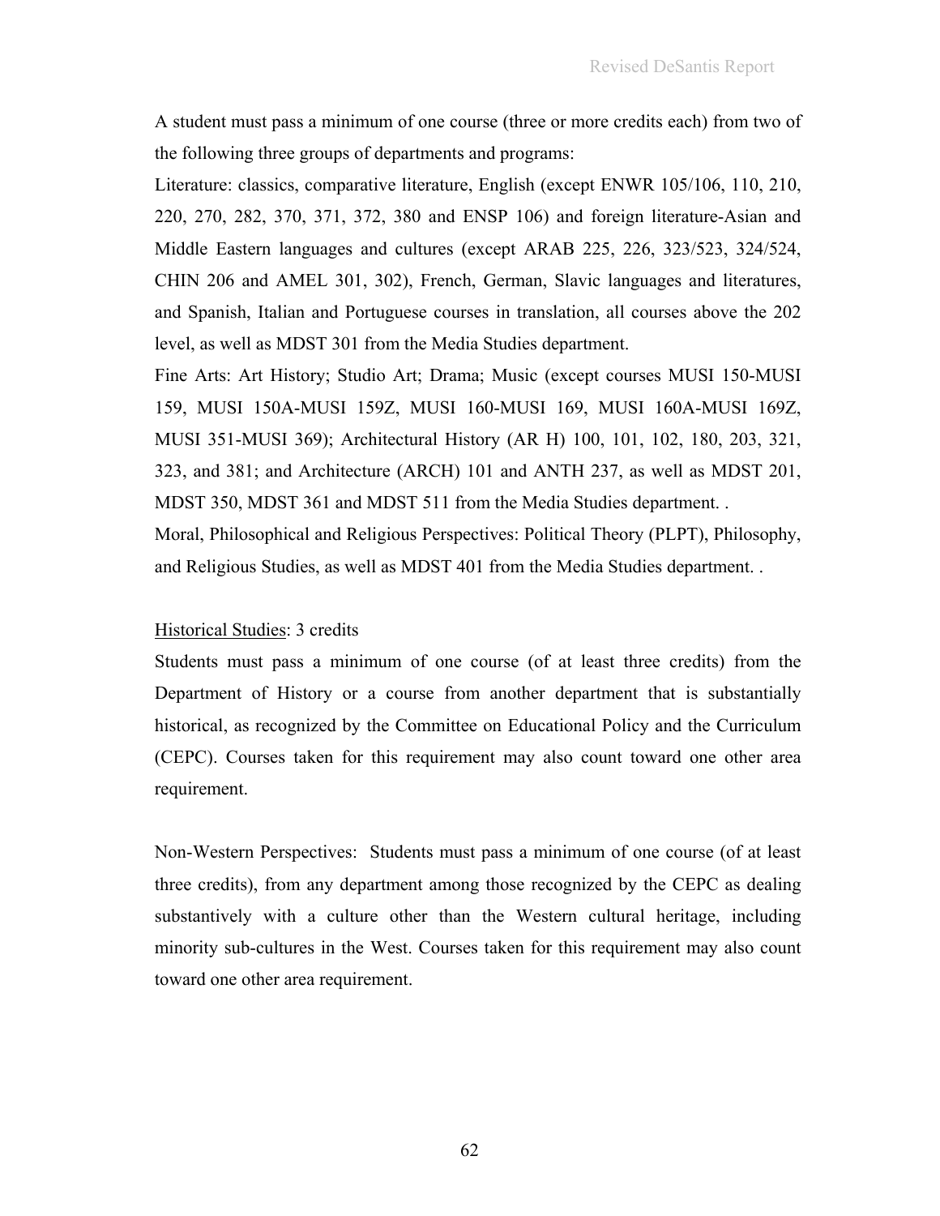A student must pass a minimum of one course (three or more credits each) from two of the following three groups of departments and programs:

Literature: classics, comparative literature, English (except ENWR 105/106, 110, 210, 220, 270, 282, 370, 371, 372, 380 and ENSP 106) and foreign literature-Asian and Middle Eastern languages and cultures (except ARAB 225, 226, 323/523, 324/524, CHIN 206 and AMEL 301, 302), French, German, Slavic languages and literatures, and Spanish, Italian and Portuguese courses in translation, all courses above the 202 level, as well as MDST 301 from the Media Studies department.

Fine Arts: Art History; Studio Art; Drama; Music (except courses MUSI 150-MUSI 159, MUSI 150A-MUSI 159Z, MUSI 160-MUSI 169, MUSI 160A-MUSI 169Z, MUSI 351-MUSI 369); Architectural History (AR H) 100, 101, 102, 180, 203, 321, 323, and 381; and Architecture (ARCH) 101 and ANTH 237, as well as MDST 201, MDST 350, MDST 361 and MDST 511 from the Media Studies department. .

Moral, Philosophical and Religious Perspectives: Political Theory (PLPT), Philosophy, and Religious Studies, as well as MDST 401 from the Media Studies department. .

<u>Historical Studies</u>: 3 credits

Students must pass a minimum of one course (of at least three credits) from the Department of History or a course from another department that is substantially historical, as recognized by the Committee on Educational Policy and the Curriculum (CEPC). Courses taken for this requirement may also count toward one other area requirement.

Non-Western Perspectives: Students must pass a minimum of one course (of at least three credits), from any department among those recognized by the CEPC as dealing substantively with a culture other than the Western cultural heritage, including minority sub-cultures in the West. Courses taken for this requirement may also count toward one other area requirement.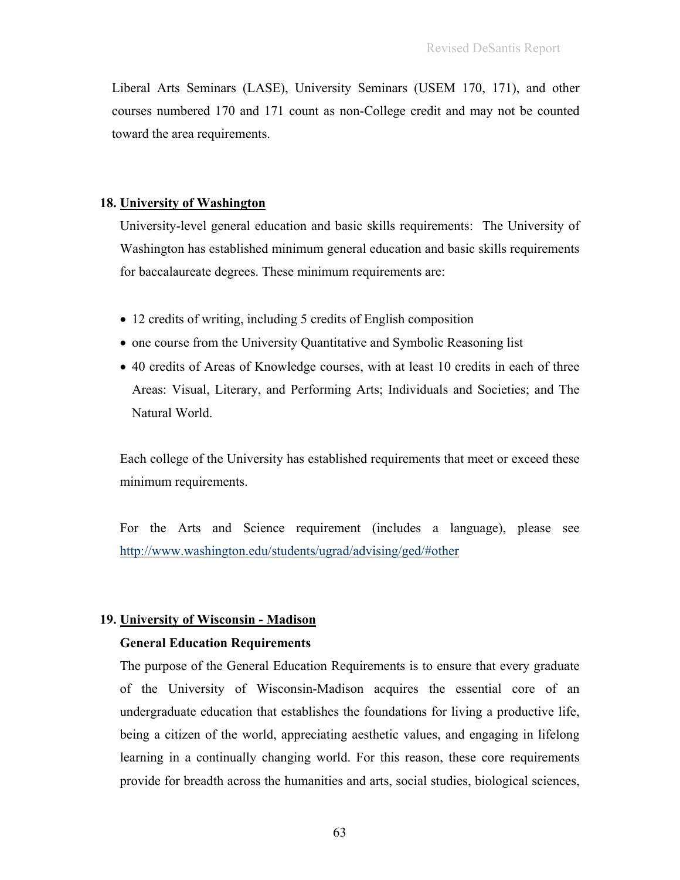Liberal Arts Seminars (LASE), University Seminars (USEM 170, 171), and other courses numbered 170 and 171 count as non-College credit and may not be counted toward the area requirements.

**18. <u>University of Washington</u>**

University-level general education and basic skills requirements: The University of Washington has established minimum general education and basic skills requirements for baccalaureate degrees. These minimum requirements are:

- 12 credits of writing, including 5 credits of English composition
- one course from the University Quantitative and Symbolic Reasoning list
- 40 credits of Areas of Knowledge courses, with at least 10 credits in each of three Areas: Visual, Literary, and Performing Arts; Individuals and Societies; and The Natural World.

Each college of the University has established requirements that meet or exceed these minimum requirements.

For the Arts and Science requirement (includes a language), please see [http://www.washington.edu/students/ugrad/advising/ged/#other](http://www.washington.edu/students/ugrad/advising/ged/#other)

**19. <u>University of Wisconsin - Madison</u>**

**General Education Requirements**

The purpose of the General Education Requirements is to ensure that every graduate of the University of Wisconsin-Madison acquires the essential core of an undergraduate education that establishes the foundations for living a productive life, being a citizen of the world, appreciating aesthetic values, and engaging in lifelong learning in a continually changing world. For this reason, these core requirements provide for breadth across the humanities and arts, social studies, biological sciences,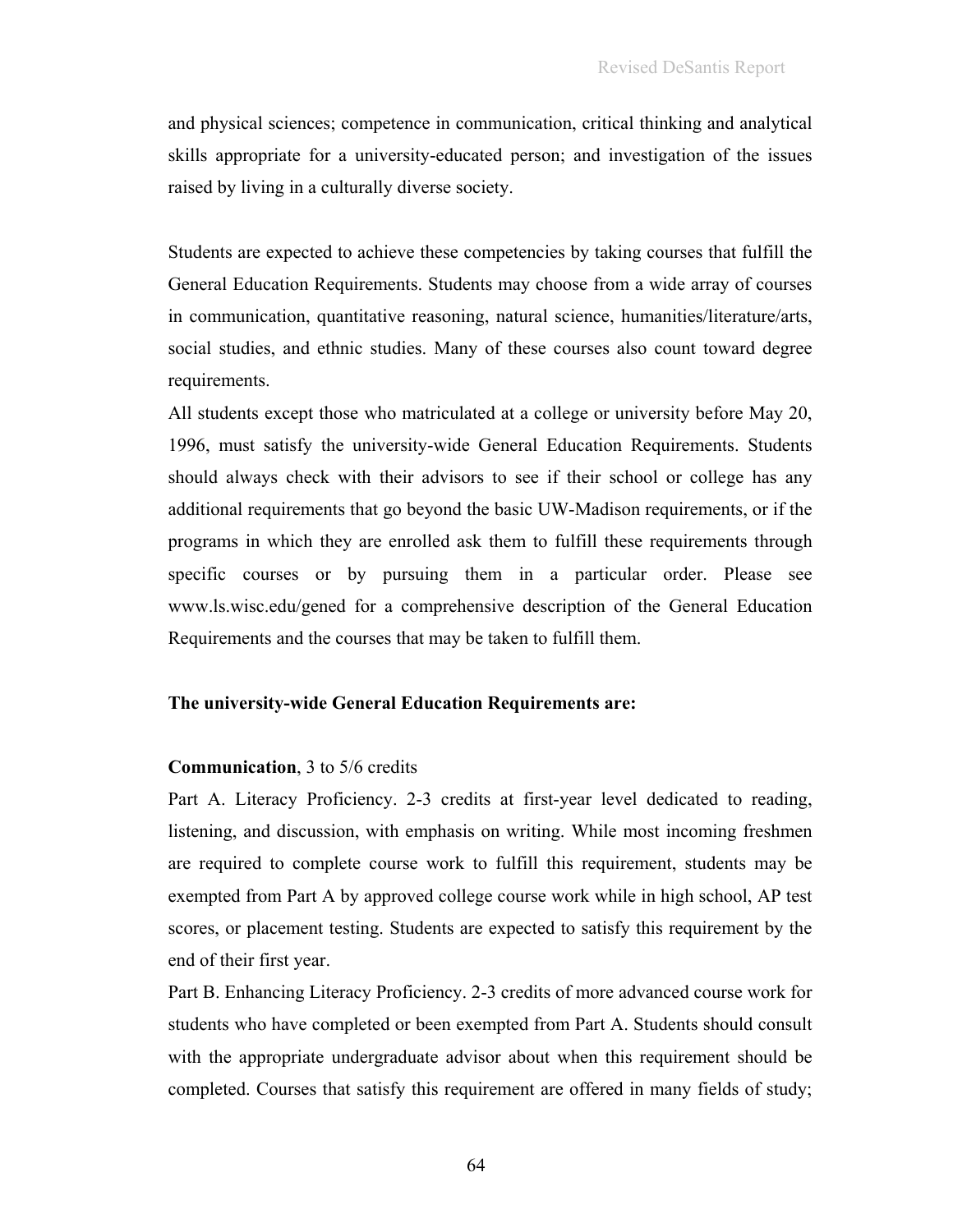and physical sciences; competence in communication, critical thinking and analytical skills appropriate for a university-educated person; and investigation of the issues raised by living in a culturally diverse society.

Students are expected to achieve these competencies by taking courses that fulfill the General Education Requirements. Students may choose from a wide array of courses in communication, quantitative reasoning, natural science, humanities/literature/arts, social studies, and ethnic studies. Many of these courses also count toward degree requirements.

All students except those who matriculated at a college or university before May 20, 1996, must satisfy the university-wide General Education Requirements. Students should always check with their advisors to see if their school or college has any additional requirements that go beyond the basic UW-Madison requirements, or if the programs in which they are enrolled ask them to fulfill these requirements through specific courses or by pursuing them in a particular order. Please see www.ls.wisc.edu/gened for a comprehensive description of the General Education Requirements and the courses that may be taken to fulfill them.

**The university-wide General Education Requirements are:**

**Communication**, 3 to 5/6 credits

Part A. Literacy Proficiency. 2-3 credits at first-year level dedicated to reading, listening, and discussion, with emphasis on writing. While most incoming freshmen are required to complete course work to fulfill this requirement, students may be exempted from Part A by approved college course work while in high school, AP test scores, or placement testing. Students are expected to satisfy this requirement by the end of their first year.

Part B. Enhancing Literacy Proficiency. 2-3 credits of more advanced course work for students who have completed or been exempted from Part A. Students should consult with the appropriate undergraduate advisor about when this requirement should be completed. Courses that satisfy this requirement are offered in many fields of study;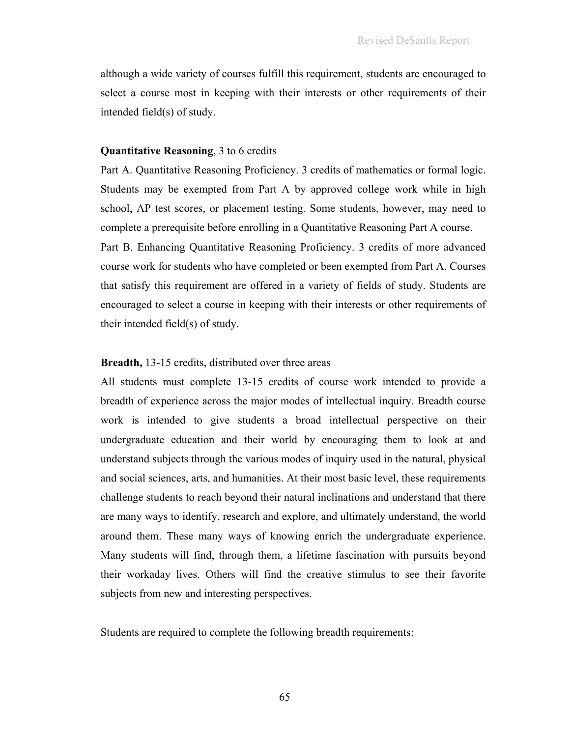although a wide variety of courses fulfill this requirement, students are encouraged to select a course most in keeping with their interests or other requirements of their intended field(s) of study.

**Quantitative Reasoning**, 3 to 6 credits

Part A. Quantitative Reasoning Proficiency. 3 credits of mathematics or formal logic. Students may be exempted from Part A by approved college work while in high school, AP test scores, or placement testing. Some students, however, may need to complete a prerequisite before enrolling in a Quantitative Reasoning Part A course.

Part B. Enhancing Quantitative Reasoning Proficiency. 3 credits of more advanced course work for students who have completed or been exempted from Part A. Courses that satisfy this requirement are offered in a variety of fields of study. Students are encouraged to select a course in keeping with their interests or other requirements of their intended field(s) of study.

**Breadth,** 13-15 credits, distributed over three areas

All students must complete 13-15 credits of course work intended to provide a breadth of experience across the major modes of intellectual inquiry. Breadth course work is intended to give students a broad intellectual perspective on their undergraduate education and their world by encouraging them to look at and understand subjects through the various modes of inquiry used in the natural, physical and social sciences, arts, and humanities. At their most basic level, these requirements challenge students to reach beyond their natural inclinations and understand that there are many ways to identify, research and explore, and ultimately understand, the world around them. These many ways of knowing enrich the undergraduate experience. Many students will find, through them, a lifetime fascination with pursuits beyond their workaday lives. Others will find the creative stimulus to see their favorite subjects from new and interesting perspectives.

Students are required to complete the following breadth requirements: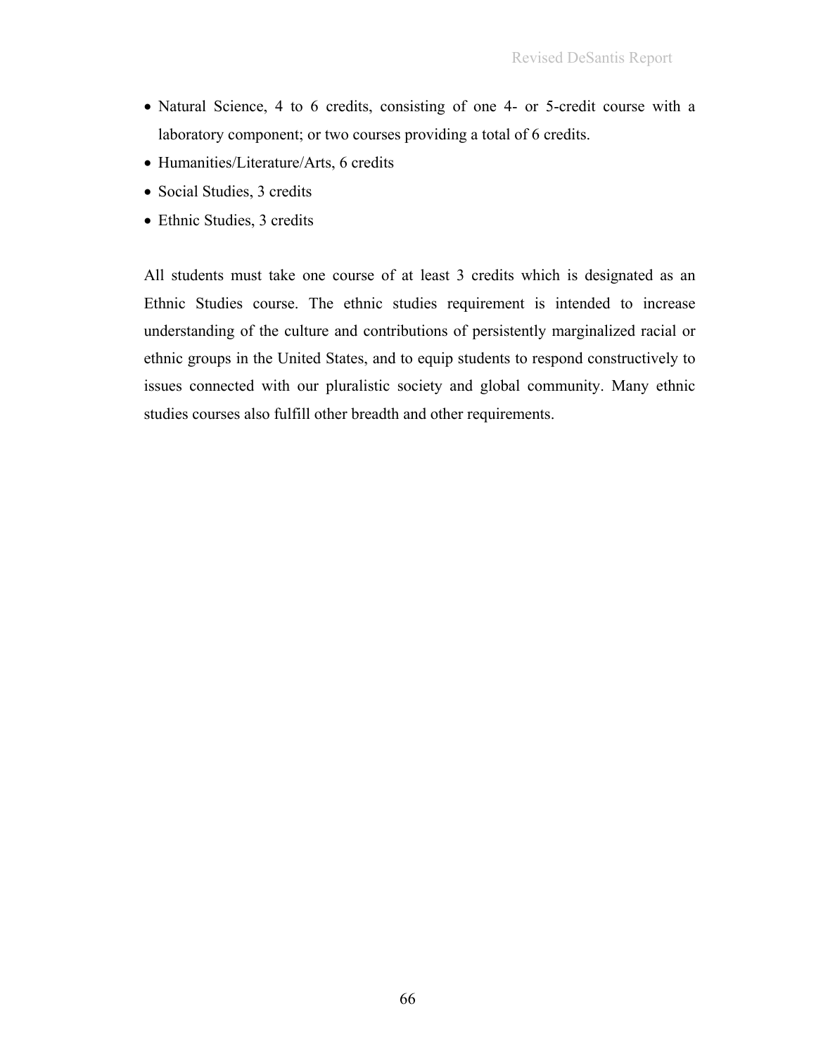- Natural Science, 4 to 6 credits, consisting of one 4- or 5-credit course with a laboratory component; or two courses providing a total of 6 credits.
- Humanities/Literature/Arts, 6 credits
- Social Studies, 3 credits
- Ethnic Studies, 3 credits

All students must take one course of at least 3 credits which is designated as an Ethnic Studies course. The ethnic studies requirement is intended to increase understanding of the culture and contributions of persistently marginalized racial or ethnic groups in the United States, and to equip students to respond constructively to issues connected with our pluralistic society and global community. Many ethnic studies courses also fulfill other breadth and other requirements.